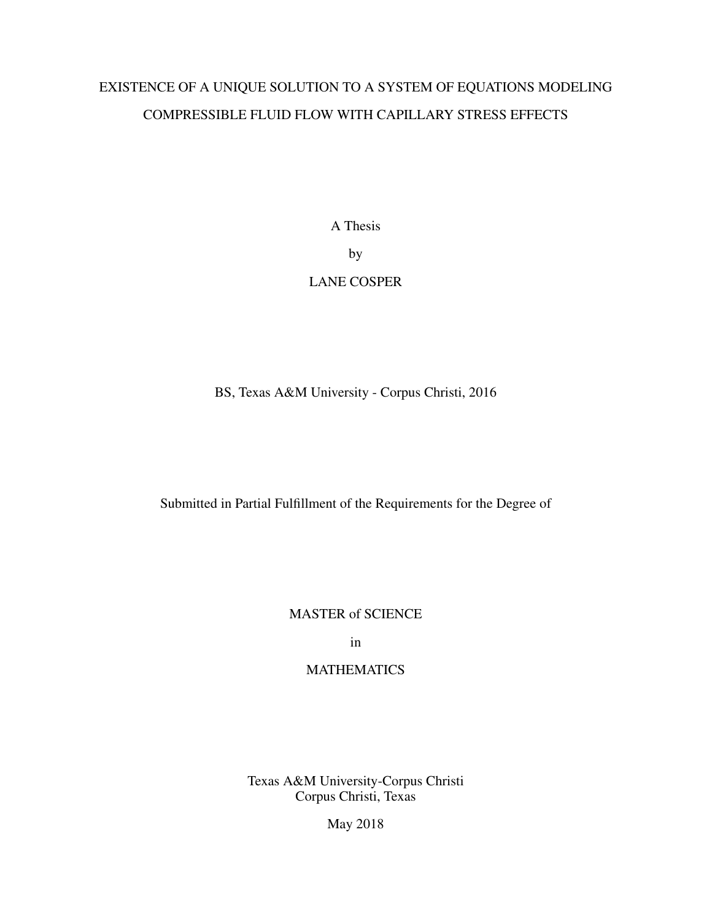# EXISTENCE OF A UNIQUE SOLUTION TO A SYSTEM OF EQUATIONS MODELING COMPRESSIBLE FLUID FLOW WITH CAPILLARY STRESS EFFECTS

A Thesis

by

LANE COSPER

BS, Texas A&M University - Corpus Christi, 2016

Submitted in Partial Fulfillment of the Requirements for the Degree of

MASTER of SCIENCE

in

MATHEMATICS

Texas A&M University-Corpus Christi
Corpus Christi, Texas

May 2018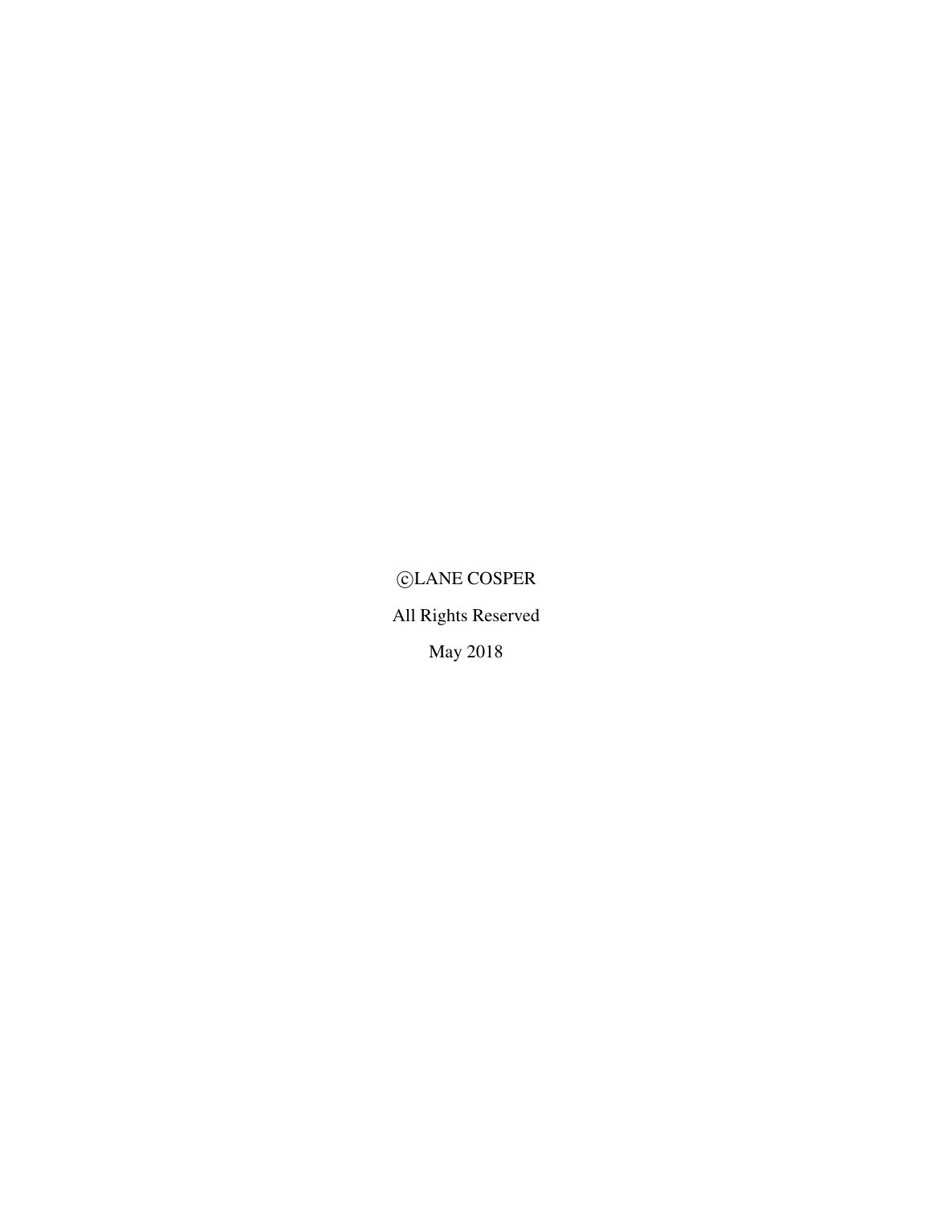©LANE COSPER

All Rights Reserved

May 2018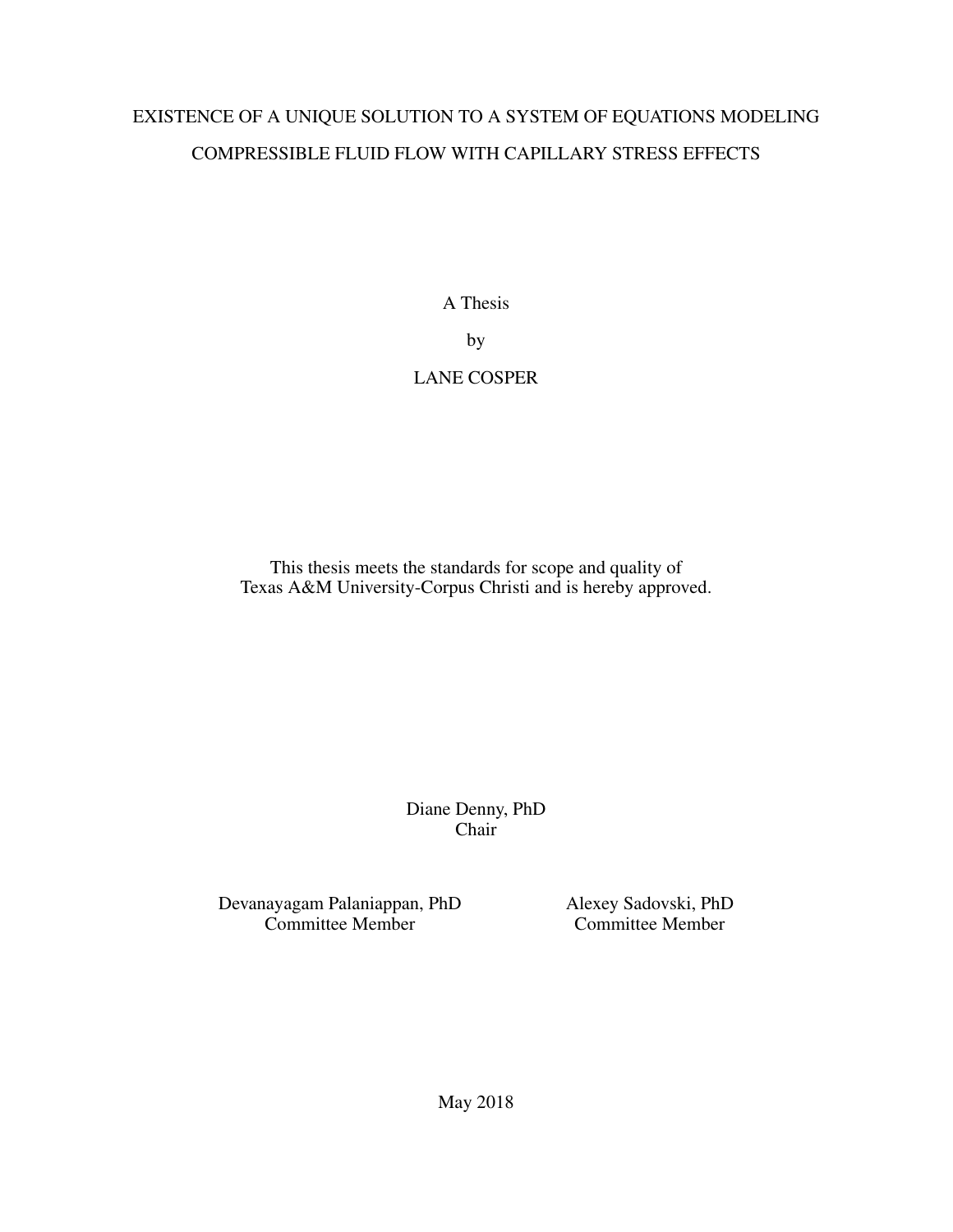EXISTENCE OF A UNIQUE SOLUTION TO A SYSTEM OF EQUATIONS MODELING COMPRESSIBLE FLUID FLOW WITH CAPILLARY STRESS EFFECTS

A Thesis

by

LANE COSPER

This thesis meets the standards for scope and quality of
Texas A&M University-Corpus Christi and is hereby approved.

Diane Denny, PhD
Chair

Devanayagam Palaniappan, PhD
Committee Member

Alexey Sadovski, PhD
Committee Member

May 2018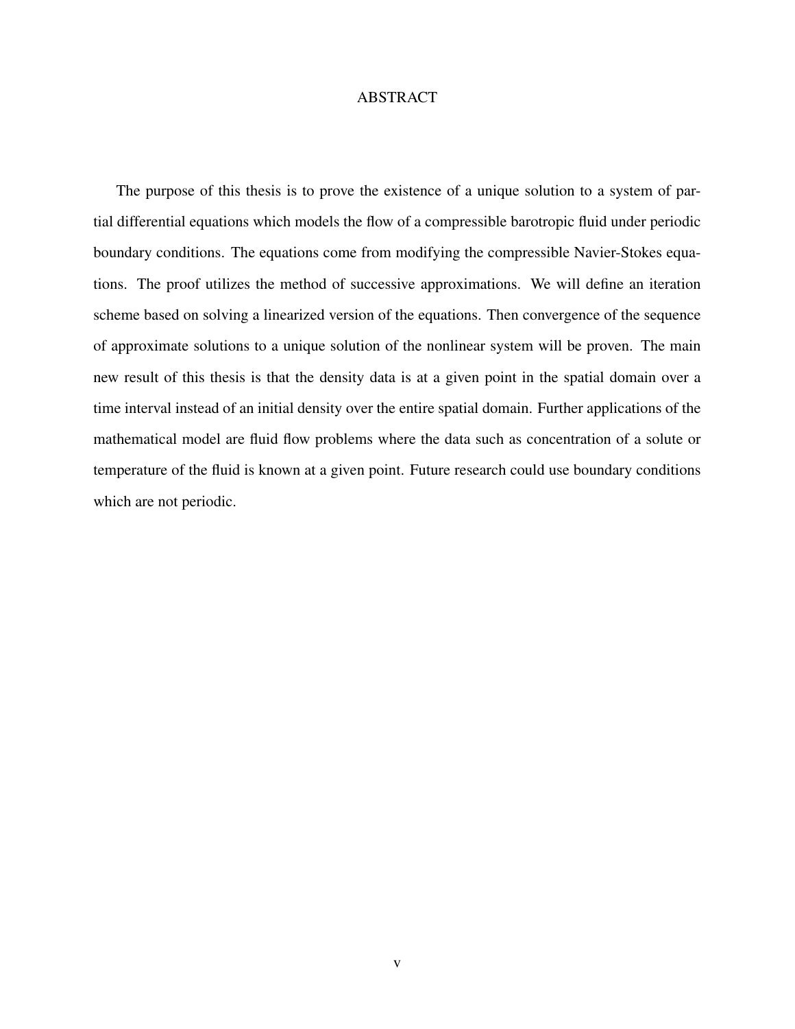# ABSTRACT

The purpose of this thesis is to prove the existence of a unique solution to a system of partial differential equations which models the flow of a compressible barotropic fluid under periodic boundary conditions. The equations come from modifying the compressible Navier-Stokes equations. The proof utilizes the method of successive approximations. We will define an iteration scheme based on solving a linearized version of the equations. Then convergence of the sequence of approximate solutions to a unique solution of the nonlinear system will be proven. The main new result of this thesis is that the density data is at a given point in the spatial domain over a time interval instead of an initial density over the entire spatial domain. Further applications of the mathematical model are fluid flow problems where the data such as concentration of a solute or temperature of the fluid is known at a given point. Future research could use boundary conditions which are not periodic.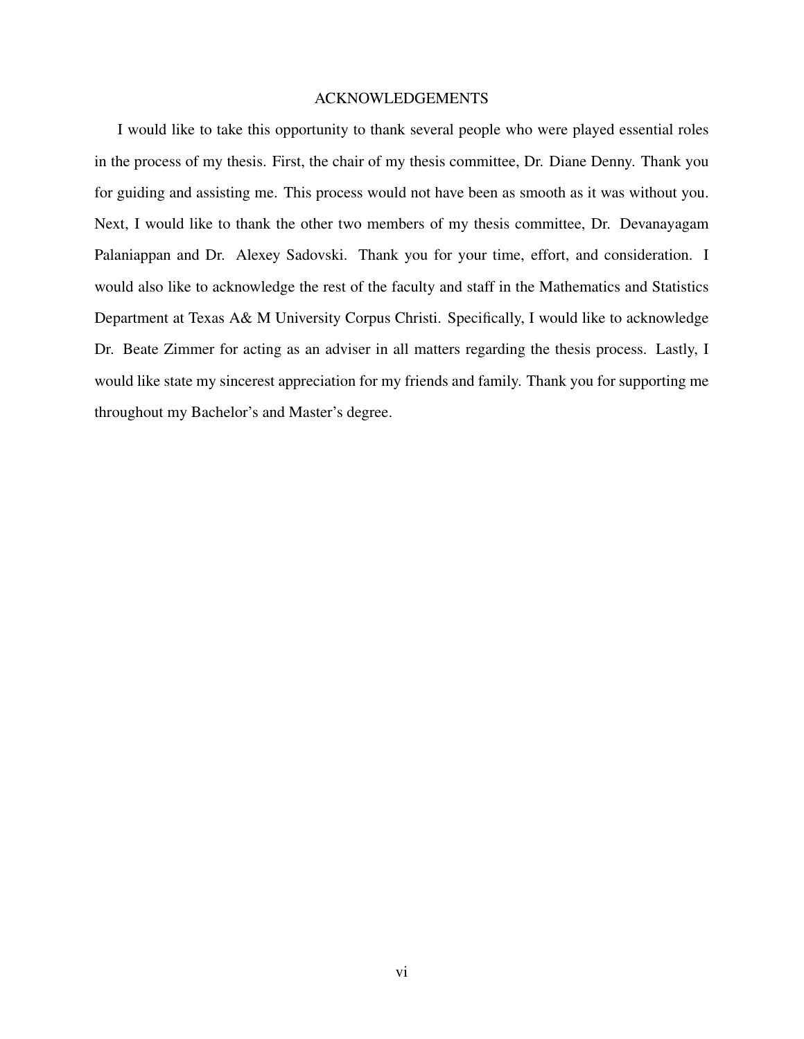# ACKNOWLEDGEMENTS

I would like to take this opportunity to thank several people who were played essential roles in the process of my thesis. First, the chair of my thesis committee, Dr. Diane Denny. Thank you for guiding and assisting me. This process would not have been as smooth as it was without you. Next, I would like to thank the other two members of my thesis committee, Dr. Devanayagam Palaniappan and Dr. Alexey Sadovski. Thank you for your time, effort, and consideration. I would also like to acknowledge the rest of the faculty and staff in the Mathematics and Statistics Department at Texas A& M University Corpus Christi. Specifically, I would like to acknowledge Dr. Beate Zimmer for acting as an adviser in all matters regarding the thesis process. Lastly, I would like state my sincerest appreciation for my friends and family. Thank you for supporting me throughout my Bachelor's and Master's degree.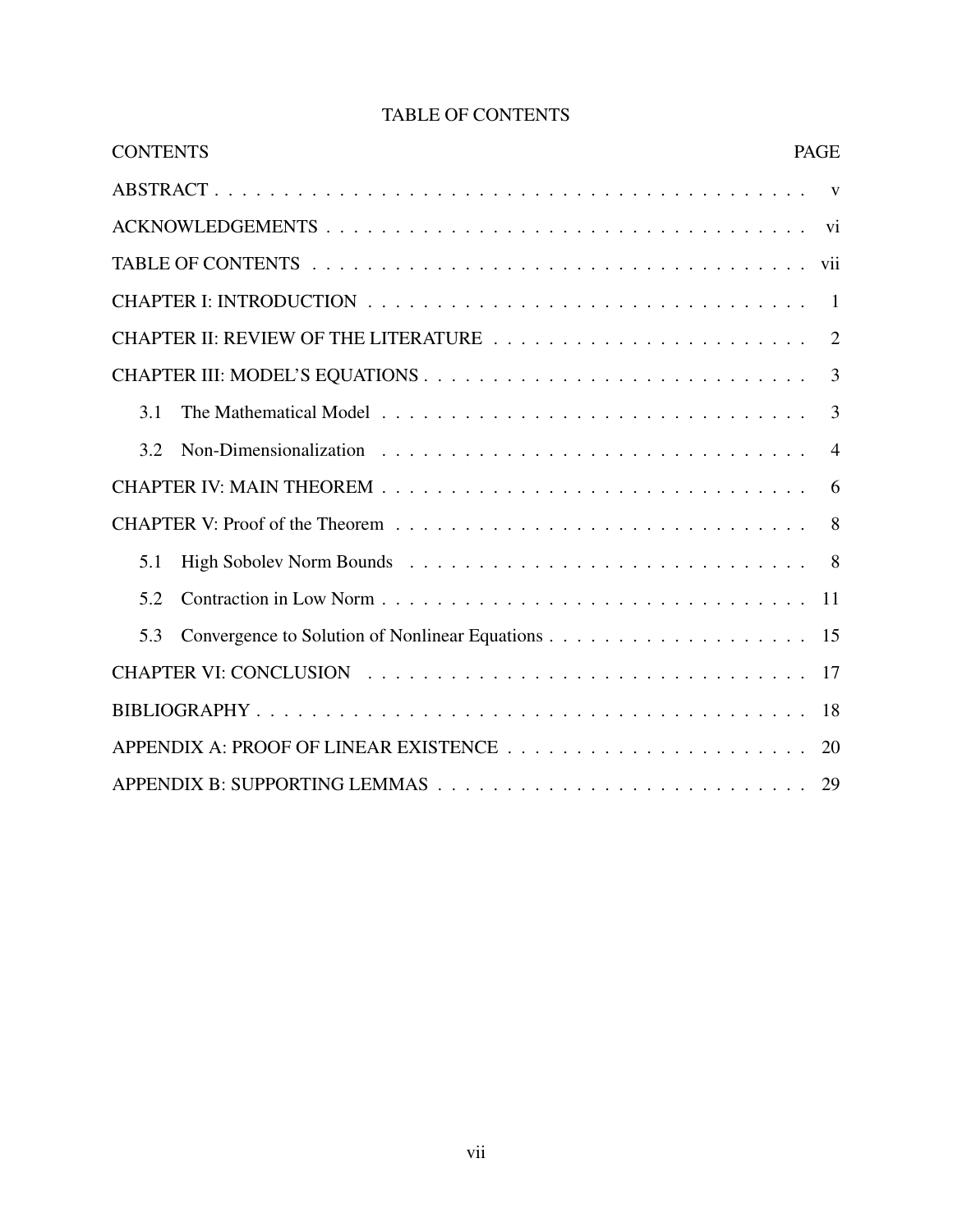# TABLE OF CONTENTS

| CONTENTS | PAGE |
|---|---|
| ABSTRACT | v |
| ACKNOWLEDGEMENTS | vi |
| TABLE OF CONTENTS | vii |
| CHAPTER I: INTRODUCTION | 1 |
| CHAPTER II: REVIEW OF THE LITERATURE | 2 |
| CHAPTER III: MODEL'S EQUATIONS | 3 |
| 3.1 The Mathematical Model | 3 |
| 3.2 Non-Dimensionalization | 4 |
| CHAPTER IV: MAIN THEOREM | 6 |
| CHAPTER V: Proof of the Theorem | 8 |
| 5.1 High Sobolev Norm Bounds | 8 |
| 5.2 Contraction in Low Norm | 11 |
| 5.3 Convergence to Solution of Nonlinear Equations | 15 |
| CHAPTER VI: CONCLUSION | 17 |
| BIBLIOGRAPHY | 18 |
| APPENDIX A: PROOF OF LINEAR EXISTENCE | 20 |
| APPENDIX B: SUPPORTING LEMMAS | 29 |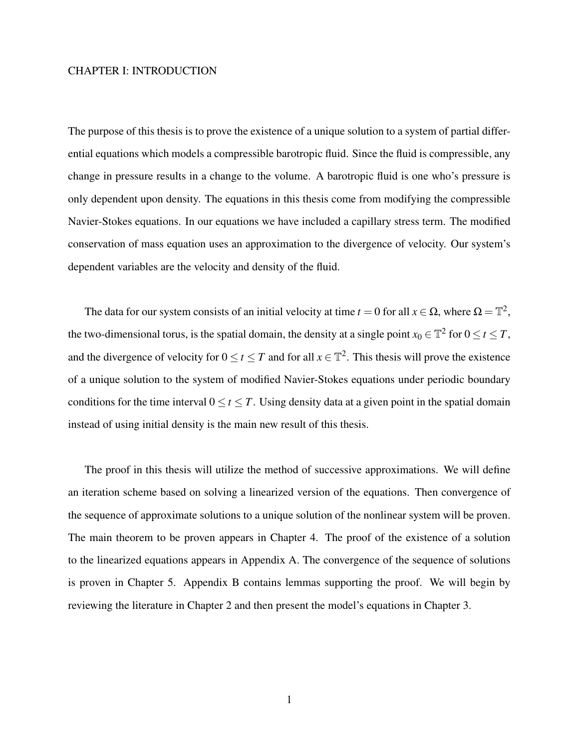# CHAPTER I: INTRODUCTION

The purpose of this thesis is to prove the existence of a unique solution to a system of partial differential equations which models a compressible barotropic fluid. Since the fluid is compressible, any change in pressure results in a change to the volume. A barotropic fluid is one who's pressure is only dependent upon density. The equations in this thesis come from modifying the compressible Navier-Stokes equations. In our equations we have included a capillary stress term. The modified conservation of mass equation uses an approximation to the divergence of velocity. Our system's dependent variables are the velocity and density of the fluid.

The data for our system consists of an initial velocity at time $t = 0$ for all $x \in \Omega$, where $\Omega = \mathbb{T}^2$, the two-dimensional torus, is the spatial domain, the density at a single point $x_0 \in \mathbb{T}^2$ for $0 \leq t \leq T$, and the divergence of velocity for $0 \leq t \leq T$ and for all $x \in \mathbb{T}^2$. This thesis will prove the existence of a unique solution to the system of modified Navier-Stokes equations under periodic boundary conditions for the time interval $0 \leq t \leq T$. Using density data at a given point in the spatial domain instead of using initial density is the main new result of this thesis.

The proof in this thesis will utilize the method of successive approximations. We will define an iteration scheme based on solving a linearized version of the equations. Then convergence of the sequence of approximate solutions to a unique solution of the nonlinear system will be proven. The main theorem to be proven appears in Chapter 4. The proof of the existence of a solution to the linearized equations appears in Appendix A. The convergence of the sequence of solutions is proven in Chapter 5. Appendix B contains lemmas supporting the proof. We will begin by reviewing the literature in Chapter 2 and then present the model's equations in Chapter 3.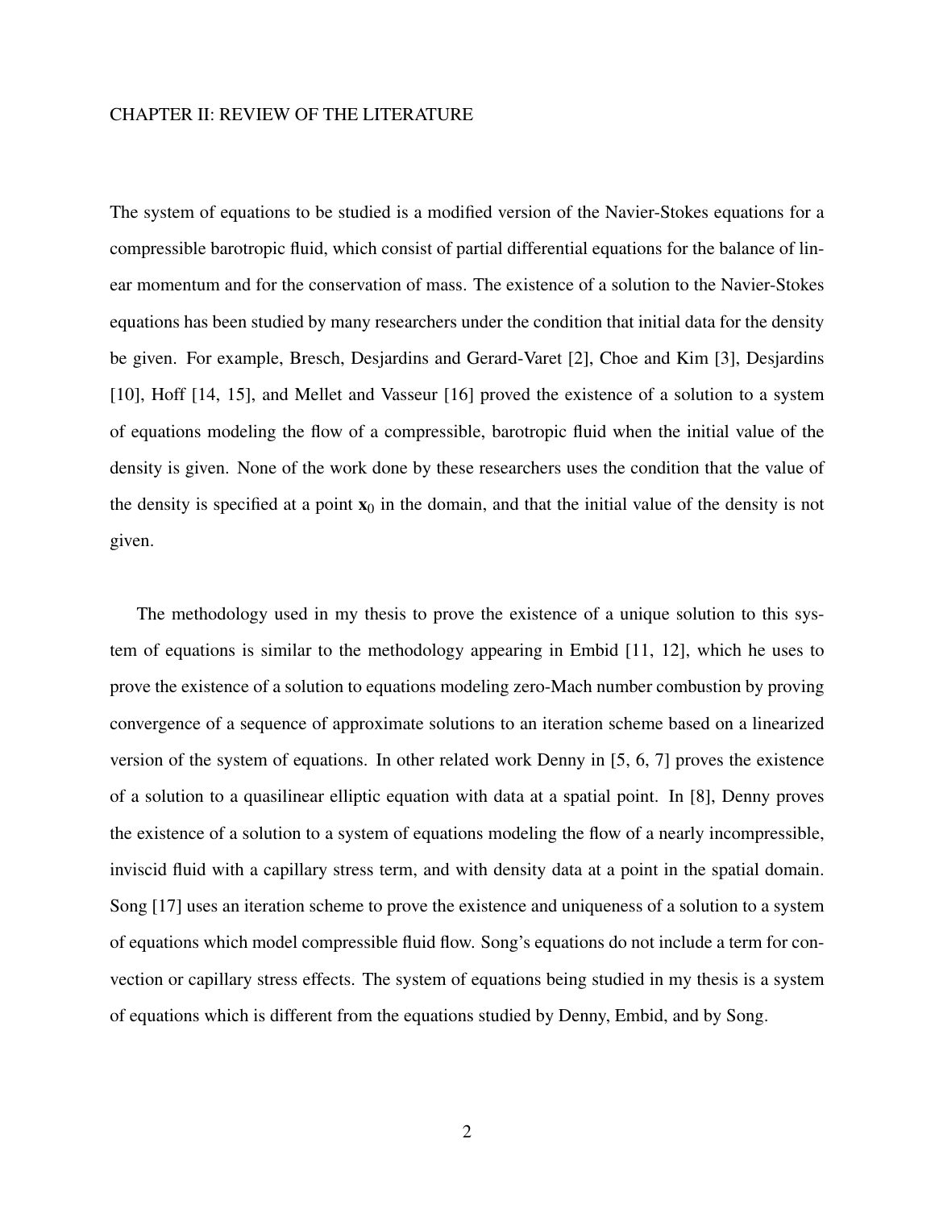## CHAPTER II: REVIEW OF THE LITERATURE

The system of equations to be studied is a modified version of the Navier-Stokes equations for a compressible barotropic fluid, which consist of partial differential equations for the balance of linear momentum and for the conservation of mass. The existence of a solution to the Navier-Stokes equations has been studied by many researchers under the condition that initial data for the density be given. For example, Bresch, Desjardins and Gerard-Varet [2], Choe and Kim [3], Desjardins [10], Hoff [14, 15], and Mellet and Vasseur [16] proved the existence of a solution to a system of equations modeling the flow of a compressible, barotropic fluid when the initial value of the density is given. None of the work done by these researchers uses the condition that the value of the density is specified at a point $\mathbf{x}_0$ in the domain, and that the initial value of the density is not given.

The methodology used in my thesis to prove the existence of a unique solution to this system of equations is similar to the methodology appearing in Embid [11, 12], which he uses to prove the existence of a solution to equations modeling zero-Mach number combustion by proving convergence of a sequence of approximate solutions to an iteration scheme based on a linearized version of the system of equations. In other related work Denny in [5, 6, 7] proves the existence of a solution to a quasilinear elliptic equation with data at a spatial point. In [8], Denny proves the existence of a solution to a system of equations modeling the flow of a nearly incompressible, inviscid fluid with a capillary stress term, and with density data at a point in the spatial domain. Song [17] uses an iteration scheme to prove the existence and uniqueness of a solution to a system of equations which model compressible fluid flow. Song's equations do not include a term for convection or capillary stress effects. The system of equations being studied in my thesis is a system of equations which is different from the equations studied by Denny, Embid, and by Song.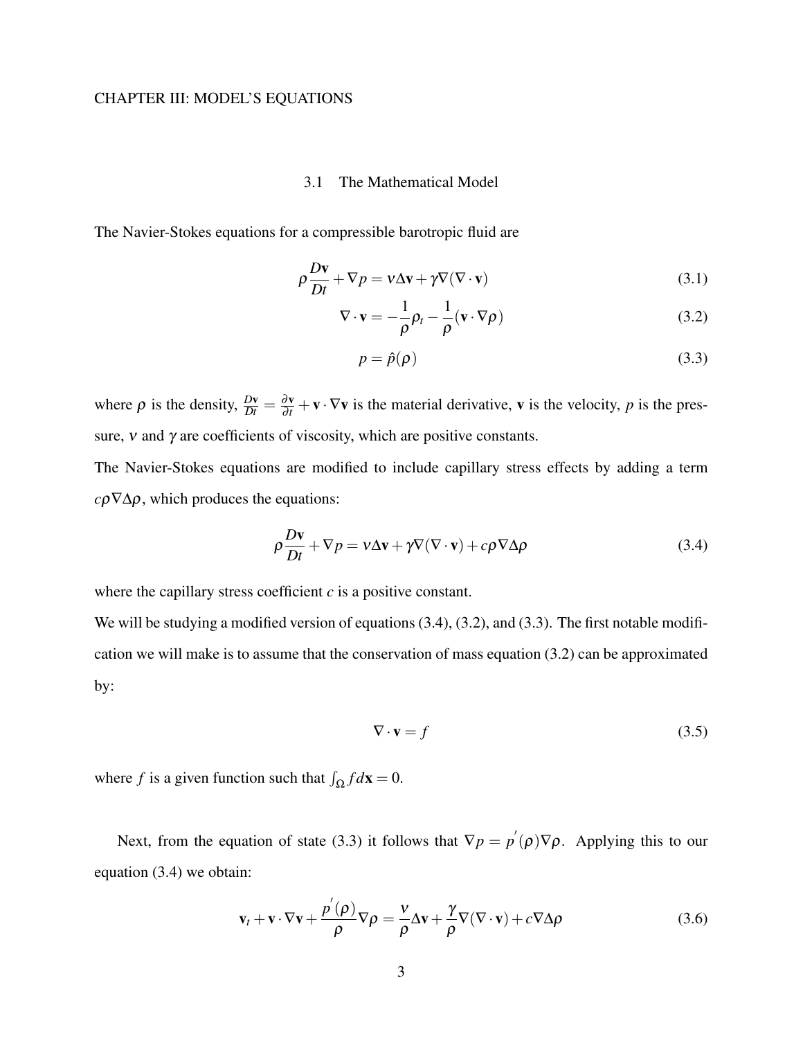# CHAPTER III: MODEL'S EQUATIONS

## 3.1 The Mathematical Model

The Navier-Stokes equations for a compressible barotropic fluid are

$$\rho \frac{D\mathbf{v}}{Dt} + \nabla p = \nu \Delta \mathbf{v} + \gamma \nabla (\nabla \cdot \mathbf{v}) \tag{3.1}$$

$$\nabla \cdot \mathbf{v} = -\frac{1}{\rho}\rho_t - \frac{1}{\rho}(\mathbf{v} \cdot \nabla \rho) \tag{3.2}$$

$$p = \hat{p}(\rho) \tag{3.3}$$

where $\rho$ is the density, $\frac{D\mathbf{v}}{Dt} = \frac{\partial \mathbf{v}}{\partial t} + \mathbf{v} \cdot \nabla \mathbf{v}$ is the material derivative, $\mathbf{v}$ is the velocity, $p$ is the pressure, $\nu$ and $\gamma$ are coefficients of viscosity, which are positive constants.

The Navier-Stokes equations are modified to include capillary stress effects by adding a term $c\rho\nabla\Delta\rho$, which produces the equations:

$$\rho \frac{D\mathbf{v}}{Dt} + \nabla p = \nu \Delta \mathbf{v} + \gamma \nabla (\nabla \cdot \mathbf{v}) + c\rho \nabla \Delta \rho \tag{3.4}$$

where the capillary stress coefficient $c$ is a positive constant.

We will be studying a modified version of equations (3.4), (3.2), and (3.3). The first notable modification we will make is to assume that the conservation of mass equation (3.2) can be approximated by:

$$\nabla \cdot \mathbf{v} = f \tag{3.5}$$

where $f$ is a given function such that $\int_\Omega f d\mathbf{x} = 0$.

Next, from the equation of state (3.3) it follows that $\nabla p = p'(\rho)\nabla\rho$. Applying this to our equation (3.4) we obtain:

$$\mathbf{v}_t + \mathbf{v} \cdot \nabla \mathbf{v} + \frac{p'(\rho)}{\rho} \nabla \rho = \frac{\nu}{\rho} \Delta \mathbf{v} + \frac{\gamma}{\rho} \nabla (\nabla \cdot \mathbf{v}) + c \nabla \Delta \rho \tag{3.6}$$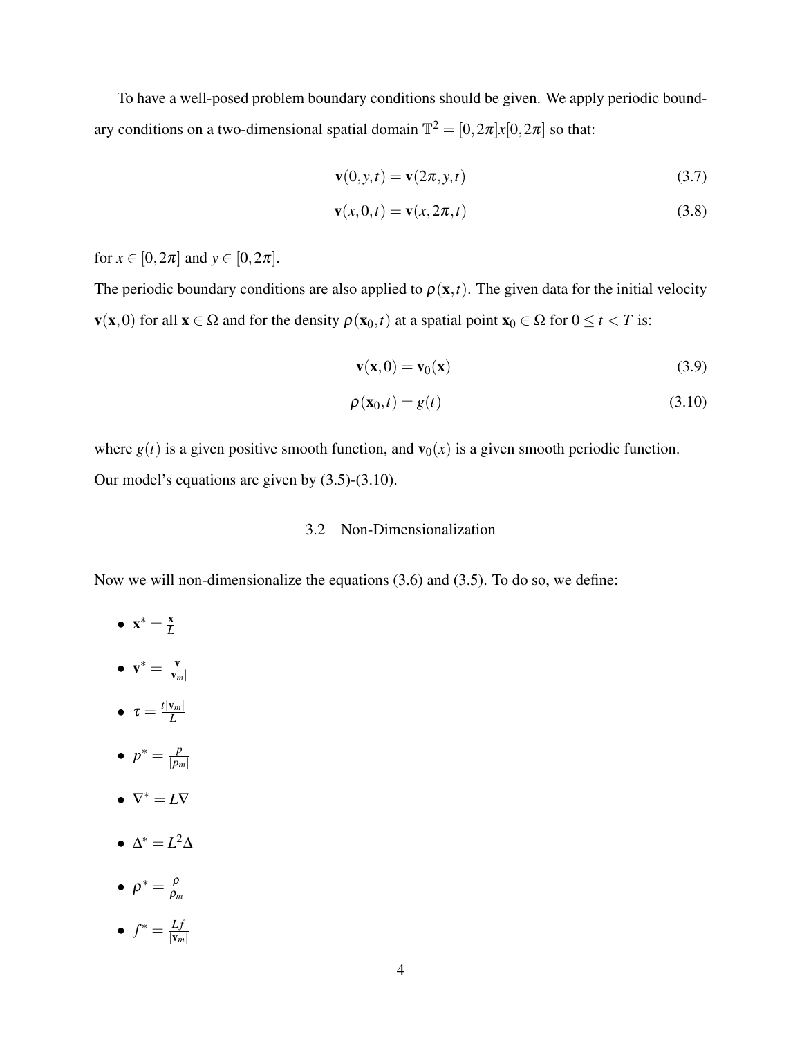To have a well-posed problem boundary conditions should be given. We apply periodic boundary conditions on a two-dimensional spatial domain $\mathbb{T}^2 = [0, 2\pi]x[0, 2\pi]$ so that:

$$\mathbf{v}(0, y, t) = \mathbf{v}(2\pi, y, t) \tag{3.7}$$

$$\mathbf{v}(x, 0, t) = \mathbf{v}(x, 2\pi, t) \tag{3.8}$$

for $x \in [0, 2\pi]$ and $y \in [0, 2\pi]$.

The periodic boundary conditions are also applied to $\rho(\mathbf{x}, t)$. The given data for the initial velocity $\mathbf{v}(\mathbf{x}, 0)$ for all $\mathbf{x} \in \Omega$ and for the density $\rho(\mathbf{x}_0, t)$ at a spatial point $\mathbf{x}_0 \in \Omega$ for $0 \leq t < T$ is:

$$\mathbf{v}(\mathbf{x}, 0) = \mathbf{v}_0(\mathbf{x}) \tag{3.9}$$

$$\rho(\mathbf{x}_0, t) = g(t) \tag{3.10}$$

where $g(t)$ is a given positive smooth function, and $\mathbf{v}_0(x)$ is a given smooth periodic function.

Our model's equations are given by (3.5)-(3.10).

## 3.2 Non-Dimensionalization

Now we will non-dimensionalize the equations (3.6) and (3.5). To do so, we define:

- $\mathbf{x}^* = \frac{\mathbf{x}}{L}$
- $\mathbf{v}^* = \frac{\mathbf{v}}{|\mathbf{v}_m|}$
- $\tau = \frac{t|\mathbf{v}_m|}{L}$
- $p^* = \frac{p}{|p_m|}$
- $\nabla^* = L\nabla$
- $\Delta^* = L^2\Delta$
- $\rho^* = \frac{\rho}{\rho_m}$
- $f^* = \frac{Lf}{|\mathbf{v}_m|}$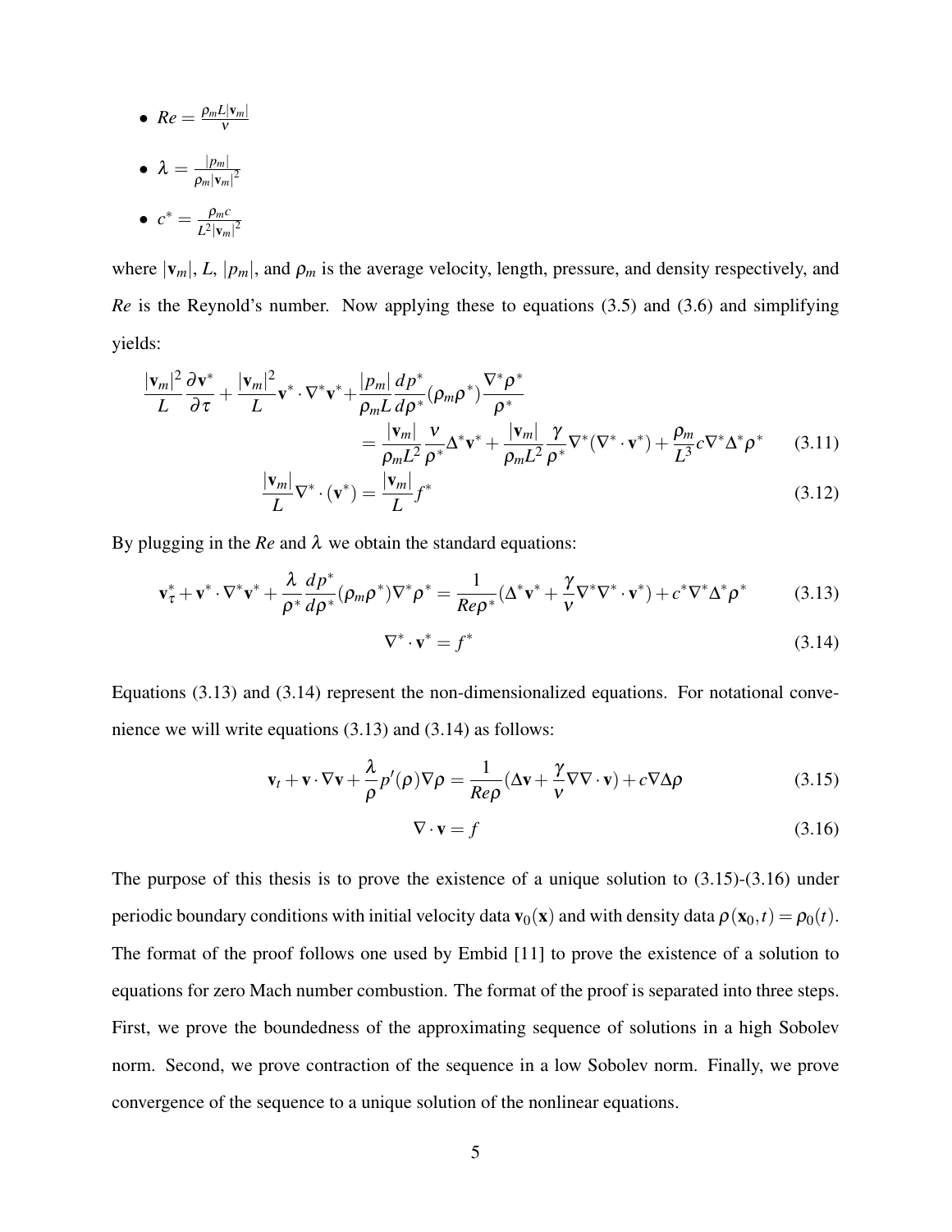- $Re = \frac{\rho_m L |\mathbf{v}_m|}{\nu}$
- $\lambda = \frac{|p_m|}{\rho_m |\mathbf{v}_m|^2}$
- $c^* = \frac{\rho_m c}{L^2 |\mathbf{v}_m|^2}$

where $|\mathbf{v}_m|$, $L$, $|p_m|$, and $\rho_m$ is the average velocity, length, pressure, and density respectively, and $Re$ is the Reynold's number. Now applying these to equations (3.5) and (3.6) and simplifying yields:

$$\frac{|\mathbf{v}_m|^2}{L}\frac{\partial \mathbf{v}^*}{\partial \tau} + \frac{|\mathbf{v}_m|^2}{L}\mathbf{v}^* \cdot \nabla^* \mathbf{v}^* + \frac{|p_m|}{\rho_m L}\frac{dp^*}{d\rho^*}(\rho_m \rho^*)\frac{\nabla^* \rho^*}{\rho^*}$$
$$= \frac{|\mathbf{v}_m|}{\rho_m L^2}\frac{\nu}{\rho^*}\Delta^* \mathbf{v}^* + \frac{|\mathbf{v}_m|}{\rho_m L^2}\frac{\gamma}{\rho^*}\nabla^*(\nabla^* \cdot \mathbf{v}^*) + \frac{\rho_m}{L^3}c\nabla^* \Delta^* \rho^* \qquad (3.11)$$

$$\frac{|\mathbf{v}_m|}{L}\nabla^* \cdot (\mathbf{v}^*) = \frac{|\mathbf{v}_m|}{L}f^* \qquad (3.12)$$

By plugging in the $Re$ and $\lambda$ we obtain the standard equations:

$$\mathbf{v}^*_\tau + \mathbf{v}^* \cdot \nabla^* \mathbf{v}^* + \frac{\lambda}{\rho^*}\frac{dp^*}{d\rho^*}(\rho_m \rho^*)\nabla^* \rho^* = \frac{1}{Re\rho^*}(\Delta^* \mathbf{v}^* + \frac{\gamma}{\nu}\nabla^* \nabla^* \cdot \mathbf{v}^*) + c^* \nabla^* \Delta^* \rho^* \qquad (3.13)$$

$$\nabla^* \cdot \mathbf{v}^* = f^* \qquad (3.14)$$

Equations (3.13) and (3.14) represent the non-dimensionalized equations. For notational convenience we will write equations (3.13) and (3.14) as follows:

$$\mathbf{v}_t + \mathbf{v} \cdot \nabla \mathbf{v} + \frac{\lambda}{\rho}p'(\rho)\nabla \rho = \frac{1}{Re\rho}(\Delta \mathbf{v} + \frac{\gamma}{\nu}\nabla \nabla \cdot \mathbf{v}) + c\nabla \Delta \rho \qquad (3.15)$$

$$\nabla \cdot \mathbf{v} = f \qquad (3.16)$$

The purpose of this thesis is to prove the existence of a unique solution to (3.15)-(3.16) under periodic boundary conditions with initial velocity data $\mathbf{v}_0(\mathbf{x})$ and with density data $\rho(\mathbf{x}_0, t) = \rho_0(t)$. The format of the proof follows one used by Embid [11] to prove the existence of a solution to equations for zero Mach number combustion. The format of the proof is separated into three steps. First, we prove the boundedness of the approximating sequence of solutions in a high Sobolev norm. Second, we prove contraction of the sequence in a low Sobolev norm. Finally, we prove convergence of the sequence to a unique solution of the nonlinear equations.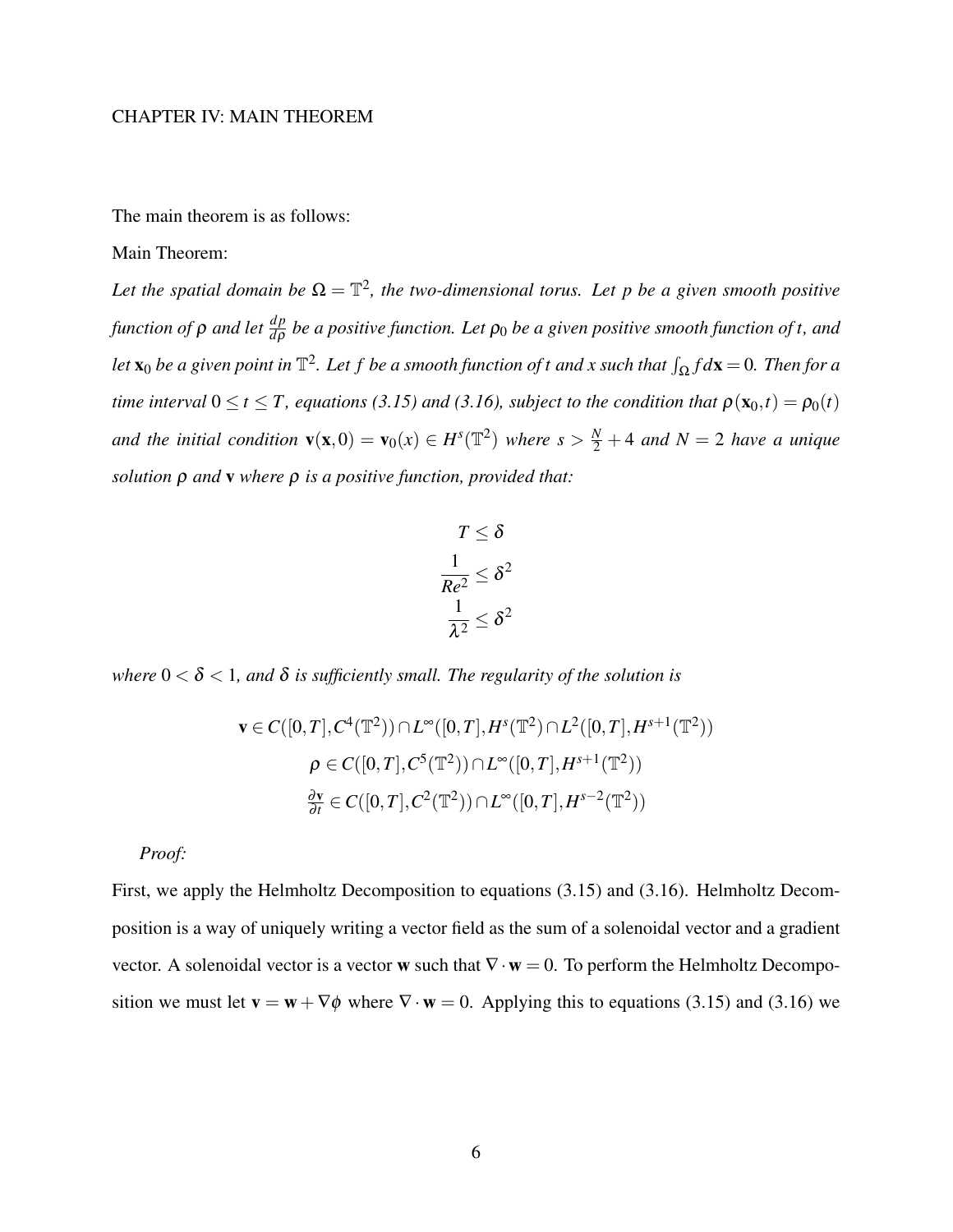# CHAPTER IV: MAIN THEOREM

The main theorem is as follows:

Main Theorem:

*Let the spatial domain be $\Omega = \mathbb{T}^2$, the two-dimensional torus. Let $p$ be a given smooth positive function of $\rho$ and let $\frac{dp}{d\rho}$ be a positive function. Let $\rho_0$ be a given positive smooth function of $t$, and let $\mathbf{x}_0$ be a given point in $\mathbb{T}^2$. Let $f$ be a smooth function of $t$ and $x$ such that $\int_\Omega f d\mathbf{x} = 0$. Then for a time interval $0 \leq t \leq T$, equations (3.15) and (3.16), subject to the condition that $\rho(\mathbf{x}_0, t) = \rho_0(t)$ and the initial condition $\mathbf{v}(\mathbf{x}, 0) = \mathbf{v}_0(x) \in H^s(\mathbb{T}^2)$ where $s > \frac{N}{2} + 4$ and $N = 2$ have a unique solution $\rho$ and $\mathbf{v}$ where $\rho$ is a positive function, provided that:*

$$T \leq \delta$$
$$\frac{1}{Re^2} \leq \delta^2$$
$$\frac{1}{\lambda^2} \leq \delta^2$$

*where $0 < \delta < 1$, and $\delta$ is sufficiently small. The regularity of the solution is*

$$\mathbf{v} \in C([0,T], C^4(\mathbb{T}^2)) \cap L^\infty([0,T], H^s(\mathbb{T}^2) \cap L^2([0,T], H^{s+1}(\mathbb{T}^2))$$
$$\rho \in C([0,T], C^5(\mathbb{T}^2)) \cap L^\infty([0,T], H^{s+1}(\mathbb{T}^2))$$
$$\tfrac{\partial \mathbf{v}}{\partial t} \in C([0,T], C^2(\mathbb{T}^2)) \cap L^\infty([0,T], H^{s-2}(\mathbb{T}^2))$$

*Proof:*

First, we apply the Helmholtz Decomposition to equations (3.15) and (3.16). Helmholtz Decomposition is a way of uniquely writing a vector field as the sum of a solenoidal vector and a gradient vector. A solenoidal vector is a vector $\mathbf{w}$ such that $\nabla \cdot \mathbf{w} = 0$. To perform the Helmholtz Decomposition we must let $\mathbf{v} = \mathbf{w} + \nabla\phi$ where $\nabla \cdot \mathbf{w} = 0$. Applying this to equations (3.15) and (3.16) we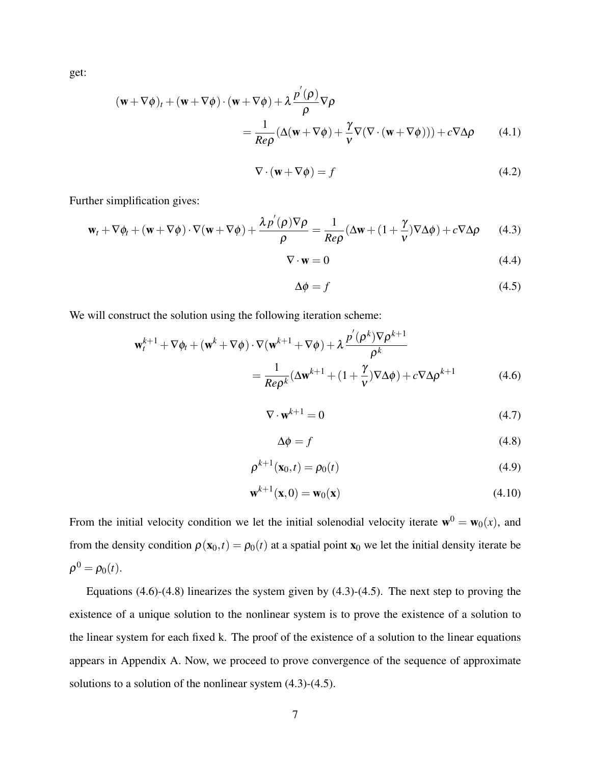get:

$$(\mathbf{w}+\nabla\phi)_t + (\mathbf{w}+\nabla\phi)\cdot(\mathbf{w}+\nabla\phi) + \lambda\frac{p'(\rho)}{\rho}\nabla\rho = \frac{1}{Re\rho}(\Delta(\mathbf{w}+\nabla\phi) + \frac{\gamma}{\nu}\nabla(\nabla\cdot(\mathbf{w}+\nabla\phi))) + c\nabla\Delta\rho \tag{4.1}$$

$$\nabla\cdot(\mathbf{w}+\nabla\phi) = f \tag{4.2}$$

Further simplification gives:

$$\mathbf{w}_t + \nabla\phi_t + (\mathbf{w}+\nabla\phi)\cdot\nabla(\mathbf{w}+\nabla\phi) + \frac{\lambda p'(\rho)\nabla\rho}{\rho} = \frac{1}{Re\rho}(\Delta\mathbf{w} + (1+\frac{\gamma}{\nu})\nabla\Delta\phi) + c\nabla\Delta\rho \tag{4.3}$$

$$\nabla\cdot\mathbf{w} = 0 \tag{4.4}$$

$$\Delta\phi = f \tag{4.5}$$

We will construct the solution using the following iteration scheme:

$$\mathbf{w}_t^{k+1} + \nabla\phi_t + (\mathbf{w}^k+\nabla\phi)\cdot\nabla(\mathbf{w}^{k+1}+\nabla\phi) + \lambda\frac{p'(\rho^k)\nabla\rho^{k+1}}{\rho^k} = \frac{1}{Re\rho^k}(\Delta\mathbf{w}^{k+1} + (1+\frac{\gamma}{\nu})\nabla\Delta\phi) + c\nabla\Delta\rho^{k+1} \tag{4.6}$$

$$\nabla\cdot\mathbf{w}^{k+1} = 0 \tag{4.7}$$

$$\Delta\phi = f \tag{4.8}$$

$$\rho^{k+1}(\mathbf{x}_0,t) = \rho_0(t) \tag{4.9}$$

$$\mathbf{w}^{k+1}(\mathbf{x},0) = \mathbf{w}_0(\mathbf{x}) \tag{4.10}$$

From the initial velocity condition we let the initial solenodial velocity iterate $\mathbf{w}^0 = \mathbf{w}_0(x)$, and from the density condition $\rho(\mathbf{x}_0,t) = \rho_0(t)$ at a spatial point $\mathbf{x}_0$ we let the initial density iterate be $\rho^0 = \rho_0(t)$.

Equations (4.6)-(4.8) linearizes the system given by (4.3)-(4.5). The next step to proving the existence of a unique solution to the nonlinear system is to prove the existence of a solution to the linear system for each fixed k. The proof of the existence of a solution to the linear equations appears in Appendix A. Now, we proceed to prove convergence of the sequence of approximate solutions to a solution of the nonlinear system (4.3)-(4.5).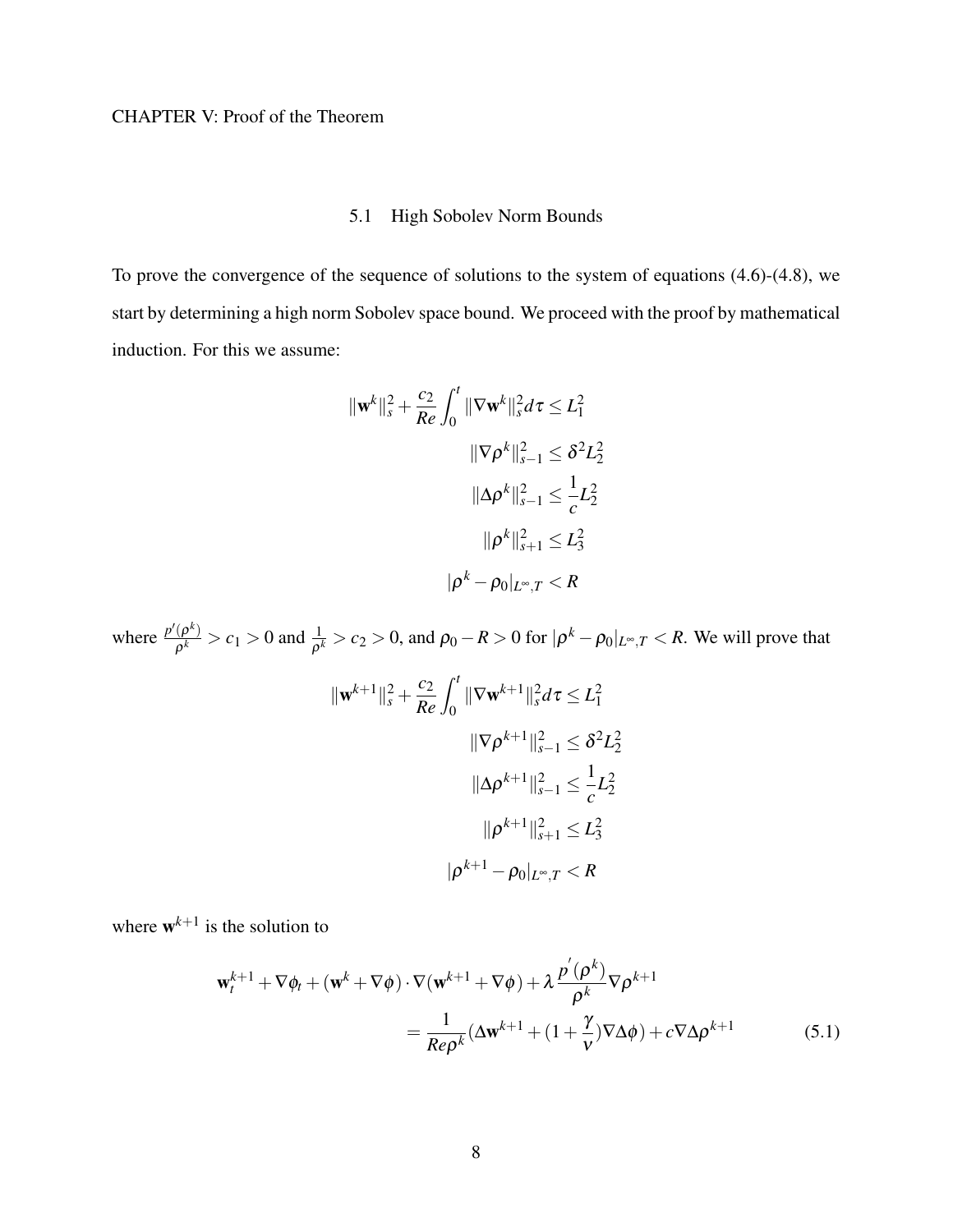CHAPTER V: Proof of the Theorem

## 5.1 High Sobolev Norm Bounds

To prove the convergence of the sequence of solutions to the system of equations (4.6)-(4.8), we start by determining a high norm Sobolev space bound. We proceed with the proof by mathematical induction. For this we assume:

$$
\begin{aligned}
\|\mathbf{w}^k\|_s^2 + \frac{c_2}{Re}\int_0^t \|\nabla \mathbf{w}^k\|_s^2 d\tau &\le L_1^2 \\
\|\nabla \rho^k\|_{s-1}^2 &\le \delta^2 L_2^2 \\
\|\Delta \rho^k\|_{s-1}^2 &\le \frac{1}{c} L_2^2 \\
\|\rho^k\|_{s+1}^2 &\le L_3^2 \\
|\rho^k - \rho_0|_{L^\infty,T} &< R
\end{aligned}
$$

where $\frac{p'(\rho^k)}{\rho^k} > c_1 > 0$ and $\frac{1}{\rho^k} > c_2 > 0$, and $\rho_0 - R > 0$ for $|\rho^k - \rho_0|_{L^\infty,T} < R$. We will prove that

$$
\begin{aligned}
\|\mathbf{w}^{k+1}\|_s^2 + \frac{c_2}{Re}\int_0^t \|\nabla \mathbf{w}^{k+1}\|_s^2 d\tau &\le L_1^2 \\
\|\nabla \rho^{k+1}\|_{s-1}^2 &\le \delta^2 L_2^2 \\
\|\Delta \rho^{k+1}\|_{s-1}^2 &\le \frac{1}{c} L_2^2 \\
\|\rho^{k+1}\|_{s+1}^2 &\le L_3^2 \\
|\rho^{k+1} - \rho_0|_{L^\infty,T} &< R
\end{aligned}
$$

where $\mathbf{w}^{k+1}$ is the solution to

$$
\begin{aligned}
\mathbf{w}_t^{k+1} + \nabla \phi_t + (\mathbf{w}^k + \nabla \phi) \cdot \nabla (\mathbf{w}^{k+1} + \nabla \phi) + \lambda \frac{p'(\rho^k)}{\rho^k} \nabla \rho^{k+1} \\
= \frac{1}{Re\rho^k}(\Delta \mathbf{w}^{k+1} + (1 + \frac{\gamma}{\nu})\nabla \Delta \phi) + c \nabla \Delta \rho^{k+1} \qquad (5.1)
\end{aligned}
$$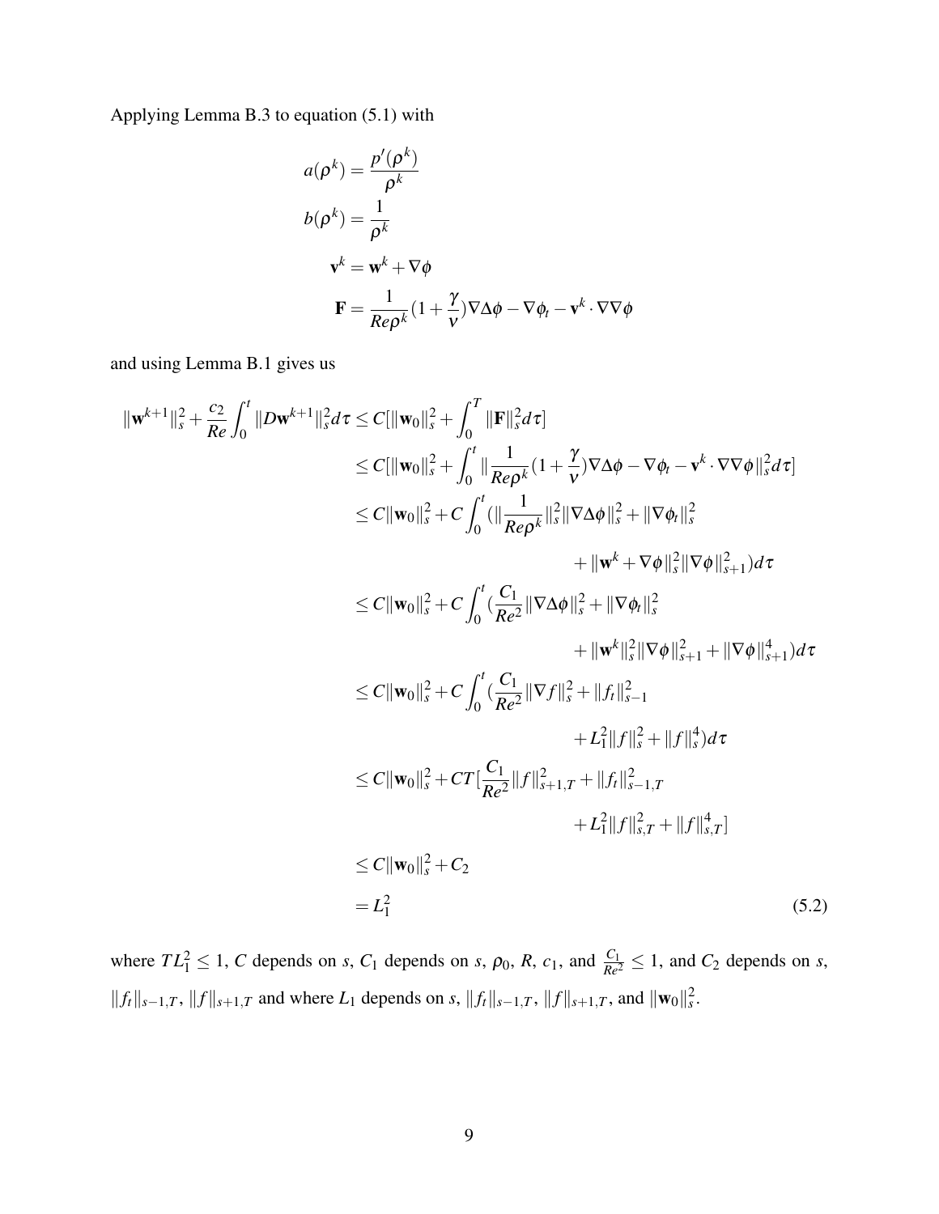Applying Lemma B.3 to equation (5.1) with

$$
\begin{aligned}
a(\rho^k) &= \frac{p'(\rho^k)}{\rho^k} \\
b(\rho^k) &= \frac{1}{\rho^k} \\
\mathbf{v}^k &= \mathbf{w}^k + \nabla\phi \\
\mathbf{F} &= \frac{1}{Re\rho^k}(1+\frac{\gamma}{\nu})\nabla\Delta\phi - \nabla\phi_t - \mathbf{v}^k\cdot\nabla\nabla\phi
\end{aligned}
$$

and using Lemma B.1 gives us

$$
\begin{aligned}
\|\mathbf{w}^{k+1}\|_s^2 + \frac{c_2}{Re}\int_0^t \|D\mathbf{w}^{k+1}\|_s^2 d\tau &\le C[\|\mathbf{w}_0\|_s^2 + \int_0^T \|\mathbf{F}\|_s^2 d\tau] \\
&\le C[\|\mathbf{w}_0\|_s^2 + \int_0^t \|\frac{1}{Re\rho^k}(1+\frac{\gamma}{\nu})\nabla\Delta\phi - \nabla\phi_t - \mathbf{v}^k\cdot\nabla\nabla\phi\|_s^2 d\tau] \\
&\le C\|\mathbf{w}_0\|_s^2 + C\int_0^t (\|\frac{1}{Re\rho^k}\|_s^2\|\nabla\Delta\phi\|_s^2 + \|\nabla\phi_t\|_s^2 \\
&\qquad + \|\mathbf{w}^k + \nabla\phi\|_s^2\|\nabla\phi\|_{s+1}^2)d\tau \\
&\le C\|\mathbf{w}_0\|_s^2 + C\int_0^t (\frac{C_1}{Re^2}\|\nabla\Delta\phi\|_s^2 + \|\nabla\phi_t\|_s^2 \\
&\qquad + \|\mathbf{w}^k\|_s^2\|\nabla\phi\|_{s+1}^2 + \|\nabla\phi\|_{s+1}^4)d\tau \\
&\le C\|\mathbf{w}_0\|_s^2 + C\int_0^t (\frac{C_1}{Re^2}\|\nabla f\|_s^2 + \|f_t\|_{s-1}^2 \\
&\qquad + L_1^2\|f\|_s^2 + \|f\|_s^4)d\tau \\
&\le C\|\mathbf{w}_0\|_s^2 + CT[\frac{C_1}{Re^2}\|f\|_{s+1,T}^2 + \|f_t\|_{s-1,T}^2 \\
&\qquad + L_1^2\|f\|_{s,T}^2 + \|f\|_{s,T}^4] \\
&\le C\|\mathbf{w}_0\|_s^2 + C_2 \\
&= L_1^2 \qquad (5.2)
\end{aligned}
$$

where $TL_1^2 \le 1$, $C$ depends on $s$, $C_1$ depends on $s$, $\rho_0$, $R$, $c_1$, and $\frac{C_1}{Re^2} \le 1$, and $C_2$ depends on $s$, $\|f_t\|_{s-1,T}$, $\|f\|_{s+1,T}$ and where $L_1$ depends on $s$, $\|f_t\|_{s-1,T}$, $\|f\|_{s+1,T}$, and $\|\mathbf{w}_0\|_s^2$.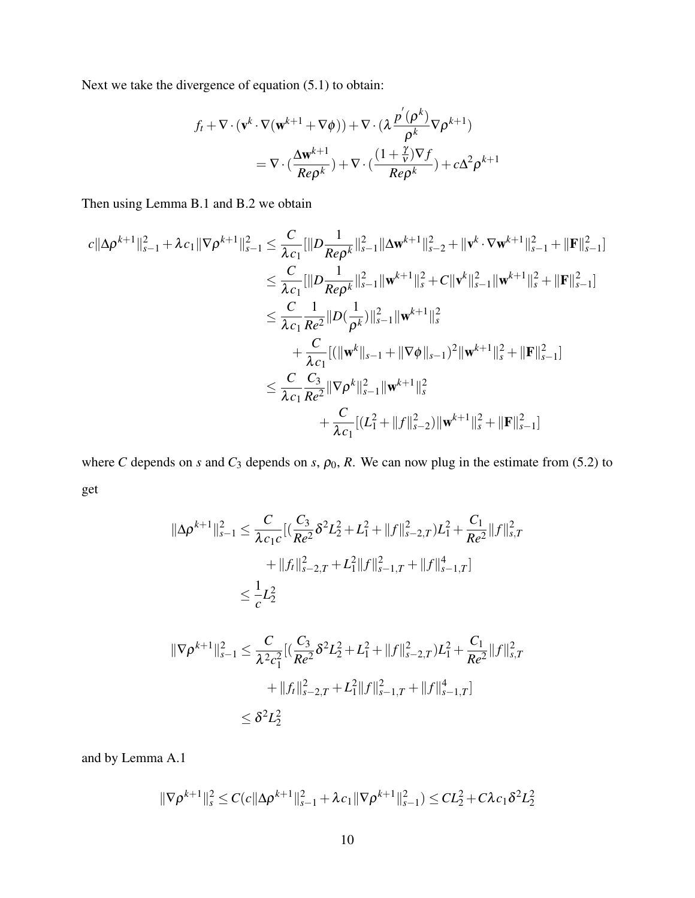Next we take the divergence of equation (5.1) to obtain:

$$
\begin{aligned}
f_t + \nabla \cdot (\mathbf{v}^k \cdot \nabla(\mathbf{w}^{k+1} + \nabla\phi)) + \nabla \cdot (\lambda \frac{p^{'}(\rho^k)}{\rho^k} \nabla \rho^{k+1}) \\
= \nabla \cdot (\frac{\Delta \mathbf{w}^{k+1}}{Re\rho^k}) + \nabla \cdot (\frac{(1+\frac{\gamma}{\nu})\nabla f}{Re\rho^k}) + c\Delta^2 \rho^{k+1}
\end{aligned}
$$

Then using Lemma B.1 and B.2 we obtain

$$
\begin{aligned}
c\|\Delta\rho^{k+1}\|_{s-1}^2 + \lambda c_1 \|\nabla \rho^{k+1}\|_{s-1}^2 &\leq \frac{C}{\lambda c_1}[\|D\frac{1}{Re\rho^k}\|_{s-1}^2 \|\Delta \mathbf{w}^{k+1}\|_{s-2}^2 + \|\mathbf{v}^k \cdot \nabla \mathbf{w}^{k+1}\|_{s-1}^2 + \|\mathbf{F}\|_{s-1}^2] \\
&\leq \frac{C}{\lambda c_1}[\|D\frac{1}{Re\rho^k}\|_{s-1}^2 \|\mathbf{w}^{k+1}\|_{s}^2 + C\|\mathbf{v}^k\|_{s-1}^2 \|\mathbf{w}^{k+1}\|_s^2 + \|\mathbf{F}\|_{s-1}^2] \\
&\leq \frac{C}{\lambda c_1}\frac{1}{Re^2}\|D(\frac{1}{\rho^k})\|_{s-1}^2 \|\mathbf{w}^{k+1}\|_s^2 \\
&\quad + \frac{C}{\lambda c_1}[(\|\mathbf{w}^k\|_{s-1} + \|\nabla\phi\|_{s-1})^2 \|\mathbf{w}^{k+1}\|_s^2 + \|\mathbf{F}\|_{s-1}^2] \\
&\leq \frac{C}{\lambda c_1}\frac{C_3}{Re^2}\|\nabla\rho^k\|_{s-1}^2 \|\mathbf{w}^{k+1}\|_s^2 \\
&\quad + \frac{C}{\lambda c_1}[(L_1^2 + \|f\|_{s-2}^2)\|\mathbf{w}^{k+1}\|_s^2 + \|\mathbf{F}\|_{s-1}^2]
\end{aligned}
$$

where $C$ depends on $s$ and $C_3$ depends on $s$, $\rho_0$, $R$. We can now plug in the estimate from (5.2) to get

$$
\begin{aligned}
\|\Delta\rho^{k+1}\|_{s-1}^2 &\leq \frac{C}{\lambda c_1 c}[(\frac{C_3}{Re^2}\delta^2 L_2^2 + L_1^2 + \|f\|_{s-2,T}^2)L_1^2 + \frac{C_1}{Re^2}\|f\|_{s,T}^2 \\
&\quad + \|f_t\|_{s-2,T}^2 + L_1^2\|f\|_{s-1,T}^2 + \|f\|_{s-1,T}^4] \\
&\leq \frac{1}{c}L_2^2
\end{aligned}
$$

$$
\begin{aligned}
\|\nabla\rho^{k+1}\|_{s-1}^2 &\leq \frac{C}{\lambda^2 c_1^2}[(\frac{C_3}{Re^2}\delta^2 L_2^2 + L_1^2 + \|f\|_{s-2,T}^2)L_1^2 + \frac{C_1}{Re^2}\|f\|_{s,T}^2 \\
&\quad + \|f_t\|_{s-2,T}^2 + L_1^2\|f\|_{s-1,T}^2 + \|f\|_{s-1,T}^4] \\
&\leq \delta^2 L_2^2
\end{aligned}
$$

and by Lemma A.1

$$
\|\nabla\rho^{k+1}\|_s^2 \leq C(c\|\Delta\rho^{k+1}\|_{s-1}^2 + \lambda c_1 \|\nabla\rho^{k+1}\|_{s-1}^2) \leq CL_2^2 + C\lambda c_1 \delta^2 L_2^2
$$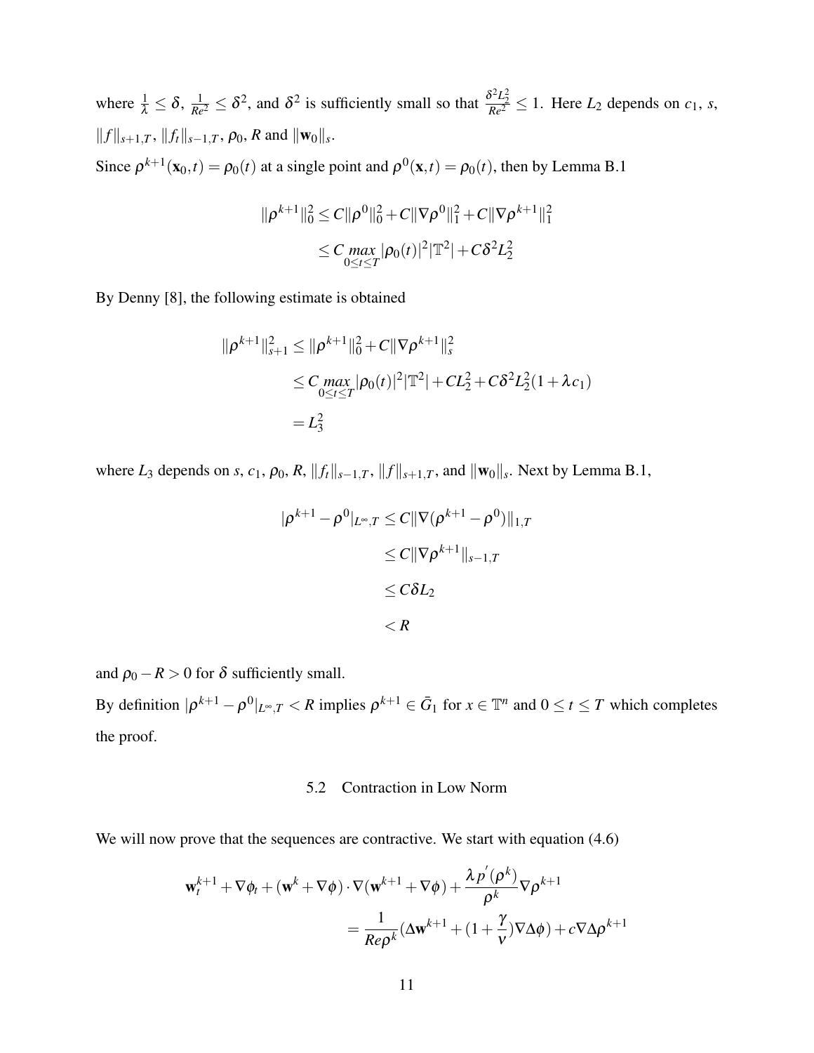where $\frac{1}{\lambda} \leq \delta$, $\frac{1}{Re^2} \leq \delta^2$, and $\delta^2$ is sufficiently small so that $\frac{\delta^2 L_2^2}{Re^2} \leq 1$. Here $L_2$ depends on $c_1$, $s$, $\|f\|_{s+1,T}$, $\|f_t\|_{s-1,T}$, $\rho_0$, $R$ and $\|\mathbf{w}_0\|_s$.

Since $\rho^{k+1}(\mathbf{x}_0,t) = \rho_0(t)$ at a single point and $\rho^0(\mathbf{x},t) = \rho_0(t)$, then by Lemma B.1

$$
\begin{aligned}
\|\rho^{k+1}\|_0^2 &\leq C\|\rho^0\|_0^2 + C\|\nabla\rho^0\|_1^2 + C\|\nabla\rho^{k+1}\|_1^2 \\
&\leq C \max_{0\leq t\leq T} |\rho_0(t)|^2|\mathbb{T}^2| + C\delta^2 L_2^2
\end{aligned}
$$

By Denny [8], the following estimate is obtained

$$
\begin{aligned}
\|\rho^{k+1}\|_{s+1}^2 &\leq \|\rho^{k+1}\|_0^2 + C\|\nabla\rho^{k+1}\|_s^2 \\
&\leq C \max_{0\leq t\leq T} |\rho_0(t)|^2|\mathbb{T}^2| + CL_2^2 + C\delta^2 L_2^2(1+\lambda c_1) \\
&= L_3^2
\end{aligned}
$$

where $L_3$ depends on $s$, $c_1$, $\rho_0$, $R$, $\|f_t\|_{s-1,T}$, $\|f\|_{s+1,T}$, and $\|\mathbf{w}_0\|_s$. Next by Lemma B.1,

$$
\begin{aligned}
|\rho^{k+1} - \rho^0|_{L^\infty,T} &\leq C\|\nabla(\rho^{k+1} - \rho^0)\|_{1,T} \\
&\leq C\|\nabla\rho^{k+1}\|_{s-1,T} \\
&\leq C\delta L_2 \\
&< R
\end{aligned}
$$

and $\rho_0 - R > 0$ for $\delta$ sufficiently small.

By definition $|\rho^{k+1} - \rho^0|_{L^\infty,T} < R$ implies $\rho^{k+1} \in \bar{G}_1$ for $x \in \mathbb{T}^n$ and $0 \leq t \leq T$ which completes the proof.

## 5.2 Contraction in Low Norm

We will now prove that the sequences are contractive. We start with equation (4.6)

$$
\begin{aligned}
\mathbf{w}_t^{k+1} + \nabla\phi_t + (\mathbf{w}^k + \nabla\phi)\cdot\nabla(\mathbf{w}^{k+1} + \nabla\phi) + \frac{\lambda p'(\rho^k)}{\rho^k}\nabla\rho^{k+1} \\
= \frac{1}{Re\rho^k}(\Delta\mathbf{w}^{k+1} + (1+\frac{\gamma}{\nu})\nabla\Delta\phi) + c\nabla\Delta\rho^{k+1}
\end{aligned}
$$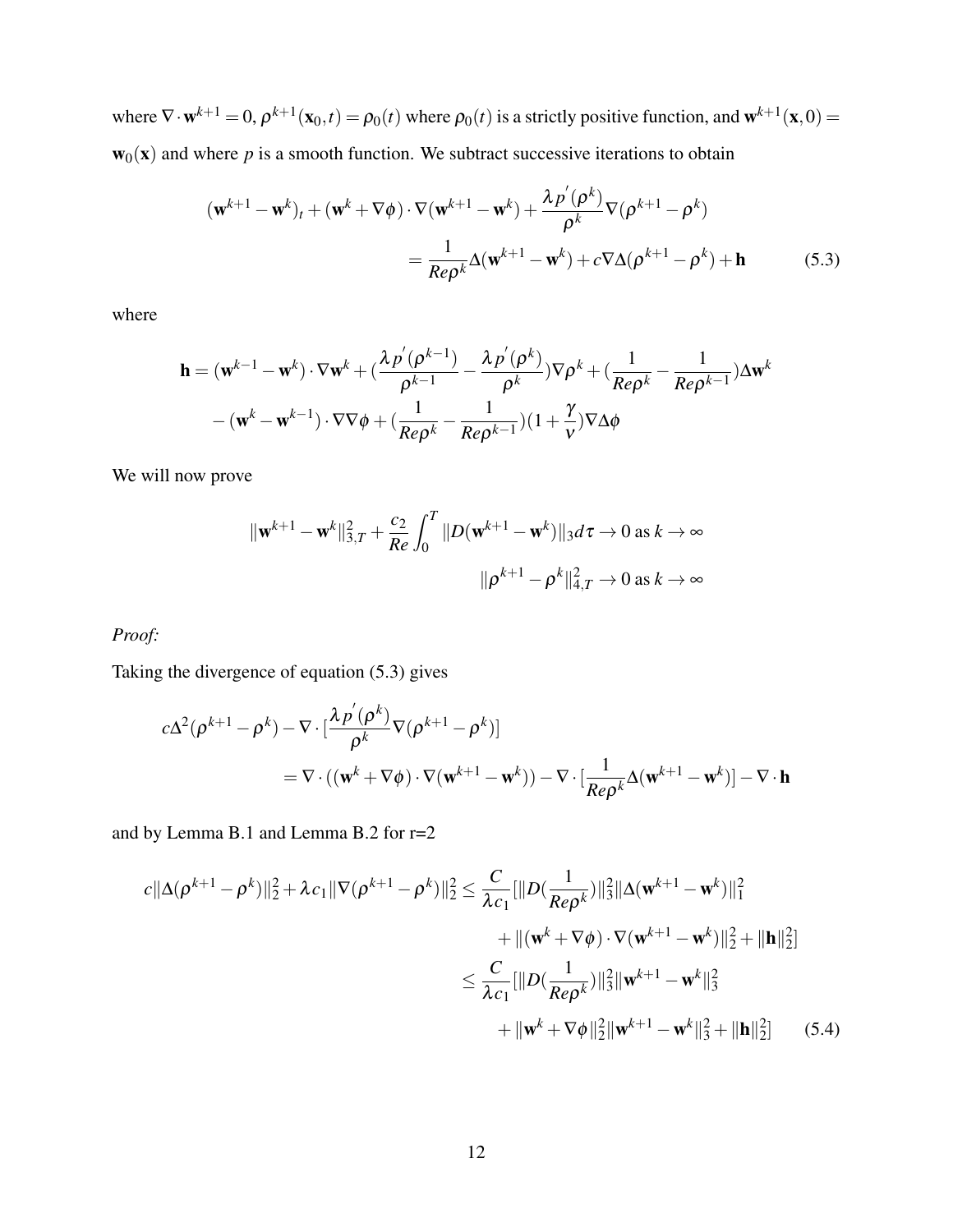where $\nabla \cdot \mathbf{w}^{k+1} = 0$, $\rho^{k+1}(\mathbf{x}_0, t) = \rho_0(t)$ where $\rho_0(t)$ is a strictly positive function, and $\mathbf{w}^{k+1}(\mathbf{x}, 0) = \mathbf{w}_0(\mathbf{x})$ and where $p$ is a smooth function. We subtract successive iterations to obtain

$$
\begin{aligned}
(\mathbf{w}^{k+1} - \mathbf{w}^k)_t + (\mathbf{w}^k + \nabla\phi) \cdot \nabla(\mathbf{w}^{k+1} - \mathbf{w}^k) + \frac{\lambda p'(\rho^k)}{\rho^k} \nabla(\rho^{k+1} - \rho^k) \\
= \frac{1}{Re\rho^k} \Delta(\mathbf{w}^{k+1} - \mathbf{w}^k) + c\nabla\Delta(\rho^{k+1} - \rho^k) + \mathbf{h} \qquad (5.3)
\end{aligned}
$$

where

$$
\begin{aligned}
\mathbf{h} = (\mathbf{w}^{k-1} - \mathbf{w}^k) \cdot \nabla \mathbf{w}^k + \left(\frac{\lambda p'(\rho^{k-1})}{\rho^{k-1}} - \frac{\lambda p'(\rho^k)}{\rho^k}\right) \nabla \rho^k + \left(\frac{1}{Re\rho^k} - \frac{1}{Re\rho^{k-1}}\right) \Delta \mathbf{w}^k \\
- (\mathbf{w}^k - \mathbf{w}^{k-1}) \cdot \nabla\nabla\phi + \left(\frac{1}{Re\rho^k} - \frac{1}{Re\rho^{k-1}}\right)\left(1 + \frac{\gamma}{\nu}\right) \nabla\Delta\phi
\end{aligned}
$$

We will now prove

$$
\begin{aligned}
\|\mathbf{w}^{k+1} - \mathbf{w}^k\|_{3,T}^2 + \frac{c_2}{Re} \int_0^T \|D(\mathbf{w}^{k+1} - \mathbf{w}^k)\|_3 d\tau \to 0 \text{ as } k \to \infty \\
\|\rho^{k+1} - \rho^k\|_{4,T}^2 \to 0 \text{ as } k \to \infty
\end{aligned}
$$

*Proof:*

Taking the divergence of equation (5.3) gives

$$
\begin{aligned}
c\Delta^2(\rho^{k+1} - \rho^k) - \nabla \cdot \left[\frac{\lambda p'(\rho^k)}{\rho^k} \nabla(\rho^{k+1} - \rho^k)\right] \\
= \nabla \cdot ((\mathbf{w}^k + \nabla\phi) \cdot \nabla(\mathbf{w}^{k+1} - \mathbf{w}^k)) - \nabla \cdot \left[\frac{1}{Re\rho^k} \Delta(\mathbf{w}^{k+1} - \mathbf{w}^k)\right] - \nabla \cdot \mathbf{h}
\end{aligned}
$$

and by Lemma B.1 and Lemma B.2 for r=2

$$
\begin{aligned}
c\|\Delta(\rho^{k+1} - \rho^k)\|_2^2 + \lambda c_1 \|\nabla(\rho^{k+1} - \rho^k)\|_2^2 &\leq \frac{C}{\lambda c_1}\Big[\|D(\frac{1}{Re\rho^k})\|_3^2 \|\Delta(\mathbf{w}^{k+1} - \mathbf{w}^k)\|_1^2 \\
&\quad + \|(\mathbf{w}^k + \nabla\phi) \cdot \nabla(\mathbf{w}^{k+1} - \mathbf{w}^k)\|_2^2 + \|\mathbf{h}\|_2^2\Big] \\
&\leq \frac{C}{\lambda c_1}\Big[\|D(\frac{1}{Re\rho^k})\|_3^2 \|\mathbf{w}^{k+1} - \mathbf{w}^k\|_3^2 \\
&\quad + \|\mathbf{w}^k + \nabla\phi\|_2^2 \|\mathbf{w}^{k+1} - \mathbf{w}^k\|_3^2 + \|\mathbf{h}\|_2^2\Big] \qquad (5.4)
\end{aligned}
$$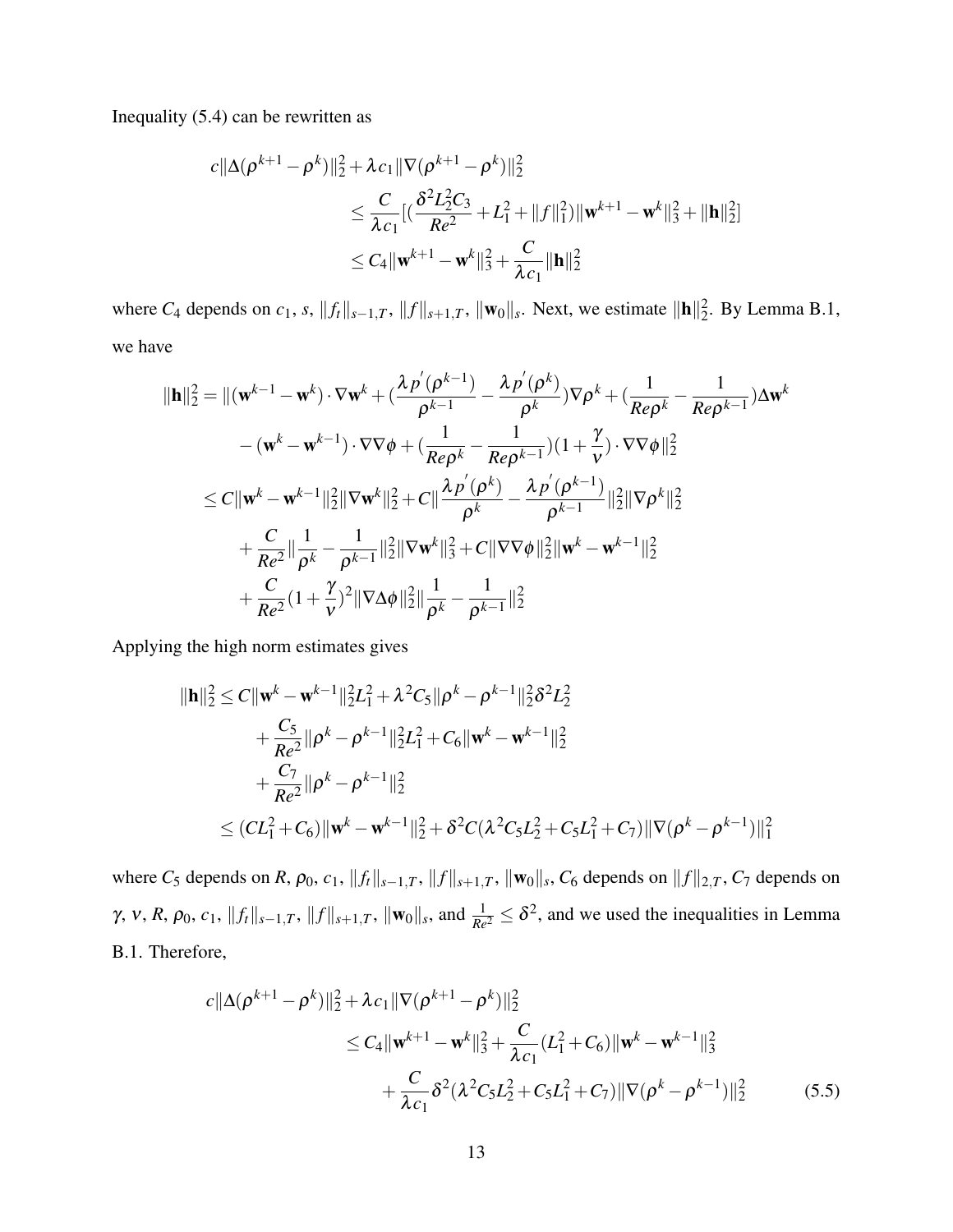Inequality (5.4) can be rewritten as

$$
\begin{aligned}
c\|\Delta(\rho^{k+1}-\rho^k)\|_2^2 + \lambda c_1 \|\nabla(\rho^{k+1}-\rho^k)\|_2^2 \\
&\le \frac{C}{\lambda c_1}\Big[\Big(\frac{\delta^2 L_2^2 C_3}{Re^2} + L_1^2 + \|f\|_1^2\Big)\|\mathbf{w}^{k+1}-\mathbf{w}^k\|_3^2 + \|\mathbf{h}\|_2^2\Big] \\
&\le C_4 \|\mathbf{w}^{k+1}-\mathbf{w}^k\|_3^2 + \frac{C}{\lambda c_1}\|\mathbf{h}\|_2^2
\end{aligned}
$$

where $C_4$ depends on $c_1$, $s$, $\|f_t\|_{s-1,T}$, $\|f\|_{s+1,T}$, $\|\mathbf{w}_0\|_s$. Next, we estimate $\|\mathbf{h}\|_2^2$. By Lemma B.1, we have

$$
\begin{aligned}
\|\mathbf{h}\|_2^2 = \|(\mathbf{w}^{k-1}-\mathbf{w}^k)\cdot\nabla\mathbf{w}^k + \Big(\frac{\lambda p'(\rho^{k-1})}{\rho^{k-1}} - \frac{\lambda p'(\rho^k)}{\rho^k}\Big)\nabla\rho^k + \Big(\frac{1}{Re\rho^k} - \frac{1}{Re\rho^{k-1}}\Big)\Delta\mathbf{w}^k \\
- (\mathbf{w}^k-\mathbf{w}^{k-1})\cdot\nabla\nabla\phi + \Big(\frac{1}{Re\rho^k} - \frac{1}{Re\rho^{k-1}}\Big)\Big(1+\frac{\gamma}{\nu}\Big)\cdot\nabla\nabla\phi\|_2^2 \\
\le C\|\mathbf{w}^k-\mathbf{w}^{k-1}\|_2^2\|\nabla\mathbf{w}^k\|_2^2 + C\Big\|\frac{\lambda p'(\rho^k)}{\rho^k} - \frac{\lambda p'(\rho^{k-1})}{\rho^{k-1}}\Big\|_2^2\|\nabla\rho^k\|_2^2 \\
+ \frac{C}{Re^2}\Big\|\frac{1}{\rho^k} - \frac{1}{\rho^{k-1}}\Big\|_2^2\|\nabla\mathbf{w}^k\|_3^2 + C\|\nabla\nabla\phi\|_2^2\|\mathbf{w}^k-\mathbf{w}^{k-1}\|_2^2 \\
+ \frac{C}{Re^2}\Big(1+\frac{\gamma}{\nu}\Big)^2\|\nabla\Delta\phi\|_2^2\Big\|\frac{1}{\rho^k} - \frac{1}{\rho^{k-1}}\Big\|_2^2
\end{aligned}
$$

Applying the high norm estimates gives

$$
\begin{aligned}
\|\mathbf{h}\|_2^2 \le C\|\mathbf{w}^k-\mathbf{w}^{k-1}\|_2^2 L_1^2 + \lambda^2 C_5\|\rho^k-\rho^{k-1}\|_2^2\delta^2 L_2^2 \\
+ \frac{C_5}{Re^2}\|\rho^k-\rho^{k-1}\|_2^2 L_1^2 + C_6\|\mathbf{w}^k-\mathbf{w}^{k-1}\|_2^2 \\
+ \frac{C_7}{Re^2}\|\rho^k-\rho^{k-1}\|_2^2 \\
\le (CL_1^2 + C_6)\|\mathbf{w}^k-\mathbf{w}^{k-1}\|_2^2 + \delta^2 C(\lambda^2 C_5 L_2^2 + C_5 L_1^2 + C_7)\|\nabla(\rho^k-\rho^{k-1})\|_1^2
\end{aligned}
$$

where $C_5$ depends on $R$, $\rho_0$, $c_1$, $\|f_t\|_{s-1,T}$, $\|f\|_{s+1,T}$, $\|\mathbf{w}_0\|_s$, $C_6$ depends on $\|f\|_{2,T}$, $C_7$ depends on $\gamma$, $\nu$, $R$, $\rho_0$, $c_1$, $\|f_t\|_{s-1,T}$, $\|f\|_{s+1,T}$, $\|\mathbf{w}_0\|_s$, and $\frac{1}{Re^2}\le\delta^2$, and we used the inequalities in Lemma B.1. Therefore,

$$
\begin{aligned}
c\|\Delta(\rho^{k+1}-\rho^k)\|_2^2 + \lambda c_1\|\nabla(\rho^{k+1}-\rho^k)\|_2^2 \\
\le C_4\|\mathbf{w}^{k+1}-\mathbf{w}^k\|_3^2 + \frac{C}{\lambda c_1}(L_1^2 + C_6)\|\mathbf{w}^k-\mathbf{w}^{k-1}\|_3^2 \\
+ \frac{C}{\lambda c_1}\delta^2(\lambda^2 C_5 L_2^2 + C_5 L_1^2 + C_7)\|\nabla(\rho^k-\rho^{k-1})\|_2^2 \qquad (5.5)
\end{aligned}
$$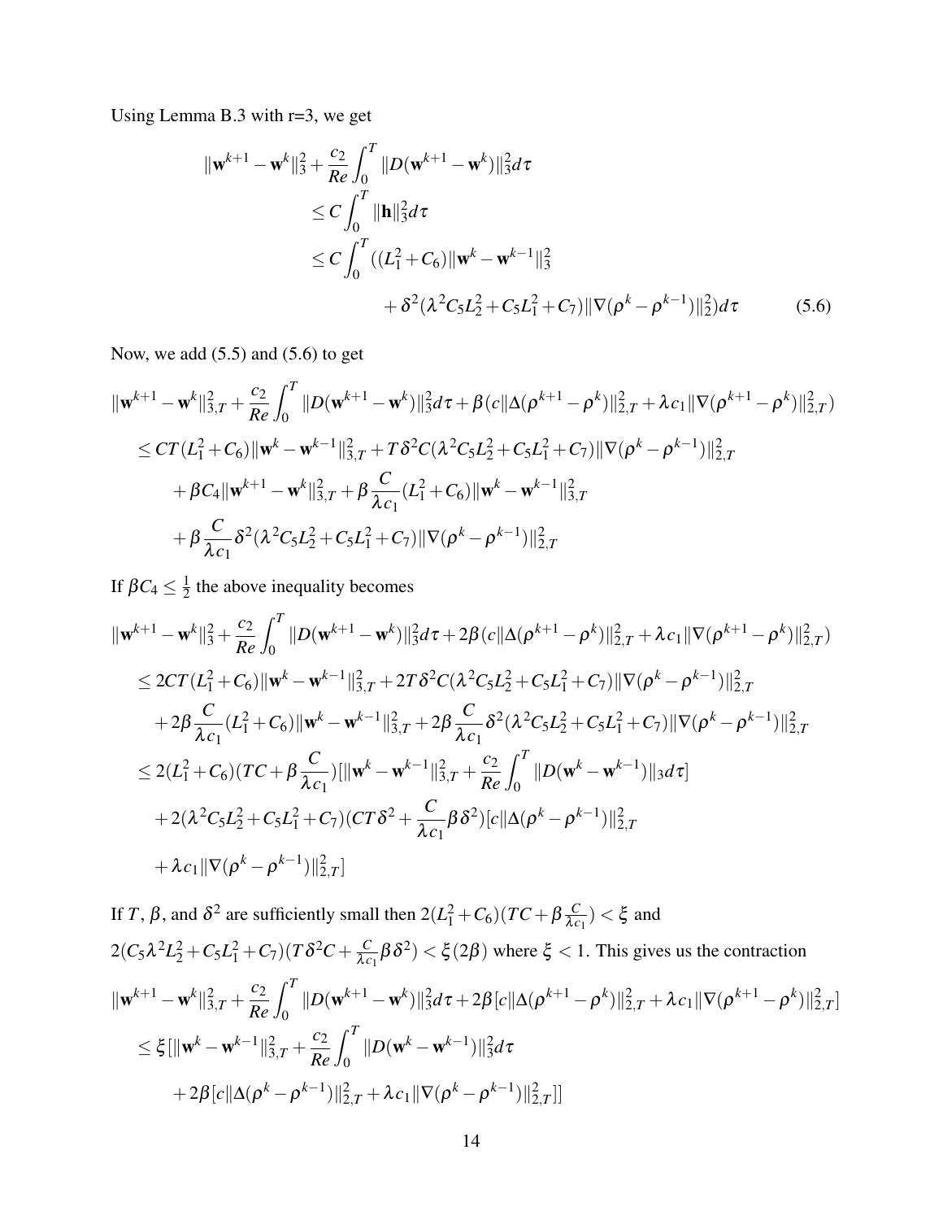Using Lemma B.3 with r=3, we get

$$
\begin{aligned}
\|\mathbf{w}^{k+1}-\mathbf{w}^k\|_3^2 + \frac{c_2}{Re}\int_0^T \|D(\mathbf{w}^{k+1}-\mathbf{w}^k)\|_3^2 d\tau
&\le C\int_0^T \|\mathbf{h}\|_3^2 d\tau \\
&\le C\int_0^T ((L_1^2+C_6)\|\mathbf{w}^k-\mathbf{w}^{k-1}\|_3^2 \\
&\qquad + \delta^2(\lambda^2 C_5 L_2^2 + C_5 L_1^2 + C_7)\|\nabla(\rho^k-\rho^{k-1})\|_2^2) d\tau \qquad (5.6)
\end{aligned}
$$

Now, we add (5.5) and (5.6) to get

$$
\begin{aligned}
&\|\mathbf{w}^{k+1}-\mathbf{w}^k\|_{3,T}^2 + \frac{c_2}{Re}\int_0^T \|D(\mathbf{w}^{k+1}-\mathbf{w}^k)\|_3^2 d\tau + \beta(c\|\Delta(\rho^{k+1}-\rho^k)\|_{2,T}^2 + \lambda c_1\|\nabla(\rho^{k+1}-\rho^k)\|_{2,T}^2) \\
&\le CT(L_1^2+C_6)\|\mathbf{w}^k-\mathbf{w}^{k-1}\|_{3,T}^2 + T\delta^2 C(\lambda^2 C_5 L_2^2 + C_5 L_1^2 + C_7)\|\nabla(\rho^k-\rho^{k-1})\|_{2,T}^2 \\
&\quad + \beta C_4\|\mathbf{w}^{k+1}-\mathbf{w}^k\|_{3,T}^2 + \beta\frac{C}{\lambda c_1}(L_1^2+C_6)\|\mathbf{w}^k-\mathbf{w}^{k-1}\|_{3,T}^2 \\
&\quad + \beta\frac{C}{\lambda c_1}\delta^2(\lambda^2 C_5 L_2^2 + C_5 L_1^2 + C_7)\|\nabla(\rho^k-\rho^{k-1})\|_{2,T}^2
\end{aligned}
$$

If $\beta C_4 \le \frac{1}{2}$ the above inequality becomes

$$
\begin{aligned}
&\|\mathbf{w}^{k+1}-\mathbf{w}^k\|_3^2 + \frac{c_2}{Re}\int_0^T \|D(\mathbf{w}^{k+1}-\mathbf{w}^k)\|_3^2 d\tau + 2\beta(c\|\Delta(\rho^{k+1}-\rho^k)\|_{2,T}^2 + \lambda c_1\|\nabla(\rho^{k+1}-\rho^k)\|_{2,T}^2) \\
&\le 2CT(L_1^2+C_6)\|\mathbf{w}^k-\mathbf{w}^{k-1}\|_{3,T}^2 + 2T\delta^2 C(\lambda^2 C_5 L_2^2 + C_5 L_1^2 + C_7)\|\nabla(\rho^k-\rho^{k-1})\|_{2,T}^2 \\
&\quad + 2\beta\frac{C}{\lambda c_1}(L_1^2+C_6)\|\mathbf{w}^k-\mathbf{w}^{k-1}\|_{3,T}^2 + 2\beta\frac{C}{\lambda c_1}\delta^2(\lambda^2 C_5 L_2^2 + C_5 L_1^2 + C_7)\|\nabla(\rho^k-\rho^{k-1})\|_{2,T}^2 \\
&\le 2(L_1^2+C_6)(TC+\beta\frac{C}{\lambda c_1})[\|\mathbf{w}^k-\mathbf{w}^{k-1}\|_{3,T}^2 + \frac{c_2}{Re}\int_0^T \|D(\mathbf{w}^k-\mathbf{w}^{k-1})\|_3 d\tau] \\
&\quad + 2(\lambda^2 C_5 L_2^2 + C_5 L_1^2 + C_7)(CT\delta^2 + \frac{C}{\lambda c_1}\beta\delta^2)[c\|\Delta(\rho^k-\rho^{k-1})\|_{2,T}^2 \\
&\quad + \lambda c_1\|\nabla(\rho^k-\rho^{k-1})\|_{2,T}^2]
\end{aligned}
$$

If $T$, $\beta$, and $\delta^2$ are sufficiently small then $2(L_1^2+C_6)(TC+\beta\frac{C}{\lambda c_1}) < \xi$ and $2(C_5\lambda^2 L_2^2 + C_5 L_1^2 + C_7)(T\delta^2 C + \frac{C}{\lambda c_1}\beta\delta^2) < \xi(2\beta)$ where $\xi < 1$. This gives us the contraction

$$
\begin{aligned}
&\|\mathbf{w}^{k+1}-\mathbf{w}^k\|_{3,T}^2 + \frac{c_2}{Re}\int_0^T \|D(\mathbf{w}^{k+1}-\mathbf{w}^k)\|_3^2 d\tau + 2\beta[c\|\Delta(\rho^{k+1}-\rho^k)\|_{2,T}^2 + \lambda c_1\|\nabla(\rho^{k+1}-\rho^k)\|_{2,T}^2] \\
&\le \xi[\|\mathbf{w}^k-\mathbf{w}^{k-1}\|_{3,T}^2 + \frac{c_2}{Re}\int_0^T \|D(\mathbf{w}^k-\mathbf{w}^{k-1})\|_3^2 d\tau \\
&\quad + 2\beta[c\|\Delta(\rho^k-\rho^{k-1})\|_{2,T}^2 + \lambda c_1\|\nabla(\rho^k-\rho^{k-1})\|_{2,T}^2]]
\end{aligned}
$$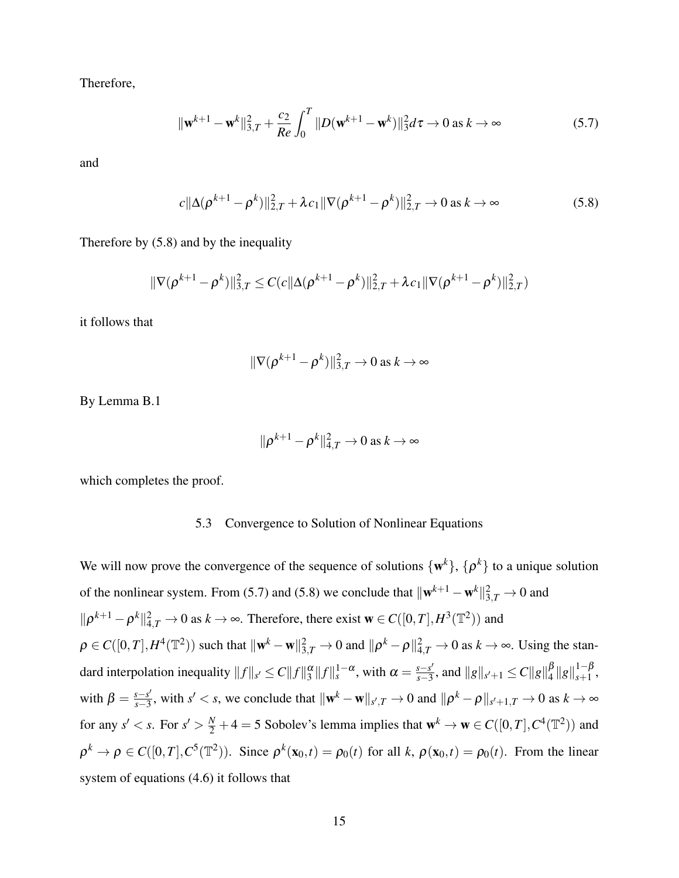Therefore,

$$\|\mathbf{w}^{k+1} - \mathbf{w}^k\|_{3,T}^2 + \frac{c_2}{Re}\int_0^T \|D(\mathbf{w}^{k+1} - \mathbf{w}^k)\|_3^2 d\tau \to 0 \text{ as } k \to \infty \tag{5.7}$$

and

$$c\|\Delta(\rho^{k+1} - \rho^k)\|_{2,T}^2 + \lambda c_1 \|\nabla(\rho^{k+1} - \rho^k)\|_{2,T}^2 \to 0 \text{ as } k \to \infty \tag{5.8}$$

Therefore by (5.8) and by the inequality

$$\|\nabla(\rho^{k+1} - \rho^k)\|_{3,T}^2 \leq C(c\|\Delta(\rho^{k+1} - \rho^k)\|_{2,T}^2 + \lambda c_1 \|\nabla(\rho^{k+1} - \rho^k)\|_{2,T}^2)$$

it follows that

$$\|\nabla(\rho^{k+1} - \rho^k)\|_{3,T}^2 \to 0 \text{ as } k \to \infty$$

By Lemma B.1

$$\|\rho^{k+1} - \rho^k\|_{4,T}^2 \to 0 \text{ as } k \to \infty$$

which completes the proof.

## 5.3 Convergence to Solution of Nonlinear Equations

We will now prove the convergence of the sequence of solutions $\{\mathbf{w}^k\}$, $\{\rho^k\}$ to a unique solution of the nonlinear system. From (5.7) and (5.8) we conclude that $\|\mathbf{w}^{k+1} - \mathbf{w}^k\|_{3,T}^2 \to 0$ and $\|\rho^{k+1} - \rho^k\|_{4,T}^2 \to 0$ as $k \to \infty$. Therefore, there exist $\mathbf{w} \in C([0,T], H^3(\mathbb{T}^2))$ and $\rho \in C([0,T], H^4(\mathbb{T}^2))$ such that $\|\mathbf{w}^k - \mathbf{w}\|_{3,T}^2 \to 0$ and $\|\rho^k - \rho\|_{4,T}^2 \to 0$ as $k \to \infty$. Using the standard interpolation inequality $\|f\|_{s'} \leq C\|f\|_3^{\alpha}\|f\|_s^{1-\alpha}$, with $\alpha = \frac{s-s'}{s-3}$, and $\|g\|_{s'+1} \leq C\|g\|_4^{\beta}\|g\|_{s+1}^{1-\beta}$, with $\beta = \frac{s-s'}{s-3}$, with $s' < s$, we conclude that $\|\mathbf{w}^k - \mathbf{w}\|_{s',T} \to 0$ and $\|\rho^k - \rho\|_{s'+1,T} \to 0$ as $k \to \infty$ for any $s' < s$. For $s' > \frac{N}{2} + 4 = 5$ Sobolev's lemma implies that $\mathbf{w}^k \to \mathbf{w} \in C([0,T], C^4(\mathbb{T}^2))$ and $\rho^k \to \rho \in C([0,T], C^5(\mathbb{T}^2))$. Since $\rho^k(\mathbf{x}_0, t) = \rho_0(t)$ for all $k$, $\rho(\mathbf{x}_0, t) = \rho_0(t)$. From the linear system of equations (4.6) it follows that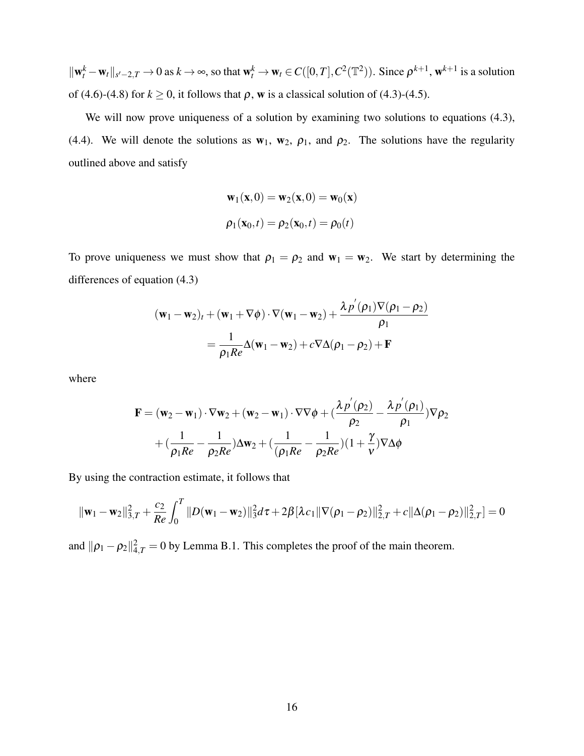$\|\mathbf{w}_t^k - \mathbf{w}_t\|_{s'-2,T} \to 0$ as $k \to \infty$, so that $\mathbf{w}_t^k \to \mathbf{w}_t \in C([0,T], C^2(\mathbb{T}^2))$. Since $\rho^{k+1}$, $\mathbf{w}^{k+1}$ is a solution of (4.6)-(4.8) for $k \geq 0$, it follows that $\rho$, $\mathbf{w}$ is a classical solution of (4.3)-(4.5).

We will now prove uniqueness of a solution by examining two solutions to equations (4.3), (4.4). We will denote the solutions as $\mathbf{w}_1$, $\mathbf{w}_2$, $\rho_1$, and $\rho_2$. The solutions have the regularity outlined above and satisfy

$$\mathbf{w}_1(\mathbf{x},0) = \mathbf{w}_2(\mathbf{x},0) = \mathbf{w}_0(\mathbf{x})$$

$$\rho_1(\mathbf{x}_0,t) = \rho_2(\mathbf{x}_0,t) = \rho_0(t)$$

To prove uniqueness we must show that $\rho_1 = \rho_2$ and $\mathbf{w}_1 = \mathbf{w}_2$. We start by determining the differences of equation (4.3)

$$\begin{aligned}(\mathbf{w}_1 - \mathbf{w}_2)_t + (\mathbf{w}_1 + \nabla\phi)\cdot\nabla(\mathbf{w}_1 - \mathbf{w}_2) + \frac{\lambda p'(\rho_1)\nabla(\rho_1 - \rho_2)}{\rho_1} \\ = \frac{1}{\rho_1 Re}\Delta(\mathbf{w}_1 - \mathbf{w}_2) + c\nabla\Delta(\rho_1 - \rho_2) + \mathbf{F}\end{aligned}$$

where

$$\begin{aligned}\mathbf{F} = (\mathbf{w}_2 - \mathbf{w}_1)\cdot\nabla\mathbf{w}_2 + (\mathbf{w}_2 - \mathbf{w}_1)\cdot\nabla\nabla\phi + \left(\frac{\lambda p'(\rho_2)}{\rho_2} - \frac{\lambda p'(\rho_1)}{\rho_1}\right)\nabla\rho_2 \\ + \left(\frac{1}{\rho_1 Re} - \frac{1}{\rho_2 Re}\right)\Delta\mathbf{w}_2 + \left(\frac{1}{(\rho_1 Re} - \frac{1}{\rho_2 Re}\right)\left(1 + \frac{\gamma}{\nu}\right)\nabla\Delta\phi\end{aligned}$$

By using the contraction estimate, it follows that

$$\|\mathbf{w}_1 - \mathbf{w}_2\|_{3,T}^2 + \frac{c_2}{Re}\int_0^T \|D(\mathbf{w}_1 - \mathbf{w}_2)\|_3^2 d\tau + 2\beta[\lambda c_1\|\nabla(\rho_1 - \rho_2)\|_{2,T}^2 + c\|\Delta(\rho_1 - \rho_2)\|_{2,T}^2] = 0$$

and $\|\rho_1 - \rho_2\|_{4,T}^2 = 0$ by Lemma B.1. This completes the proof of the main theorem.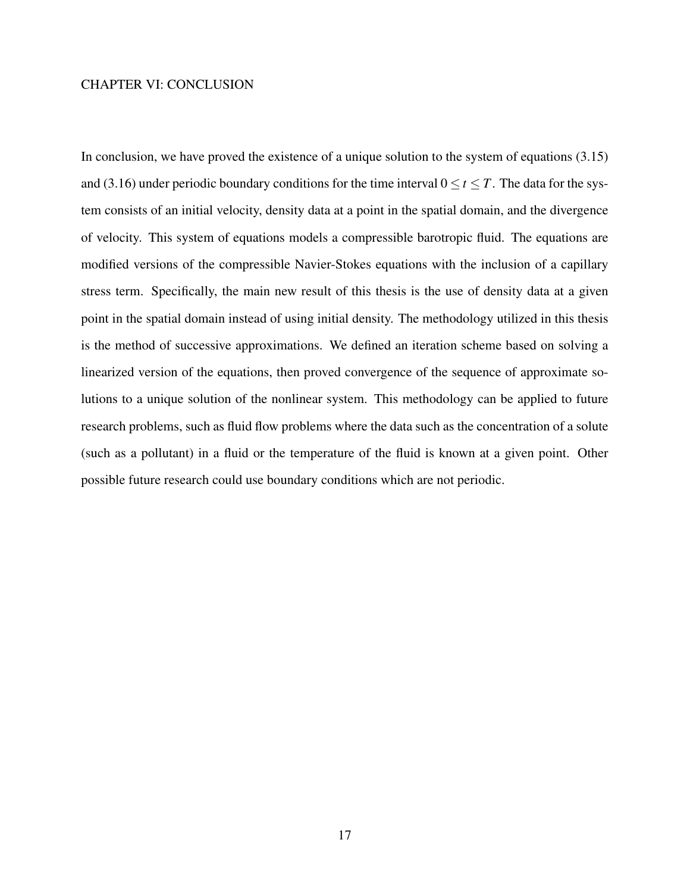# CHAPTER VI: CONCLUSION

In conclusion, we have proved the existence of a unique solution to the system of equations (3.15) and (3.16) under periodic boundary conditions for the time interval $0 \leq t \leq T$. The data for the system consists of an initial velocity, density data at a point in the spatial domain, and the divergence of velocity. This system of equations models a compressible barotropic fluid. The equations are modified versions of the compressible Navier-Stokes equations with the inclusion of a capillary stress term. Specifically, the main new result of this thesis is the use of density data at a given point in the spatial domain instead of using initial density. The methodology utilized in this thesis is the method of successive approximations. We defined an iteration scheme based on solving a linearized version of the equations, then proved convergence of the sequence of approximate solutions to a unique solution of the nonlinear system. This methodology can be applied to future research problems, such as fluid flow problems where the data such as the concentration of a solute (such as a pollutant) in a fluid or the temperature of the fluid is known at a given point. Other possible future research could use boundary conditions which are not periodic.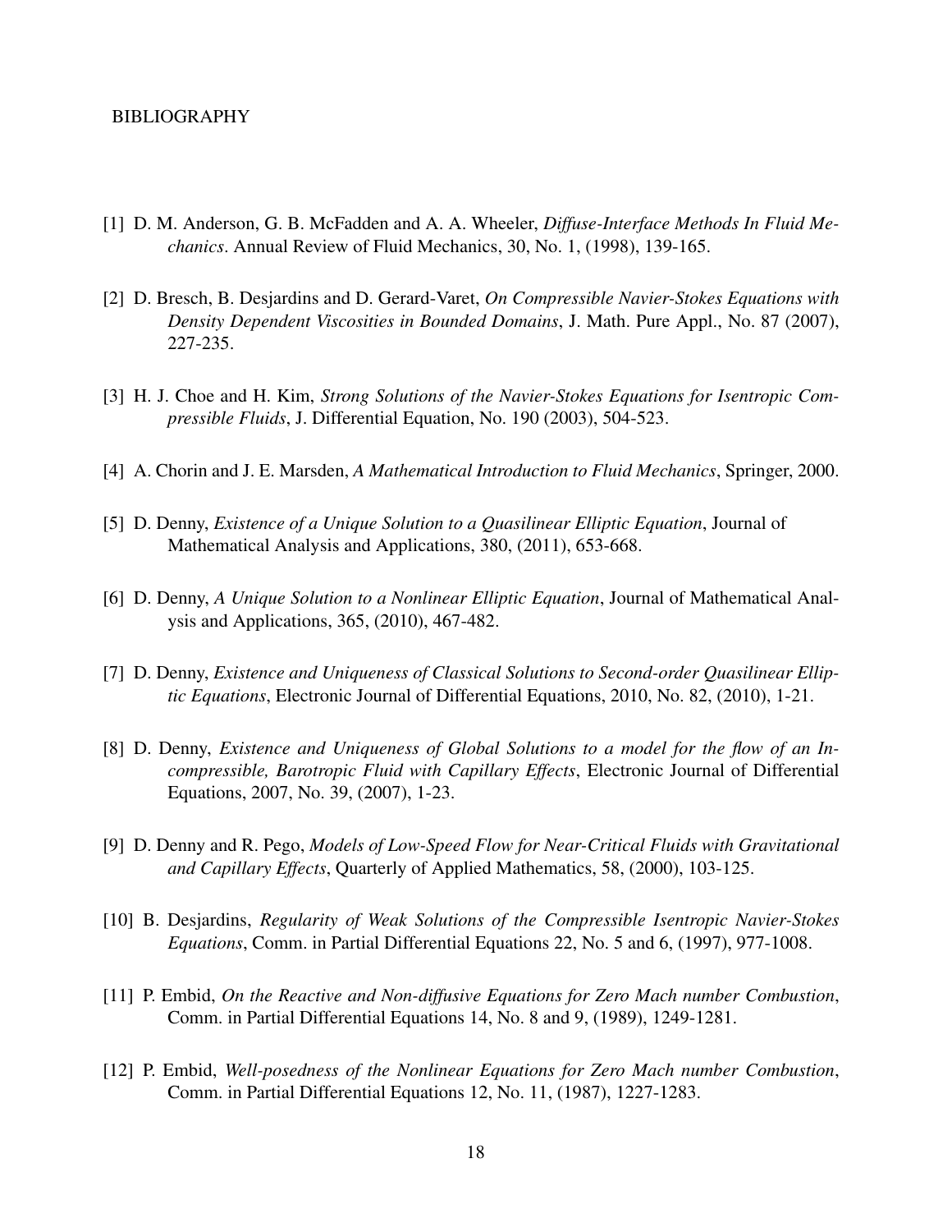# BIBLIOGRAPHY

[1] D. M. Anderson, G. B. McFadden and A. A. Wheeler, *Diffuse-Interface Methods In Fluid Mechanics*. Annual Review of Fluid Mechanics, 30, No. 1, (1998), 139-165.

[2] D. Bresch, B. Desjardins and D. Gerard-Varet, *On Compressible Navier-Stokes Equations with Density Dependent Viscosities in Bounded Domains*, J. Math. Pure Appl., No. 87 (2007), 227-235.

[3] H. J. Choe and H. Kim, *Strong Solutions of the Navier-Stokes Equations for Isentropic Compressible Fluids*, J. Differential Equation, No. 190 (2003), 504-523.

[4] A. Chorin and J. E. Marsden, *A Mathematical Introduction to Fluid Mechanics*, Springer, 2000.

[5] D. Denny, *Existence of a Unique Solution to a Quasilinear Elliptic Equation*, Journal of Mathematical Analysis and Applications, 380, (2011), 653-668.

[6] D. Denny, *A Unique Solution to a Nonlinear Elliptic Equation*, Journal of Mathematical Analysis and Applications, 365, (2010), 467-482.

[7] D. Denny, *Existence and Uniqueness of Classical Solutions to Second-order Quasilinear Elliptic Equations*, Electronic Journal of Differential Equations, 2010, No. 82, (2010), 1-21.

[8] D. Denny, *Existence and Uniqueness of Global Solutions to a model for the flow of an Incompressible, Barotropic Fluid with Capillary Effects*, Electronic Journal of Differential Equations, 2007, No. 39, (2007), 1-23.

[9] D. Denny and R. Pego, *Models of Low-Speed Flow for Near-Critical Fluids with Gravitational and Capillary Effects*, Quarterly of Applied Mathematics, 58, (2000), 103-125.

[10] B. Desjardins, *Regularity of Weak Solutions of the Compressible Isentropic Navier-Stokes Equations*, Comm. in Partial Differential Equations 22, No. 5 and 6, (1997), 977-1008.

[11] P. Embid, *On the Reactive and Non-diffusive Equations for Zero Mach number Combustion*, Comm. in Partial Differential Equations 14, No. 8 and 9, (1989), 1249-1281.

[12] P. Embid, *Well-posedness of the Nonlinear Equations for Zero Mach number Combustion*, Comm. in Partial Differential Equations 12, No. 11, (1987), 1227-1283.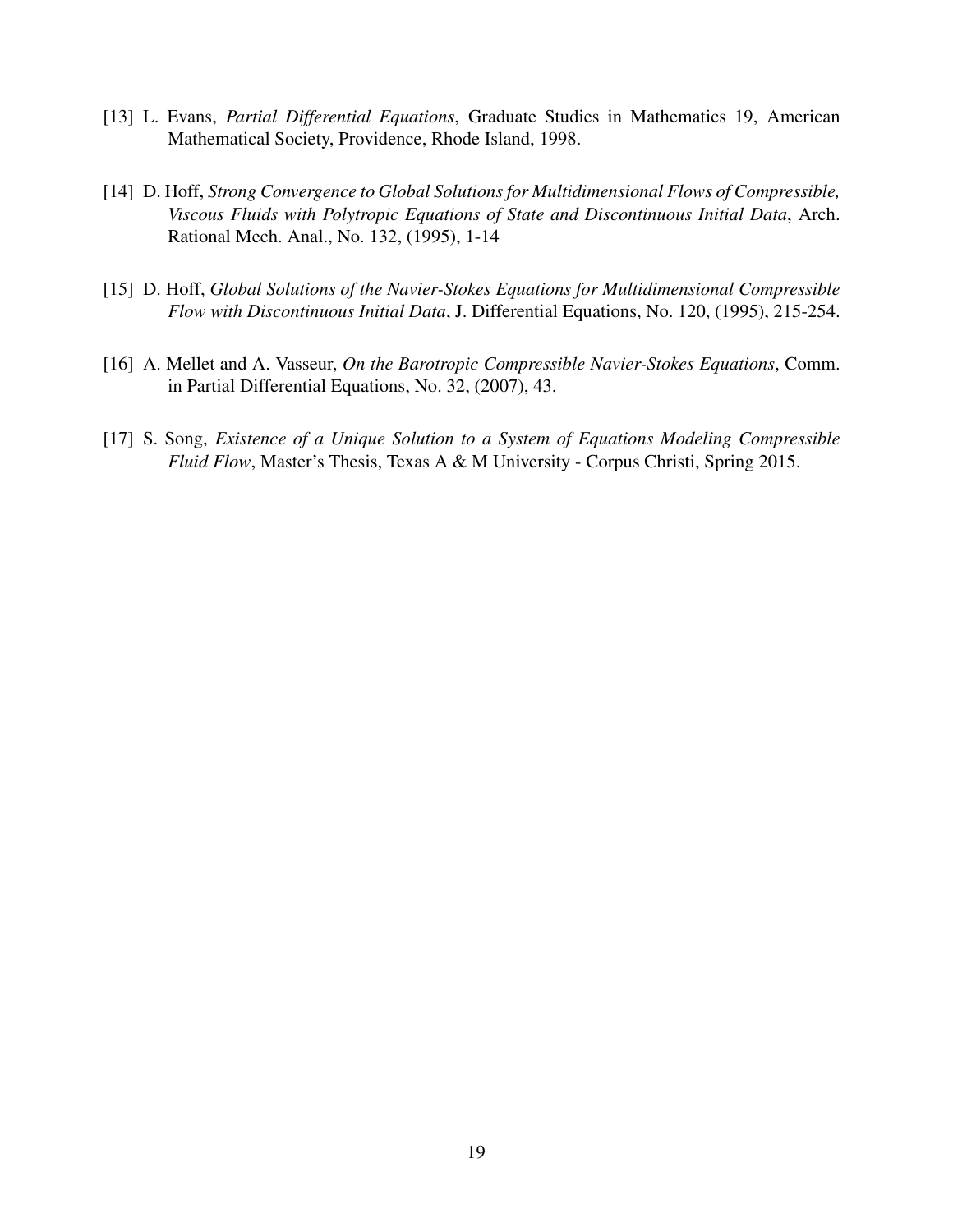[13] L. Evans, *Partial Differential Equations*, Graduate Studies in Mathematics 19, American Mathematical Society, Providence, Rhode Island, 1998.

[14] D. Hoff, *Strong Convergence to Global Solutions for Multidimensional Flows of Compressible, Viscous Fluids with Polytropic Equations of State and Discontinuous Initial Data*, Arch. Rational Mech. Anal., No. 132, (1995), 1-14

[15] D. Hoff, *Global Solutions of the Navier-Stokes Equations for Multidimensional Compressible Flow with Discontinuous Initial Data*, J. Differential Equations, No. 120, (1995), 215-254.

[16] A. Mellet and A. Vasseur, *On the Barotropic Compressible Navier-Stokes Equations*, Comm. in Partial Differential Equations, No. 32, (2007), 43.

[17] S. Song, *Existence of a Unique Solution to a System of Equations Modeling Compressible Fluid Flow*, Master's Thesis, Texas A & M University - Corpus Christi, Spring 2015.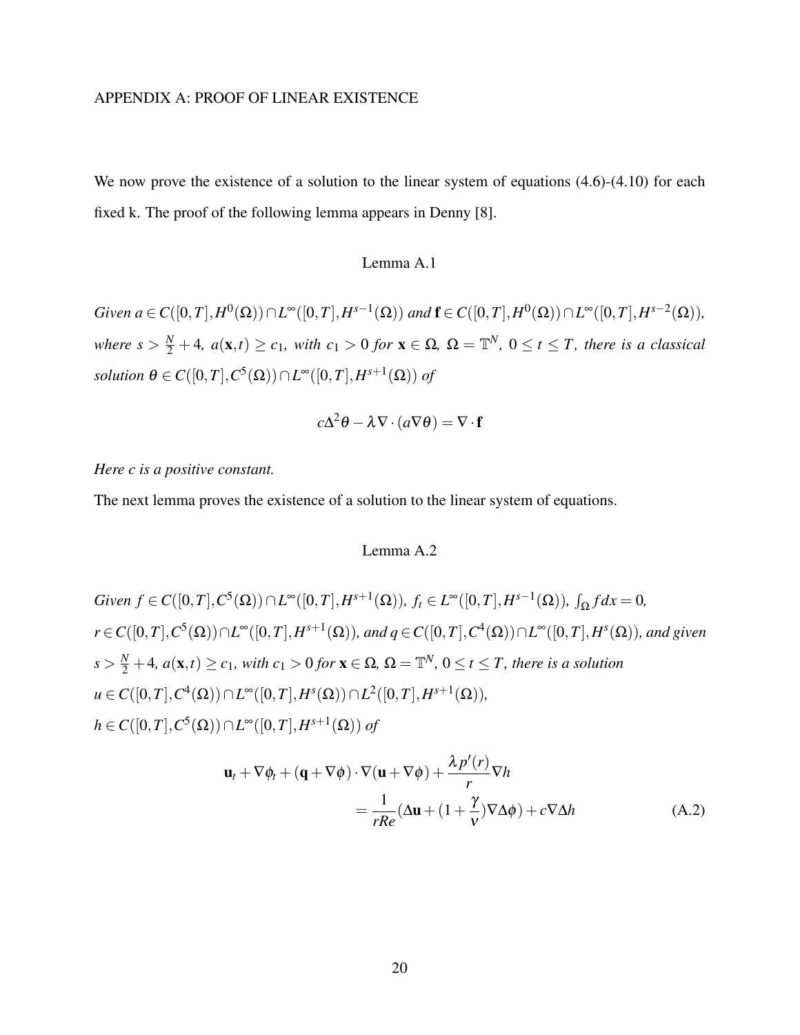## APPENDIX A: PROOF OF LINEAR EXISTENCE

We now prove the existence of a solution to the linear system of equations (4.6)-(4.10) for each fixed k. The proof of the following lemma appears in Denny [8].

Lemma A.1

*Given* $a \in C([0,T],H^0(\Omega)) \cap L^\infty([0,T],H^{s-1}(\Omega))$ *and* $\mathbf{f} \in C([0,T],H^0(\Omega)) \cap L^\infty([0,T],H^{s-2}(\Omega))$, *where* $s > \frac{N}{2} + 4$, $a(\mathbf{x},t) \geq c_1$, *with* $c_1 > 0$ *for* $\mathbf{x} \in \Omega$, $\Omega = \mathbb{T}^N$, $0 \leq t \leq T$, *there is a classical solution* $\theta \in C([0,T],C^5(\Omega)) \cap L^\infty([0,T],H^{s+1}(\Omega))$ *of*

$$c\Delta^2\theta - \lambda\nabla\cdot(a\nabla\theta) = \nabla\cdot\mathbf{f}$$

*Here c is a positive constant.*

The next lemma proves the existence of a solution to the linear system of equations.

Lemma A.2

*Given* $f \in C([0,T],C^5(\Omega)) \cap L^\infty([0,T],H^{s+1}(\Omega))$, $f_t \in L^\infty([0,T],H^{s-1}(\Omega))$, $\int_\Omega f dx = 0$, $r \in C([0,T],C^5(\Omega)) \cap L^\infty([0,T],H^{s+1}(\Omega))$, *and* $q \in C([0,T],C^4(\Omega)) \cap L^\infty([0,T],H^s(\Omega))$, *and given* $s > \frac{N}{2} + 4$, $a(\mathbf{x},t) \geq c_1$, *with* $c_1 > 0$ *for* $\mathbf{x} \in \Omega$, $\Omega = \mathbb{T}^N$, $0 \leq t \leq T$, *there is a solution* $u \in C([0,T],C^4(\Omega)) \cap L^\infty([0,T],H^s(\Omega)) \cap L^2([0,T],H^{s+1}(\Omega))$, $h \in C([0,T],C^5(\Omega)) \cap L^\infty([0,T],H^{s+1}(\Omega))$ *of*

$$\begin{aligned}\mathbf{u}_t + \nabla\phi_t + (\mathbf{q}+\nabla\phi)\cdot\nabla(\mathbf{u}+\nabla\phi) + \frac{\lambda p'(r)}{r}\nabla h \\ = \frac{1}{rRe}(\Delta\mathbf{u} + (1+\frac{\gamma}{\nu})\nabla\Delta\phi) + c\nabla\Delta h \qquad \text{(A.2)}\end{aligned}$$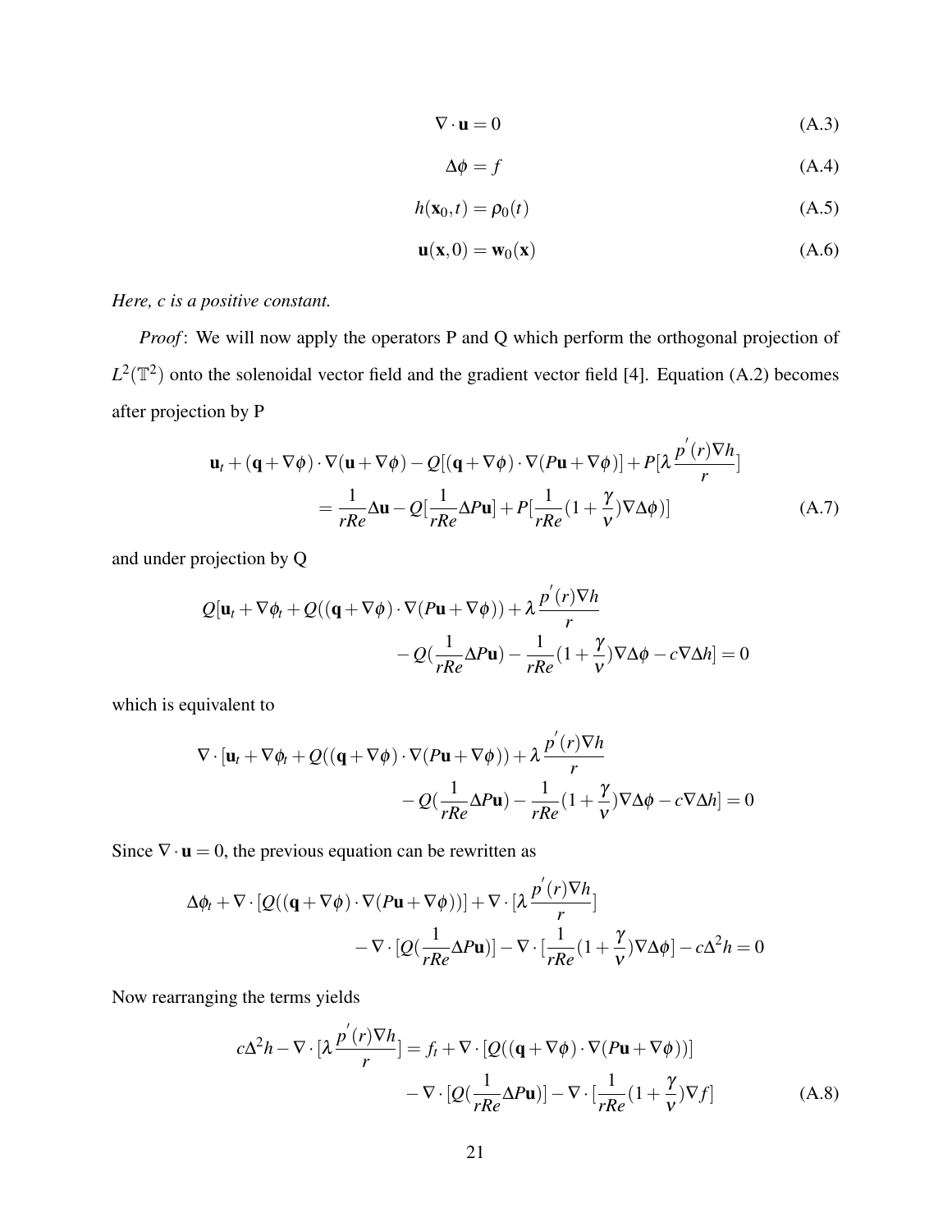$$\nabla \cdot \mathbf{u} = 0 \tag{A.3}$$

$$\Delta \phi = f \tag{A.4}$$

$$h(\mathbf{x}_0, t) = \rho_0(t) \tag{A.5}$$

$$\mathbf{u}(\mathbf{x}, 0) = \mathbf{w}_0(\mathbf{x}) \tag{A.6}$$

*Here, c is a positive constant.*

*Proof*: We will now apply the operators P and Q which perform the orthogonal projection of $L^2(\mathbb{T}^2)$ onto the solenoidal vector field and the gradient vector field [4]. Equation (A.2) becomes after projection by P

$$\begin{aligned}\mathbf{u}_t + (\mathbf{q} + \nabla\phi) \cdot \nabla(\mathbf{u} + \nabla\phi) - Q[(\mathbf{q} + \nabla\phi) \cdot \nabla(P\mathbf{u} + \nabla\phi)] + P[\lambda \frac{p'(r)\nabla h}{r}] \\ = \frac{1}{rRe}\Delta\mathbf{u} - Q[\frac{1}{rRe}\Delta P\mathbf{u}] + P[\frac{1}{rRe}(1 + \frac{\gamma}{\nu})\nabla\Delta\phi)]\end{aligned} \tag{A.7}$$

and under projection by Q

$$\begin{aligned}Q[\mathbf{u}_t + \nabla\phi_t + Q((\mathbf{q} + \nabla\phi) \cdot \nabla(P\mathbf{u} + \nabla\phi)) + \lambda \frac{p'(r)\nabla h}{r} \\ - Q(\frac{1}{rRe}\Delta P\mathbf{u}) - \frac{1}{rRe}(1 + \frac{\gamma}{\nu})\nabla\Delta\phi - c\nabla\Delta h] = 0\end{aligned}$$

which is equivalent to

$$\begin{aligned}\nabla \cdot [\mathbf{u}_t + \nabla\phi_t + Q((\mathbf{q} + \nabla\phi) \cdot \nabla(P\mathbf{u} + \nabla\phi)) + \lambda \frac{p'(r)\nabla h}{r} \\ - Q(\frac{1}{rRe}\Delta P\mathbf{u}) - \frac{1}{rRe}(1 + \frac{\gamma}{\nu})\nabla\Delta\phi - c\nabla\Delta h] = 0\end{aligned}$$

Since $\nabla \cdot \mathbf{u} = 0$, the previous equation can be rewritten as

$$\begin{aligned}\Delta\phi_t + \nabla \cdot [Q((\mathbf{q} + \nabla\phi) \cdot \nabla(P\mathbf{u} + \nabla\phi))] + \nabla \cdot [\lambda \frac{p'(r)\nabla h}{r}] \\ - \nabla \cdot [Q(\frac{1}{rRe}\Delta P\mathbf{u})] - \nabla \cdot [\frac{1}{rRe}(1 + \frac{\gamma}{\nu})\nabla\Delta\phi] - c\Delta^2 h = 0\end{aligned}$$

Now rearranging the terms yields

$$\begin{aligned}c\Delta^2 h - \nabla \cdot [\lambda \frac{p'(r)\nabla h}{r}] = f_t + \nabla \cdot [Q((\mathbf{q} + \nabla\phi) \cdot \nabla(P\mathbf{u} + \nabla\phi))] \\ - \nabla \cdot [Q(\frac{1}{rRe}\Delta P\mathbf{u})] - \nabla \cdot [\frac{1}{rRe}(1 + \frac{\gamma}{\nu})\nabla f]\end{aligned} \tag{A.8}$$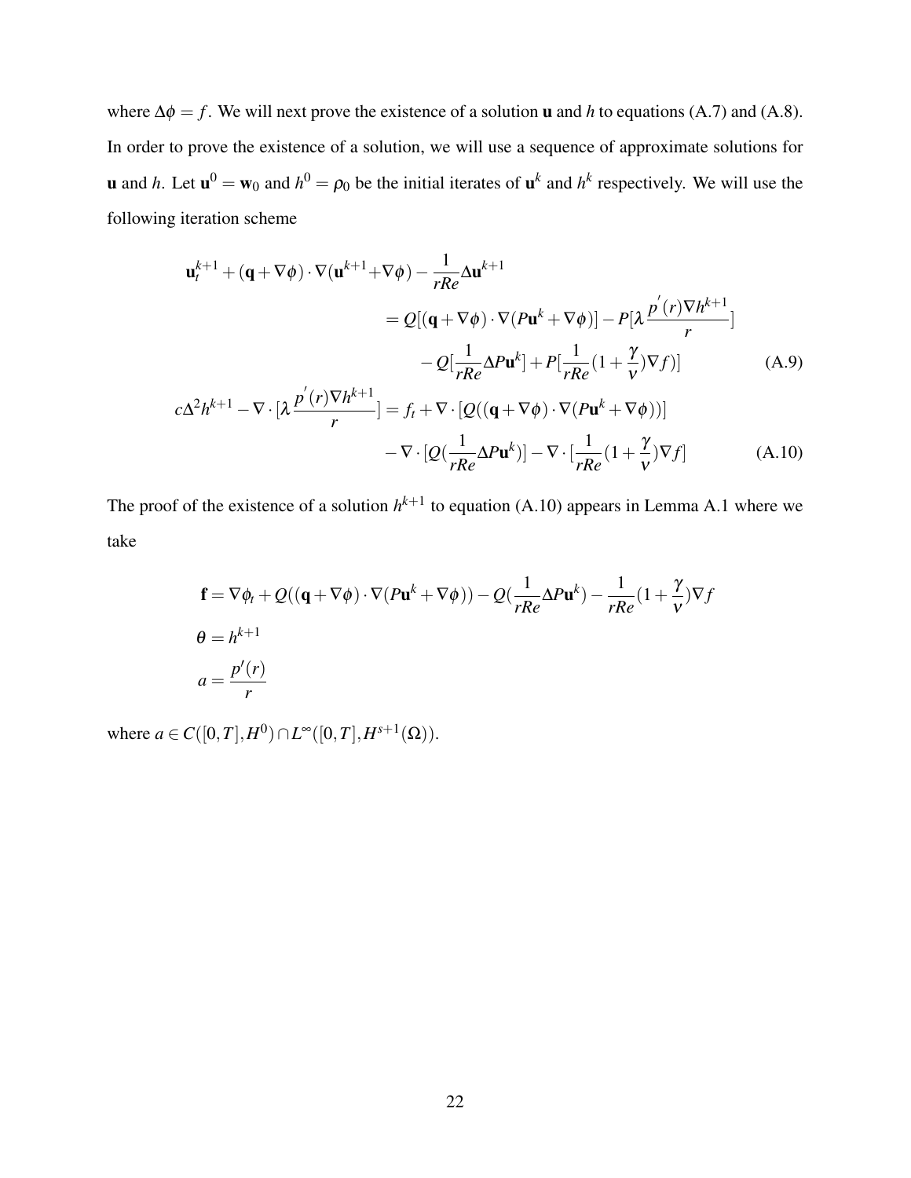where $\Delta\phi = f$. We will next prove the existence of a solution $\mathbf{u}$ and $h$ to equations (A.7) and (A.8). In order to prove the existence of a solution, we will use a sequence of approximate solutions for $\mathbf{u}$ and $h$. Let $\mathbf{u}^0 = \mathbf{w}_0$ and $h^0 = \rho_0$ be the initial iterates of $\mathbf{u}^k$ and $h^k$ respectively. We will use the following iteration scheme

$$
\begin{aligned}
\mathbf{u}_t^{k+1} + (\mathbf{q}+\nabla\phi)\cdot\nabla(\mathbf{u}^{k+1}+\nabla\phi) - \frac{1}{rRe}\Delta\mathbf{u}^{k+1} & \\
= Q[(\mathbf{q}+\nabla\phi)\cdot\nabla(P\mathbf{u}^k+\nabla\phi)] &- P[\lambda\frac{p'(r)\nabla h^{k+1}}{r}] \\
&- Q[\frac{1}{rRe}\Delta P\mathbf{u}^k] + P[\frac{1}{rRe}(1+\frac{\gamma}{\nu})\nabla f)] \qquad (A.9)
\end{aligned}
$$

$$
\begin{aligned}
c\Delta^2 h^{k+1} - \nabla\cdot[\lambda\frac{p'(r)\nabla h^{k+1}}{r}] = f_t &+ \nabla\cdot[Q((\mathbf{q}+\nabla\phi)\cdot\nabla(P\mathbf{u}^k+\nabla\phi))] \\
&- \nabla\cdot[Q(\frac{1}{rRe}\Delta P\mathbf{u}^k)] - \nabla\cdot[\frac{1}{rRe}(1+\frac{\gamma}{\nu})\nabla f] \qquad (A.10)
\end{aligned}
$$

The proof of the existence of a solution $h^{k+1}$ to equation (A.10) appears in Lemma A.1 where we take

$$
\begin{aligned}
\mathbf{f} &= \nabla\phi_t + Q((\mathbf{q}+\nabla\phi)\cdot\nabla(P\mathbf{u}^k+\nabla\phi)) - Q(\frac{1}{rRe}\Delta P\mathbf{u}^k) - \frac{1}{rRe}(1+\frac{\gamma}{\nu})\nabla f \\
\theta &= h^{k+1} \\
a &= \frac{p'(r)}{r}
\end{aligned}
$$

where $a \in C([0,T],H^0) \cap L^\infty([0,T],H^{s+1}(\Omega))$.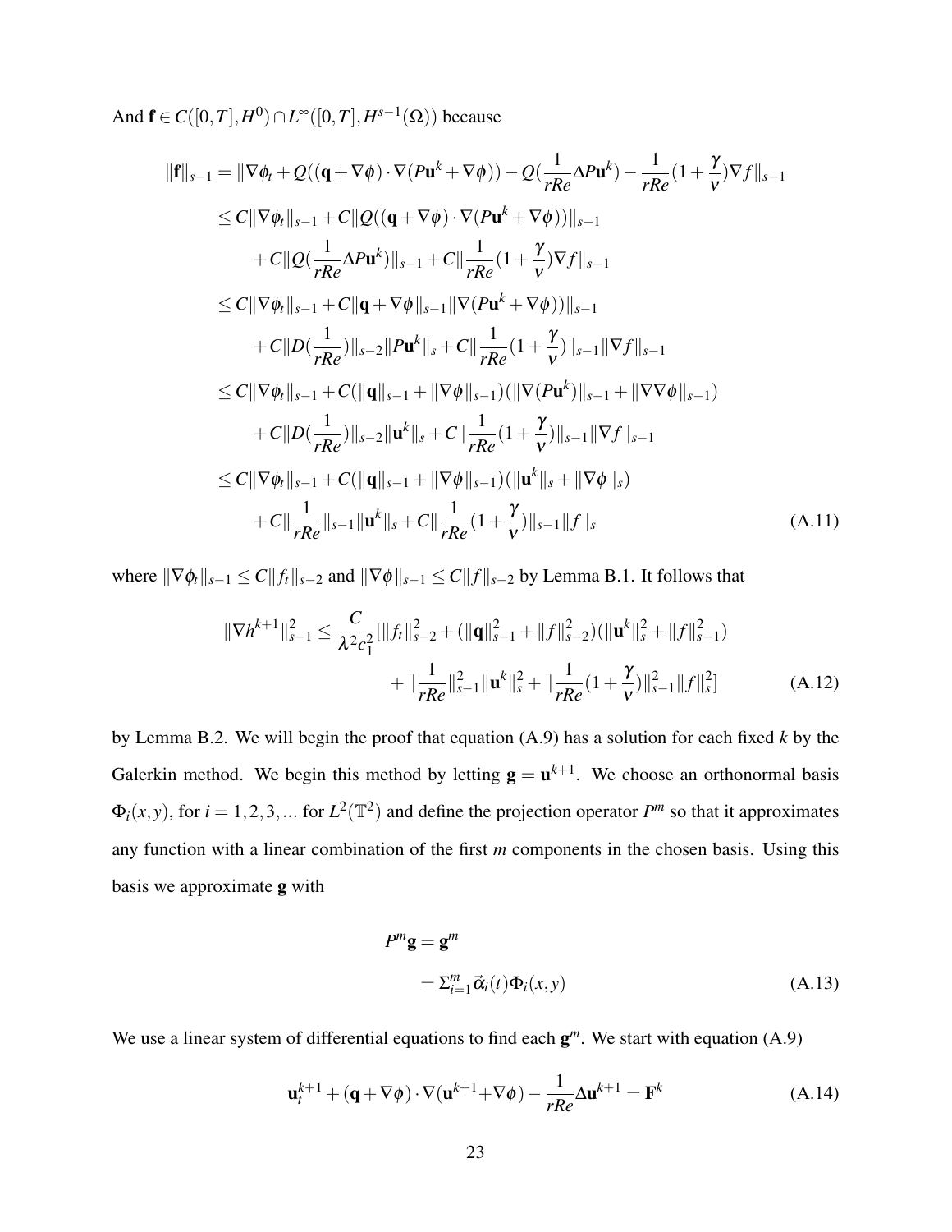And $\mathbf{f} \in C([0,T],H^0) \cap L^\infty([0,T],H^{s-1}(\Omega))$ because

$$
\begin{aligned}
\|\mathbf{f}\|_{s-1} &= \|\nabla\phi_t + Q((\mathbf{q}+\nabla\phi)\cdot\nabla(P\mathbf{u}^k+\nabla\phi)) - Q(\frac{1}{rRe}\Delta P\mathbf{u}^k) - \frac{1}{rRe}(1+\frac{\gamma}{\nu})\nabla f\|_{s-1} \\
&\leq C\|\nabla\phi_t\|_{s-1} + C\|Q((\mathbf{q}+\nabla\phi)\cdot\nabla(P\mathbf{u}^k+\nabla\phi))\|_{s-1} \\
&\quad + C\|Q(\frac{1}{rRe}\Delta P\mathbf{u}^k)\|_{s-1} + C\|\frac{1}{rRe}(1+\frac{\gamma}{\nu})\nabla f\|_{s-1} \\
&\leq C\|\nabla\phi_t\|_{s-1} + C\|\mathbf{q}+\nabla\phi\|_{s-1}\|\nabla(P\mathbf{u}^k+\nabla\phi))\|_{s-1} \\
&\quad + C\|D(\frac{1}{rRe})\|_{s-2}\|P\mathbf{u}^k\|_s + C\|\frac{1}{rRe}(1+\frac{\gamma}{\nu})\|_{s-1}\|\nabla f\|_{s-1} \\
&\leq C\|\nabla\phi_t\|_{s-1} + C(\|\mathbf{q}\|_{s-1} + \|\nabla\phi\|_{s-1})(\|\nabla(P\mathbf{u}^k)\|_{s-1} + \|\nabla\nabla\phi\|_{s-1}) \\
&\quad + C\|D(\frac{1}{rRe})\|_{s-2}\|\mathbf{u}^k\|_s + C\|\frac{1}{rRe}(1+\frac{\gamma}{\nu})\|_{s-1}\|\nabla f\|_{s-1} \\
&\leq C\|\nabla\phi_t\|_{s-1} + C(\|\mathbf{q}\|_{s-1} + \|\nabla\phi\|_{s-1})(\|\mathbf{u}^k\|_s + \|\nabla\phi\|_s) \\
&\quad + C\|\frac{1}{rRe}\|_{s-1}\|\mathbf{u}^k\|_s + C\|\frac{1}{rRe}(1+\frac{\gamma}{\nu})\|_{s-1}\|f\|_s
\end{aligned} \tag{A.11}
$$

where $\|\nabla\phi_t\|_{s-1} \leq C\|f_t\|_{s-2}$ and $\|\nabla\phi\|_{s-1} \leq C\|f\|_{s-2}$ by Lemma B.1. It follows that

$$
\begin{aligned}
\|\nabla h^{k+1}\|_{s-1}^2 \leq \frac{C}{\lambda^2 c_1^2}[&\|f_t\|_{s-2}^2 + (\|\mathbf{q}\|_{s-1}^2 + \|f\|_{s-2}^2)(\|\mathbf{u}^k\|_s^2 + \|f\|_{s-1}^2) \\
&+ \|\frac{1}{rRe}\|_{s-1}^2\|\mathbf{u}^k\|_s^2 + \|\frac{1}{rRe}(1+\frac{\gamma}{\nu})\|_{s-1}^2\|f\|_s^2]
\end{aligned} \tag{A.12}
$$

by Lemma B.2. We will begin the proof that equation (A.9) has a solution for each fixed $k$ by the Galerkin method. We begin this method by letting $\mathbf{g} = \mathbf{u}^{k+1}$. We choose an orthonormal basis $\Phi_i(x,y)$, for $i = 1,2,3,...$ for $L^2(\mathbb{T}^2)$ and define the projection operator $P^m$ so that it approximates any function with a linear combination of the first $m$ components in the chosen basis. Using this basis we approximate $\mathbf{g}$ with

$$
\begin{aligned}
P^m\mathbf{g} &= \mathbf{g}^m \\
&= \Sigma_{i=1}^m \vec{\alpha}_i(t)\Phi_i(x,y)
\end{aligned} \tag{A.13}
$$

We use a linear system of differential equations to find each $\mathbf{g}^m$. We start with equation (A.9)

$$
\mathbf{u}_t^{k+1} + (\mathbf{q}+\nabla\phi)\cdot\nabla(\mathbf{u}^{k+1}+\nabla\phi) - \frac{1}{rRe}\Delta\mathbf{u}^{k+1} = \mathbf{F}^k \tag{A.14}
$$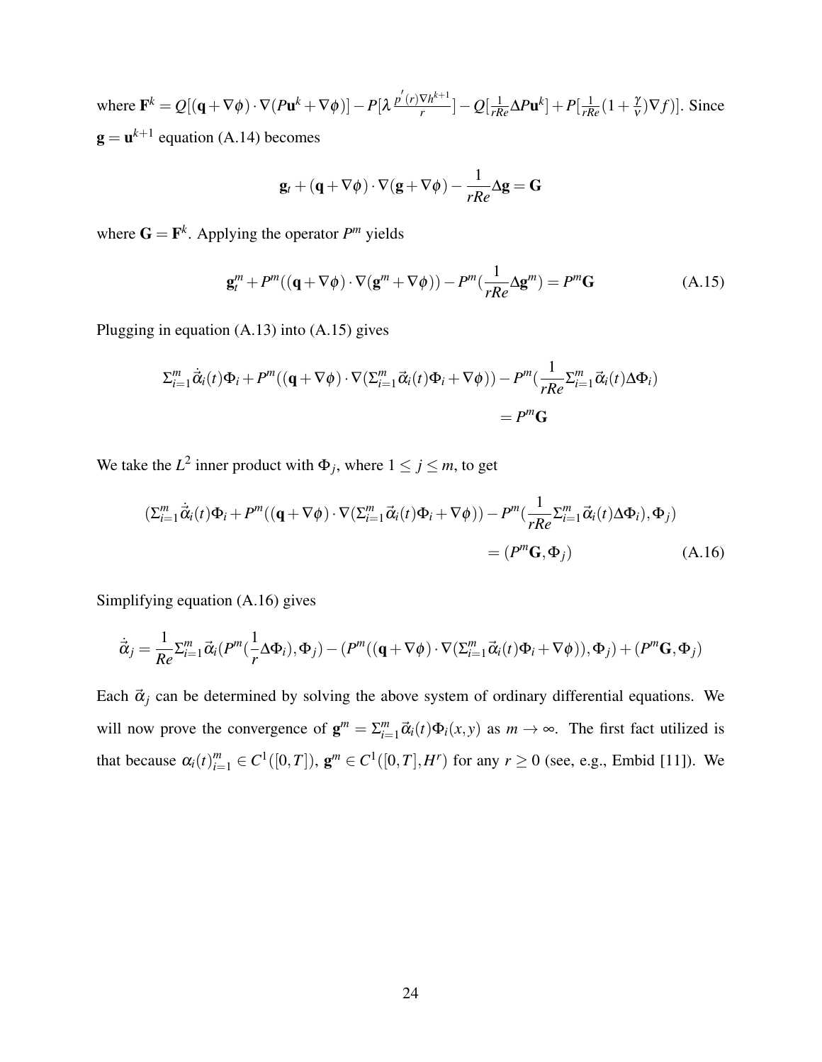where $\mathbf{F}^k = Q[(\mathbf{q}+\nabla\phi)\cdot\nabla(P\mathbf{u}^k+\nabla\phi)] - P[\lambda\frac{p'(r)\nabla h^{k+1}}{r}] - Q[\frac{1}{rRe}\Delta P\mathbf{u}^k] + P[\frac{1}{rRe}(1+\frac{\gamma}{\nu})\nabla f)]$. Since $\mathbf{g} = \mathbf{u}^{k+1}$ equation (A.14) becomes

$$\mathbf{g}_t + (\mathbf{q}+\nabla\phi)\cdot\nabla(\mathbf{g}+\nabla\phi) - \frac{1}{rRe}\Delta\mathbf{g} = \mathbf{G}$$

where $\mathbf{G} = \mathbf{F}^k$. Applying the operator $P^m$ yields

$$\mathbf{g}_t^m + P^m((\mathbf{q}+\nabla\phi)\cdot\nabla(\mathbf{g}^m+\nabla\phi)) - P^m(\frac{1}{rRe}\Delta\mathbf{g}^m) = P^m\mathbf{G} \tag{A.15}$$

Plugging in equation (A.13) into (A.15) gives

$$\Sigma_{i=1}^m \dot{\vec{\alpha}}_i(t)\Phi_i + P^m((\mathbf{q}+\nabla\phi)\cdot\nabla(\Sigma_{i=1}^m\vec{\alpha}_i(t)\Phi_i+\nabla\phi)) - P^m(\frac{1}{rRe}\Sigma_{i=1}^m\vec{\alpha}_i(t)\Delta\Phi_i) = P^m\mathbf{G}$$

We take the $L^2$ inner product with $\Phi_j$, where $1 \le j \le m$, to get

$$(\Sigma_{i=1}^m \dot{\vec{\alpha}}_i(t)\Phi_i + P^m((\mathbf{q}+\nabla\phi)\cdot\nabla(\Sigma_{i=1}^m\vec{\alpha}_i(t)\Phi_i+\nabla\phi)) - P^m(\frac{1}{rRe}\Sigma_{i=1}^m\vec{\alpha}_i(t)\Delta\Phi_i),\Phi_j) = (P^m\mathbf{G},\Phi_j) \tag{A.16}$$

Simplifying equation (A.16) gives

$$\dot{\vec{\alpha}}_j = \frac{1}{Re}\Sigma_{i=1}^m\vec{\alpha}_i(P^m(\frac{1}{r}\Delta\Phi_i),\Phi_j) - (P^m((\mathbf{q}+\nabla\phi)\cdot\nabla(\Sigma_{i=1}^m\vec{\alpha}_i(t)\Phi_i+\nabla\phi)),\Phi_j) + (P^m\mathbf{G},\Phi_j)$$

Each $\vec{\alpha}_j$ can be determined by solving the above system of ordinary differential equations. We will now prove the convergence of $\mathbf{g}^m = \Sigma_{i=1}^m\vec{\alpha}_i(t)\Phi_i(x,y)$ as $m\to\infty$. The first fact utilized is that because $\alpha_i(t)_{i=1}^m \in C^1([0,T])$, $\mathbf{g}^m \in C^1([0,T],H^r)$ for any $r \ge 0$ (see, e.g., Embid [11]). We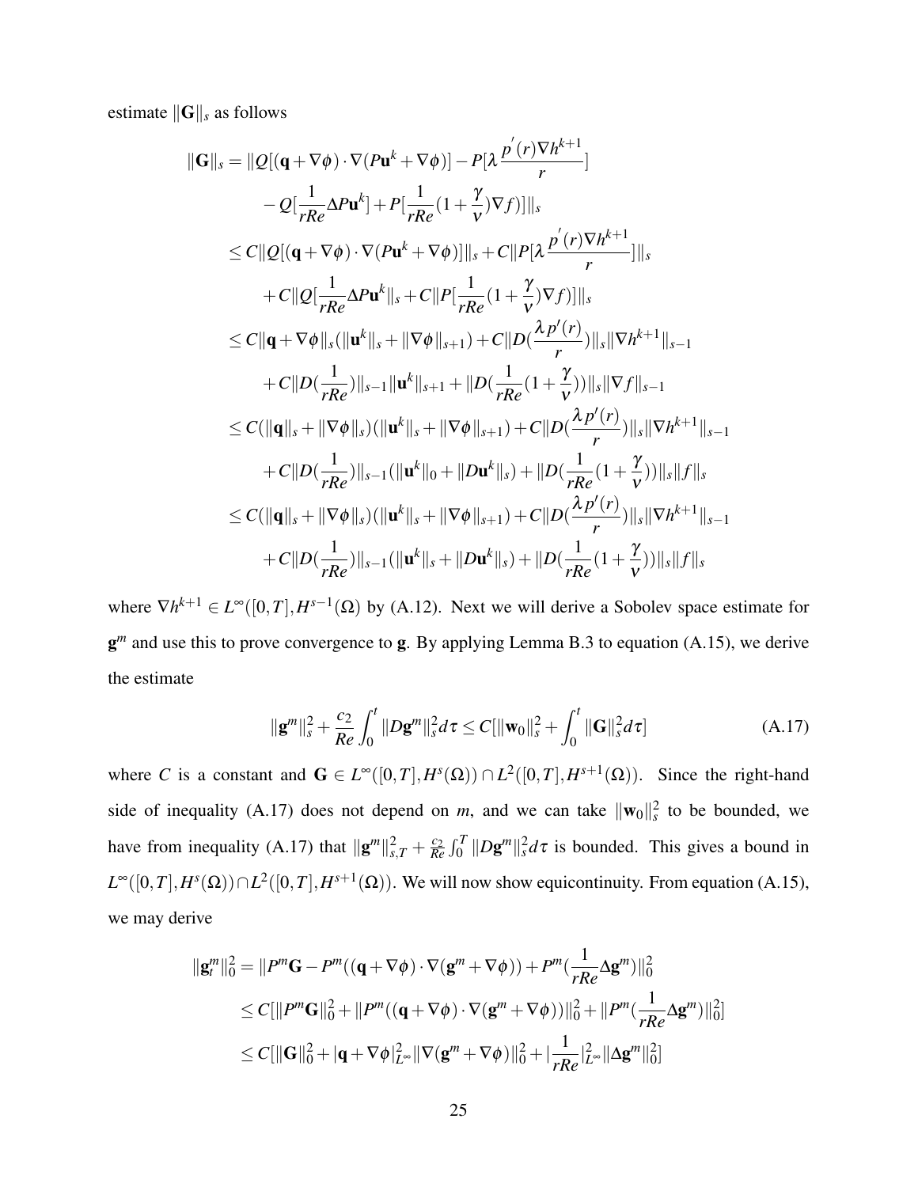estimate $\|\mathbf{G}\|_s$ as follows

$$
\begin{aligned}
\|\mathbf{G}\|_s &= \|Q[(\mathbf{q}+\nabla\phi)\cdot\nabla(P\mathbf{u}^k+\nabla\phi)] - P[\lambda\frac{p^{'}(r)\nabla h^{k+1}}{r}] \\
&\quad - Q[\frac{1}{rRe}\Delta P\mathbf{u}^k] + P[\frac{1}{rRe}(1+\frac{\gamma}{\nu})\nabla f)]\|_s \\
&\le C\|Q[(\mathbf{q}+\nabla\phi)\cdot\nabla(P\mathbf{u}^k+\nabla\phi)]\|_s + C\|P[\lambda\frac{p^{'}(r)\nabla h^{k+1}}{r}]\|_s \\
&\quad + C\|Q[\frac{1}{rRe}\Delta P\mathbf{u}^k\|_s + C\|P[\frac{1}{rRe}(1+\frac{\gamma}{\nu})\nabla f)]\|_s \\
&\le C\|\mathbf{q}+\nabla\phi\|_s(\|\mathbf{u}^k\|_s + \|\nabla\phi\|_{s+1}) + C\|D(\frac{\lambda p'(r)}{r})\|_s\|\nabla h^{k+1}\|_{s-1} \\
&\quad + C\|D(\frac{1}{rRe})\|_{s-1}\|\mathbf{u}^k\|_{s+1} + \|D(\frac{1}{rRe}(1+\frac{\gamma}{\nu}))\|_s\|\nabla f\|_{s-1} \\
&\le C(\|\mathbf{q}\|_s + \|\nabla\phi\|_s)(\|\mathbf{u}^k\|_s + \|\nabla\phi\|_{s+1}) + C\|D(\frac{\lambda p'(r)}{r})\|_s\|\nabla h^{k+1}\|_{s-1} \\
&\quad + C\|D(\frac{1}{rRe})\|_{s-1}(\|\mathbf{u}^k\|_0 + \|D\mathbf{u}^k\|_s) + \|D(\frac{1}{rRe}(1+\frac{\gamma}{\nu}))\|_s\|f\|_s \\
&\le C(\|\mathbf{q}\|_s + \|\nabla\phi\|_s)(\|\mathbf{u}^k\|_s + \|\nabla\phi\|_{s+1}) + C\|D(\frac{\lambda p'(r)}{r})\|_s\|\nabla h^{k+1}\|_{s-1} \\
&\quad + C\|D(\frac{1}{rRe})\|_{s-1}(\|\mathbf{u}^k\|_s + \|D\mathbf{u}^k\|_s) + \|D(\frac{1}{rRe}(1+\frac{\gamma}{\nu}))\|_s\|f\|_s
\end{aligned}
$$

where $\nabla h^{k+1} \in L^\infty([0,T],H^{s-1}(\Omega)$ by (A.12). Next we will derive a Sobolev space estimate for $\mathbf{g}^m$ and use this to prove convergence to $\mathbf{g}$. By applying Lemma B.3 to equation (A.15), we derive the estimate

$$
\|\mathbf{g}^m\|_s^2 + \frac{c_2}{Re}\int_0^t \|D\mathbf{g}^m\|_s^2 d\tau \le C[\|\mathbf{w}_0\|_s^2 + \int_0^t \|\mathbf{G}\|_s^2 d\tau] \tag{A.17}
$$

where $C$ is a constant and $\mathbf{G} \in L^\infty([0,T],H^s(\Omega)) \cap L^2([0,T],H^{s+1}(\Omega))$. Since the right-hand side of inequality (A.17) does not depend on $m$, and we can take $\|\mathbf{w}_0\|_s^2$ to be bounded, we have from inequality (A.17) that $\|\mathbf{g}^m\|_{s,T}^2 + \frac{c_2}{Re}\int_0^T \|D\mathbf{g}^m\|_s^2 d\tau$ is bounded. This gives a bound in $L^\infty([0,T],H^s(\Omega)) \cap L^2([0,T],H^{s+1}(\Omega))$. We will now show equicontinuity. From equation (A.15), we may derive

$$
\begin{aligned}
\|\mathbf{g}_t^m\|_0^2 &= \|P^m\mathbf{G} - P^m((\mathbf{q}+\nabla\phi)\cdot\nabla(\mathbf{g}^m+\nabla\phi)) + P^m(\frac{1}{rRe}\Delta\mathbf{g}^m)\|_0^2 \\
&\le C[\|P^m\mathbf{G}\|_0^2 + \|P^m((\mathbf{q}+\nabla\phi)\cdot\nabla(\mathbf{g}^m+\nabla\phi))\|_0^2 + \|P^m(\frac{1}{rRe}\Delta\mathbf{g}^m)\|_0^2] \\
&\le C[\|\mathbf{G}\|_0^2 + |\mathbf{q}+\nabla\phi|_{L^\infty}^2\|\nabla(\mathbf{g}^m+\nabla\phi)\|_0^2 + |\frac{1}{rRe}|_{L^\infty}^2\|\Delta\mathbf{g}^m\|_0^2]
\end{aligned}
$$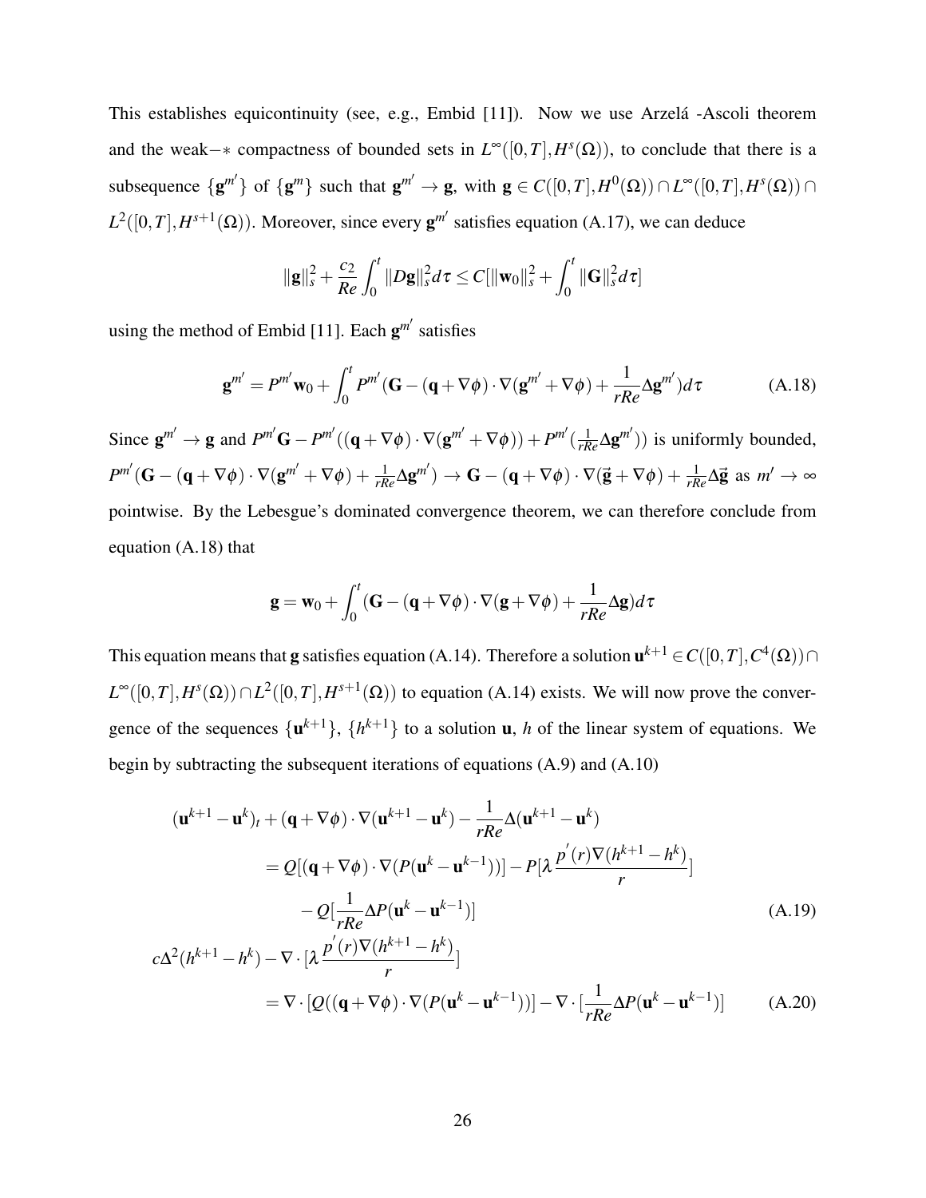This establishes equicontinuity (see, e.g., Embid [11]). Now we use Arzelá -Ascoli theorem and the weak−∗ compactness of bounded sets in $L^\infty([0,T],H^s(\Omega))$, to conclude that there is a subsequence $\{\mathbf{g}^{m'}\}$ of $\{\mathbf{g}^m\}$ such that $\mathbf{g}^{m'} \to \mathbf{g}$, with $\mathbf{g} \in C([0,T],H^0(\Omega)) \cap L^\infty([0,T],H^s(\Omega)) \cap L^2([0,T],H^{s+1}(\Omega))$. Moreover, since every $\mathbf{g}^{m'}$ satisfies equation (A.17), we can deduce

$$\|\mathbf{g}\|_s^2 + \frac{c_2}{Re}\int_0^t \|D\mathbf{g}\|_s^2 d\tau \leq C[\|\mathbf{w}_0\|_s^2 + \int_0^t \|\mathbf{G}\|_s^2 d\tau]$$

using the method of Embid [11]. Each $\mathbf{g}^{m'}$ satisfies

$$\mathbf{g}^{m'} = P^{m'}\mathbf{w}_0 + \int_0^t P^{m'}(\mathbf{G} - (\mathbf{q}+\nabla\phi)\cdot\nabla(\mathbf{g}^{m'}+\nabla\phi) + \frac{1}{rRe}\Delta\mathbf{g}^{m'})d\tau \tag{A.18}$$

Since $\mathbf{g}^{m'} \to \mathbf{g}$ and $P^{m'}\mathbf{G} - P^{m'}((\mathbf{q}+\nabla\phi)\cdot\nabla(\mathbf{g}^{m'}+\nabla\phi)) + P^{m'}(\frac{1}{rRe}\Delta\mathbf{g}^{m'}))$ is uniformly bounded, $P^{m'}(\mathbf{G} - (\mathbf{q}+\nabla\phi)\cdot\nabla(\mathbf{g}^{m'}+\nabla\phi) + \frac{1}{rRe}\Delta\mathbf{g}^{m'}) \to \mathbf{G} - (\mathbf{q}+\nabla\phi)\cdot\nabla(\vec{\mathbf{g}}+\nabla\phi) + \frac{1}{rRe}\Delta\vec{\mathbf{g}}$ as $m' \to \infty$ pointwise. By the Lebesgue's dominated convergence theorem, we can therefore conclude from equation (A.18) that

$$\mathbf{g} = \mathbf{w}_0 + \int_0^t (\mathbf{G} - (\mathbf{q}+\nabla\phi)\cdot\nabla(\mathbf{g}+\nabla\phi) + \frac{1}{rRe}\Delta\mathbf{g})d\tau$$

This equation means that $\mathbf{g}$ satisfies equation (A.14). Therefore a solution $\mathbf{u}^{k+1} \in C([0,T],C^4(\Omega)) \cap L^\infty([0,T],H^s(\Omega)) \cap L^2([0,T],H^{s+1}(\Omega))$ to equation (A.14) exists. We will now prove the convergence of the sequences $\{\mathbf{u}^{k+1}\}$, $\{h^{k+1}\}$ to a solution $\mathbf{u}$, $h$ of the linear system of equations. We begin by subtracting the subsequent iterations of equations (A.9) and (A.10)

$$\begin{aligned}
(\mathbf{u}^{k+1}-\mathbf{u}^k)_t &+ (\mathbf{q}+\nabla\phi)\cdot\nabla(\mathbf{u}^{k+1}-\mathbf{u}^k) - \frac{1}{rRe}\Delta(\mathbf{u}^{k+1}-\mathbf{u}^k) \\
&= Q[(\mathbf{q}+\nabla\phi)\cdot\nabla(P(\mathbf{u}^k-\mathbf{u}^{k-1}))] - P[\lambda\frac{p'(r)\nabla(h^{k+1}-h^k)}{r}] \\
&\quad - Q[\frac{1}{rRe}\Delta P(\mathbf{u}^k-\mathbf{u}^{k-1})] && \text{(A.19)} \\
c\Delta^2(h^{k+1}-h^k) &- \nabla\cdot[\lambda\frac{p'(r)\nabla(h^{k+1}-h^k)}{r}] \\
&= \nabla\cdot[Q((\mathbf{q}+\nabla\phi)\cdot\nabla(P(\mathbf{u}^k-\mathbf{u}^{k-1}))] - \nabla\cdot[\frac{1}{rRe}\Delta P(\mathbf{u}^k-\mathbf{u}^{k-1})] && \text{(A.20)}
\end{aligned}$$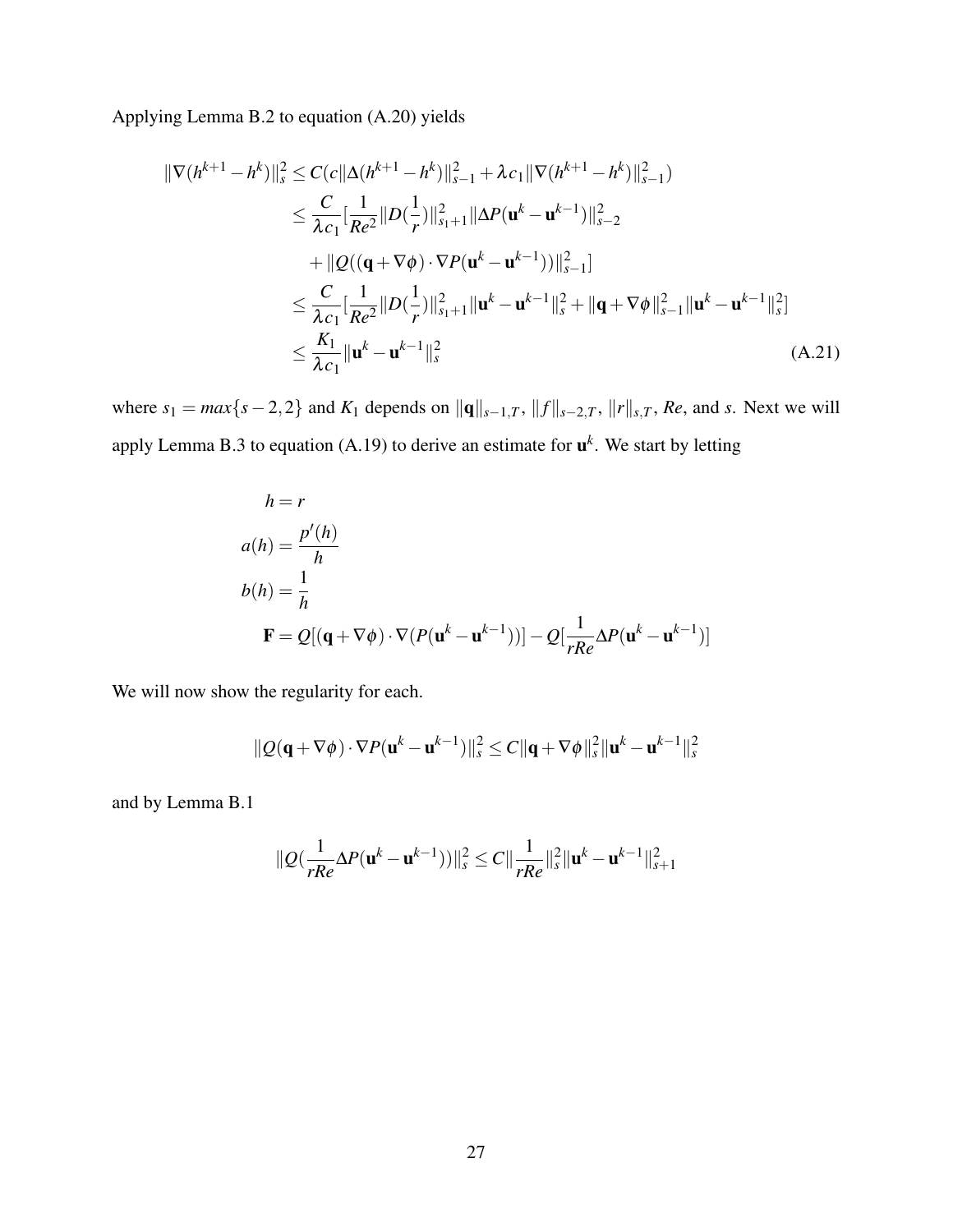Applying Lemma B.2 to equation (A.20) yields

$$
\begin{aligned}
\|\nabla(h^{k+1}-h^k)\|_s^2 &\leq C(c\|\Delta(h^{k+1}-h^k)\|_{s-1}^2 + \lambda c_1 \|\nabla(h^{k+1}-h^k)\|_{s-1}^2) \\
&\leq \frac{C}{\lambda c_1}\Big[\frac{1}{Re^2}\|D(\frac{1}{r})\|_{s_1+1}^2 \|\Delta P(\mathbf{u}^k - \mathbf{u}^{k-1})\|_{s-2}^2 \\
&\quad + \|Q((\mathbf{q}+\nabla\phi)\cdot\nabla P(\mathbf{u}^k-\mathbf{u}^{k-1}))\|_{s-1}^2\Big] \\
&\leq \frac{C}{\lambda c_1}\Big[\frac{1}{Re^2}\|D(\frac{1}{r})\|_{s_1+1}^2\|\mathbf{u}^k-\mathbf{u}^{k-1}\|_s^2 + \|\mathbf{q}+\nabla\phi\|_{s-1}^2\|\mathbf{u}^k-\mathbf{u}^{k-1}\|_s^2\Big] \\
&\leq \frac{K_1}{\lambda c_1}\|\mathbf{u}^k-\mathbf{u}^{k-1}\|_s^2 \qquad \text{(A.21)}
\end{aligned}
$$

where $s_1 = max\{s-2,2\}$ and $K_1$ depends on $\|\mathbf{q}\|_{s-1,T}$, $\|f\|_{s-2,T}$, $\|r\|_{s,T}$, $Re$, and $s$. Next we will apply Lemma B.3 to equation (A.19) to derive an estimate for $\mathbf{u}^k$. We start by letting

$$
\begin{aligned}
h &= r \\
a(h) &= \frac{p'(h)}{h} \\
b(h) &= \frac{1}{h} \\
\mathbf{F} &= Q[(\mathbf{q}+\nabla\phi)\cdot\nabla(P(\mathbf{u}^k-\mathbf{u}^{k-1}))] - Q[\frac{1}{rRe}\Delta P(\mathbf{u}^k-\mathbf{u}^{k-1})]
\end{aligned}
$$

We will now show the regularity for each.

$$
\|Q(\mathbf{q}+\nabla\phi)\cdot\nabla P(\mathbf{u}^k-\mathbf{u}^{k-1})\|_s^2 \leq C\|\mathbf{q}+\nabla\phi\|_s^2\|\mathbf{u}^k-\mathbf{u}^{k-1}\|_s^2
$$

and by Lemma B.1

$$
\|Q(\frac{1}{rRe}\Delta P(\mathbf{u}^k-\mathbf{u}^{k-1}))\|_s^2 \leq C\|\frac{1}{rRe}\|_s^2\|\mathbf{u}^k-\mathbf{u}^{k-1}\|_{s+1}^2
$$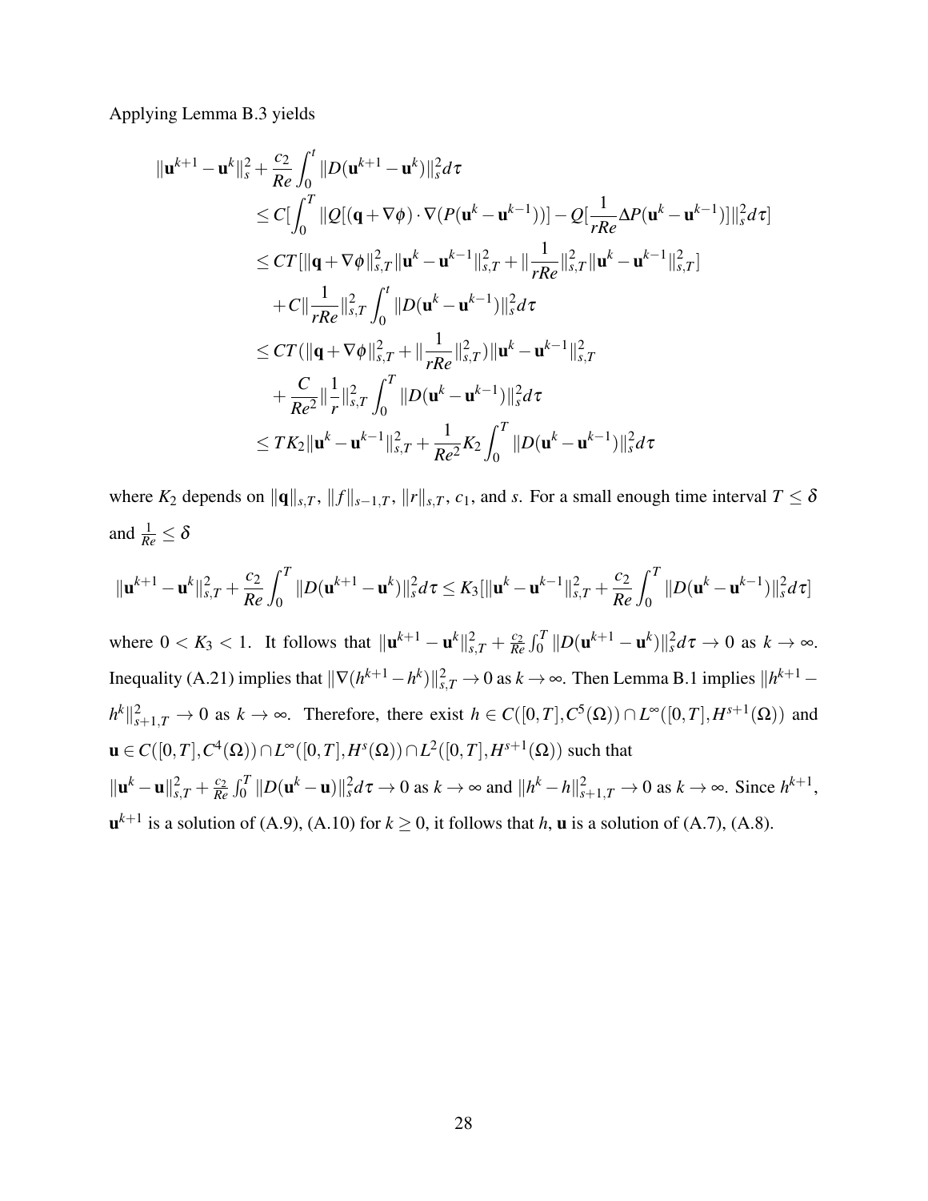Applying Lemma B.3 yields

$$
\begin{aligned}
\|\mathbf{u}^{k+1}-\mathbf{u}^k\|_s^2 &+ \frac{c_2}{Re}\int_0^t \|D(\mathbf{u}^{k+1}-\mathbf{u}^k)\|_s^2 d\tau \\
&\le C[\int_0^T \|Q[(\mathbf{q}+\nabla\phi)\cdot\nabla(P(\mathbf{u}^k-\mathbf{u}^{k-1}))] - Q[\frac{1}{rRe}\Delta P(\mathbf{u}^k-\mathbf{u}^{k-1})]\|_s^2 d\tau] \\
&\le CT[\|\mathbf{q}+\nabla\phi\|_{s,T}^2\|\mathbf{u}^k-\mathbf{u}^{k-1}\|_{s,T}^2 + \|\frac{1}{rRe}\|_{s,T}^2\|\mathbf{u}^k-\mathbf{u}^{k-1}\|_{s,T}^2] \\
&\quad + C\|\frac{1}{rRe}\|_{s,T}^2\int_0^t \|D(\mathbf{u}^k-\mathbf{u}^{k-1})\|_s^2 d\tau \\
&\le CT(\|\mathbf{q}+\nabla\phi\|_{s,T}^2 + \|\frac{1}{rRe}\|_{s,T}^2)\|\mathbf{u}^k-\mathbf{u}^{k-1}\|_{s,T}^2 \\
&\quad + \frac{C}{Re^2}\|\frac{1}{r}\|_{s,T}^2\int_0^T \|D(\mathbf{u}^k-\mathbf{u}^{k-1})\|_s^2 d\tau \\
&\le TK_2\|\mathbf{u}^k-\mathbf{u}^{k-1}\|_{s,T}^2 + \frac{1}{Re^2}K_2\int_0^T \|D(\mathbf{u}^k-\mathbf{u}^{k-1})\|_s^2 d\tau
\end{aligned}
$$

where $K_2$ depends on $\|\mathbf{q}\|_{s,T}$, $\|f\|_{s-1,T}$, $\|r\|_{s,T}$, $c_1$, and $s$. For a small enough time interval $T \le \delta$ and $\frac{1}{Re} \le \delta$

$$
\|\mathbf{u}^{k+1}-\mathbf{u}^k\|_{s,T}^2 + \frac{c_2}{Re}\int_0^T \|D(\mathbf{u}^{k+1}-\mathbf{u}^k)\|_s^2 d\tau \le K_3[\|\mathbf{u}^k-\mathbf{u}^{k-1}\|_{s,T}^2 + \frac{c_2}{Re}\int_0^T \|D(\mathbf{u}^k-\mathbf{u}^{k-1})\|_s^2 d\tau]
$$

where $0 < K_3 < 1$. It follows that $\|\mathbf{u}^{k+1}-\mathbf{u}^k\|_{s,T}^2 + \frac{c_2}{Re}\int_0^T \|D(\mathbf{u}^{k+1}-\mathbf{u}^k)\|_s^2 d\tau \to 0$ as $k \to \infty$. Inequality (A.21) implies that $\|\nabla(h^{k+1}-h^k)\|_{s,T}^2 \to 0$ as $k \to \infty$. Then Lemma B.1 implies $\|h^{k+1}-h^k\|_{s+1,T}^2 \to 0$ as $k \to \infty$. Therefore, there exist $h \in C([0,T],C^5(\Omega)) \cap L^\infty([0,T],H^{s+1}(\Omega))$ and $\mathbf{u} \in C([0,T],C^4(\Omega)) \cap L^\infty([0,T],H^s(\Omega)) \cap L^2([0,T],H^{s+1}(\Omega))$ such that $\|\mathbf{u}^k-\mathbf{u}\|_{s,T}^2 + \frac{c_2}{Re}\int_0^T \|D(\mathbf{u}^k-\mathbf{u})\|_s^2 d\tau \to 0$ as $k \to \infty$ and $\|h^k-h\|_{s+1,T}^2 \to 0$ as $k \to \infty$. Since $h^{k+1}$, $\mathbf{u}^{k+1}$ is a solution of (A.9), (A.10) for $k \ge 0$, it follows that $h$, $\mathbf{u}$ is a solution of (A.7), (A.8).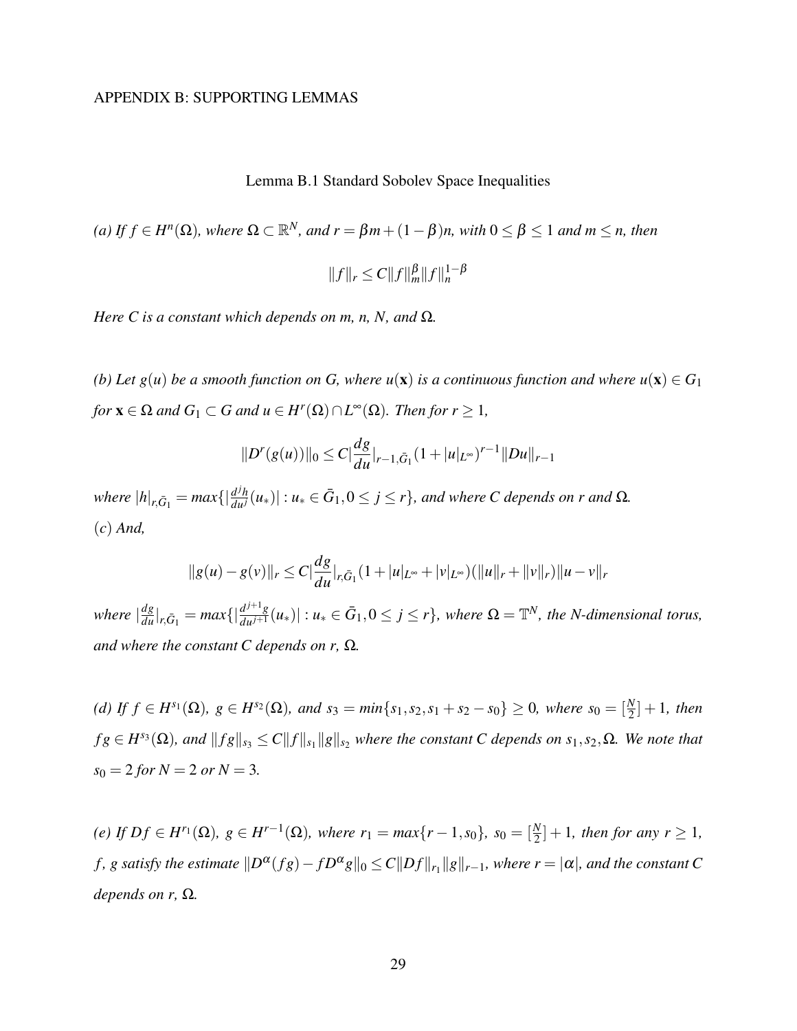APPENDIX B: SUPPORTING LEMMAS

Lemma B.1 Standard Sobolev Space Inequalities

*(a) If $f \in H^n(\Omega)$, where $\Omega \subset \mathbb{R}^N$, and $r = \beta m + (1-\beta)n$, with $0 \leq \beta \leq 1$ and $m \leq n$, then*

$$\|f\|_r \leq C\|f\|_m^{\beta}\|f\|_n^{1-\beta}$$

*Here C is a constant which depends on m, n, N, and $\Omega$.*

*(b) Let $g(u)$ be a smooth function on G, where $u(\mathbf{x})$ is a continuous function and where $u(\mathbf{x}) \in G_1$ for $\mathbf{x} \in \Omega$ and $G_1 \subset G$ and $u \in H^r(\Omega) \cap L^\infty(\Omega)$. Then for $r \geq 1$,*

$$\|D^r(g(u))\|_0 \leq C|\frac{dg}{du}|_{r-1,\bar{G}_1}(1+|u|_{L^\infty})^{r-1}\|Du\|_{r-1}$$

*where $|h|_{r,\bar{G}_1} = max\{|\frac{d^j h}{du^j}(u_*)| : u_* \in \bar{G}_1, 0 \leq j \leq r\}$, and where C depends on r and $\Omega$.*
*(c) And,*

$$\|g(u) - g(v)\|_r \leq C|\frac{dg}{du}|_{r,\bar{G}_1}(1+|u|_{L^\infty}+|v|_{L^\infty})(\|u\|_r + \|v\|_r)\|u-v\|_r$$

*where $|\frac{dg}{du}|_{r,\bar{G}_1} = max\{|\frac{d^{j+1}g}{du^{j+1}}(u_*)| : u_* \in \bar{G}_1, 0 \leq j \leq r\}$, where $\Omega = \mathbb{T}^N$, the N-dimensional torus, and where the constant C depends on r, $\Omega$.*

*(d) If $f \in H^{s_1}(\Omega)$, $g \in H^{s_2}(\Omega)$, and $s_3 = min\{s_1, s_2, s_1+s_2-s_0\} \geq 0$, where $s_0 = [\frac{N}{2}]+1$, then $fg \in H^{s_3}(\Omega)$, and $\|fg\|_{s_3} \leq C\|f\|_{s_1}\|g\|_{s_2}$ where the constant C depends on $s_1, s_2, \Omega$. We note that $s_0 = 2$ for $N = 2$ or $N = 3$.*

*(e) If $Df \in H^{r_1}(\Omega)$, $g \in H^{r-1}(\Omega)$, where $r_1 = max\{r-1, s_0\}$, $s_0 = [\frac{N}{2}]+1$, then for any $r \geq 1$, f, g satisfy the estimate $\|D^\alpha(fg) - fD^\alpha g\|_0 \leq C\|Df\|_{r_1}\|g\|_{r-1}$, where $r = |\alpha|$, and the constant C depends on r, $\Omega$.*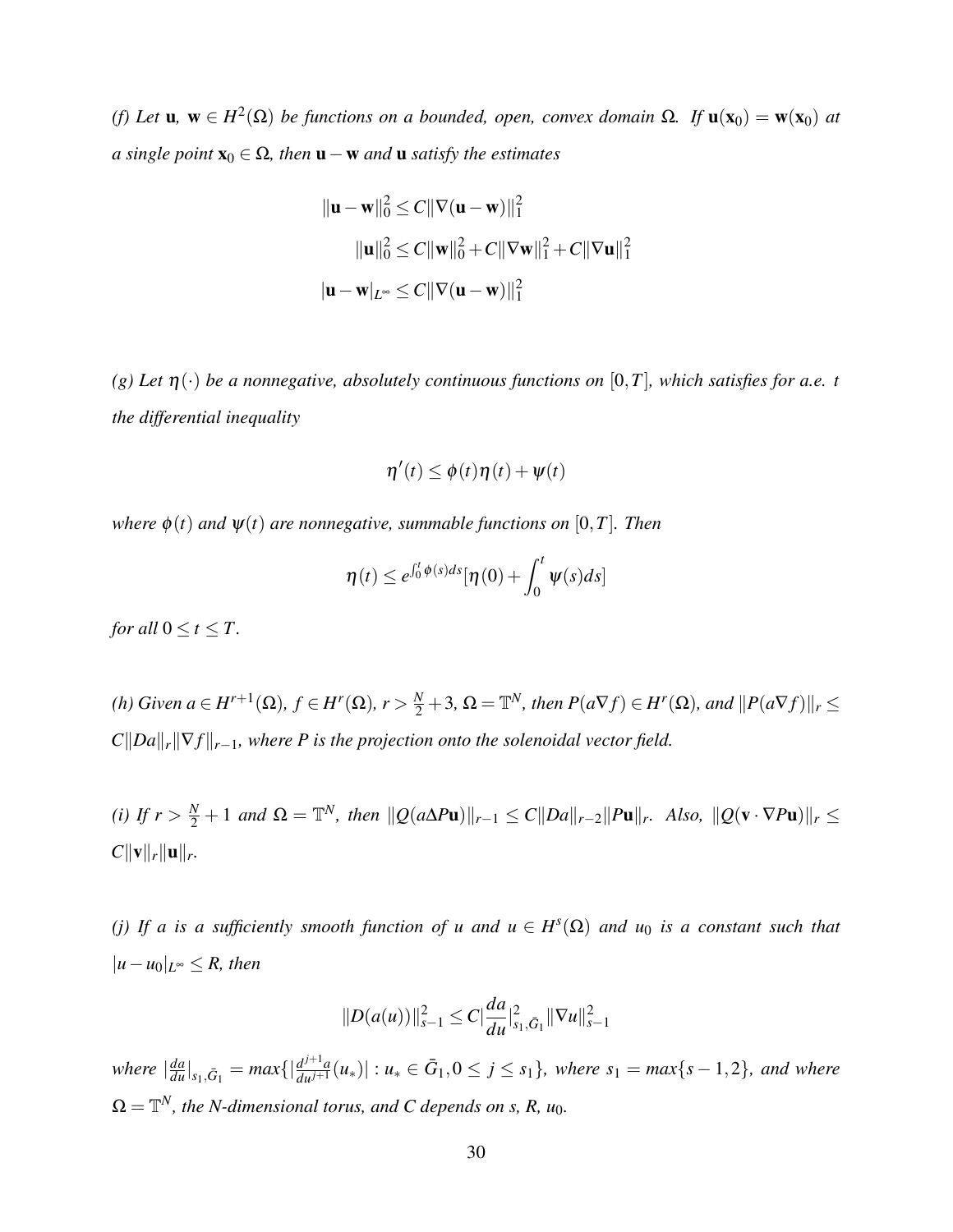*(f) Let $\mathbf{u}$, $\mathbf{w} \in H^2(\Omega)$ be functions on a bounded, open, convex domain $\Omega$. If $\mathbf{u}(\mathbf{x}_0) = \mathbf{w}(\mathbf{x}_0)$ at a single point $\mathbf{x}_0 \in \Omega$, then $\mathbf{u} - \mathbf{w}$ and $\mathbf{u}$ satisfy the estimates*

$$\|\mathbf{u} - \mathbf{w}\|_0^2 \leq C\|\nabla(\mathbf{u} - \mathbf{w})\|_1^2$$

$$\|\mathbf{u}\|_0^2 \leq C\|\mathbf{w}\|_0^2 + C\|\nabla \mathbf{w}\|_1^2 + C\|\nabla \mathbf{u}\|_1^2$$

$$|\mathbf{u} - \mathbf{w}|_{L^\infty} \leq C\|\nabla(\mathbf{u} - \mathbf{w})\|_1^2$$

*(g) Let $\eta(\cdot)$ be a nonnegative, absolutely continuous functions on $[0,T]$, which satisfies for a.e. $t$ the differential inequality*

$$\eta'(t) \leq \phi(t)\eta(t) + \psi(t)$$

*where $\phi(t)$ and $\psi(t)$ are nonnegative, summable functions on $[0,T]$. Then*

$$\eta(t) \leq e^{\int_0^t \phi(s)ds}[\eta(0) + \int_0^t \psi(s)ds]$$

*for all $0 \leq t \leq T$.*

*(h) Given $a \in H^{r+1}(\Omega)$, $f \in H^r(\Omega)$, $r > \frac{N}{2} + 3$, $\Omega = \mathbb{T}^N$, then $P(a\nabla f) \in H^r(\Omega)$, and $\|P(a\nabla f)\|_r \leq C\|Da\|_r\|\nabla f\|_{r-1}$, where $P$ is the projection onto the solenoidal vector field.*

*(i) If $r > \frac{N}{2} + 1$ and $\Omega = \mathbb{T}^N$, then $\|Q(a\Delta P\mathbf{u})\|_{r-1} \leq C\|Da\|_{r-2}\|P\mathbf{u}\|_r$. Also, $\|Q(\mathbf{v} \cdot \nabla P\mathbf{u})\|_r \leq C\|\mathbf{v}\|_r\|\mathbf{u}\|_r$.*

*(j) If $a$ is a sufficiently smooth function of $u$ and $u \in H^s(\Omega)$ and $u_0$ is a constant such that $|u - u_0|_{L^\infty} \leq R$, then*

$$\|D(a(u))\|_{s-1}^2 \leq C|\frac{da}{du}|_{s_1,\bar{G}_1}^2\|\nabla u\|_{s-1}^2$$

*where $|\frac{da}{du}|_{s_1,\bar{G}_1} = max\{|\frac{d^{j+1}a}{du^{j+1}}(u_*)| : u_* \in \bar{G}_1, 0 \leq j \leq s_1\}$, where $s_1 = max\{s-1,2\}$, and where $\Omega = \mathbb{T}^N$, the N-dimensional torus, and $C$ depends on s, R, $u_0$.*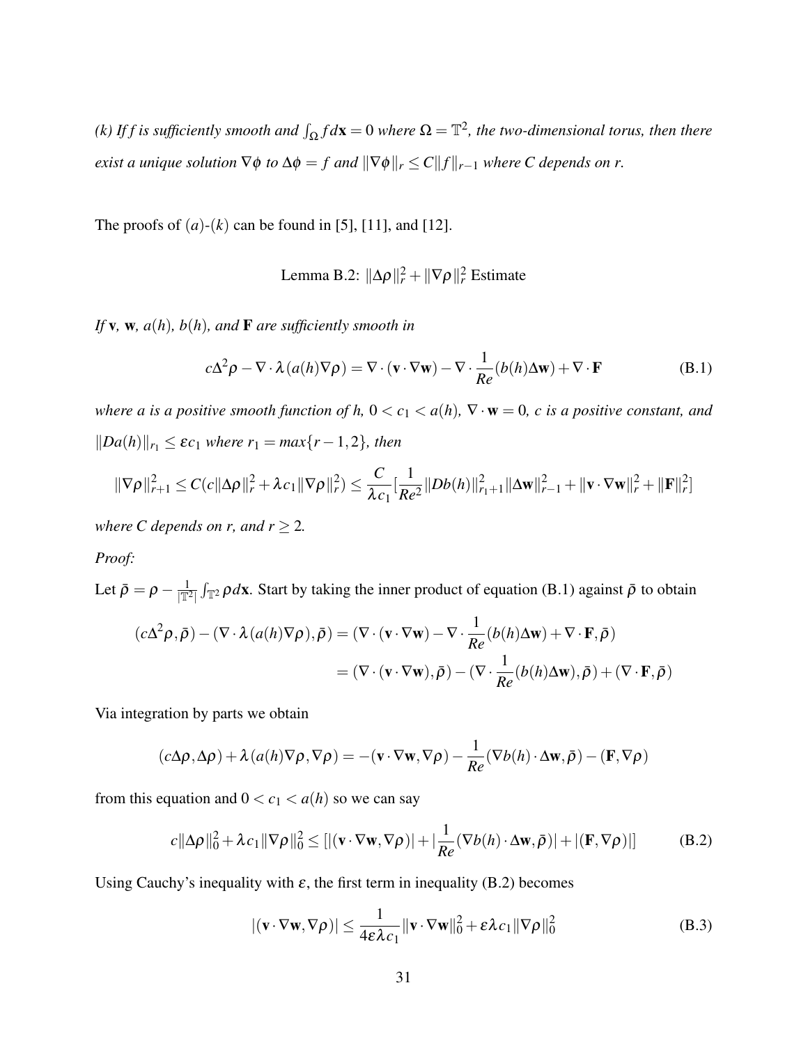*(k) If f is sufficiently smooth and $\int_\Omega f d\mathbf{x} = 0$ where $\Omega = \mathbb{T}^2$, the two-dimensional torus, then there exist a unique solution $\nabla\phi$ to $\Delta\phi = f$ and $\|\nabla\phi\|_r \leq C\|f\|_{r-1}$ where C depends on r.*

The proofs of $(a)$-$(k)$ can be found in [5], [11], and [12].

Lemma B.2: $\|\Delta\rho\|_r^2 + \|\nabla\rho\|_r^2$ Estimate

*If $\mathbf{v}$, $\mathbf{w}$, $a(h)$, $b(h)$, and $\mathbf{F}$ are sufficiently smooth in*

$$c\Delta^2\rho - \nabla\cdot\lambda(a(h)\nabla\rho) = \nabla\cdot(\mathbf{v}\cdot\nabla\mathbf{w}) - \nabla\cdot\frac{1}{Re}(b(h)\Delta\mathbf{w}) + \nabla\cdot\mathbf{F} \tag{B.1}$$

*where a is a positive smooth function of h, $0 < c_1 < a(h)$, $\nabla\cdot\mathbf{w} = 0$, c is a positive constant, and $\|Da(h)\|_{r_1} \leq \varepsilon c_1$ where $r_1 = max\{r-1, 2\}$, then*

$$\|\nabla\rho\|_{r+1}^2 \leq C(c\|\Delta\rho\|_r^2 + \lambda c_1\|\nabla\rho\|_r^2) \leq \frac{C}{\lambda c_1}\left[\frac{1}{Re^2}\|Db(h)\|_{r_1+1}^2\|\Delta\mathbf{w}\|_{r-1}^2 + \|\mathbf{v}\cdot\nabla\mathbf{w}\|_r^2 + \|\mathbf{F}\|_r^2\right]$$

*where C depends on r, and $r \geq 2$.*

*Proof:*

Let $\bar{\rho} = \rho - \frac{1}{|\mathbb{T}^2|}\int_{\mathbb{T}^2}\rho d\mathbf{x}$. Start by taking the inner product of equation (B.1) against $\bar{\rho}$ to obtain

$$\begin{aligned}(c\Delta^2\rho, \bar{\rho}) - (\nabla\cdot\lambda(a(h)\nabla\rho), \bar{\rho}) &= (\nabla\cdot(\mathbf{v}\cdot\nabla\mathbf{w}) - \nabla\cdot\frac{1}{Re}(b(h)\Delta\mathbf{w}) + \nabla\cdot\mathbf{F}, \bar{\rho}) \\ &= (\nabla\cdot(\mathbf{v}\cdot\nabla\mathbf{w}), \bar{\rho}) - (\nabla\cdot\frac{1}{Re}(b(h)\Delta\mathbf{w}), \bar{\rho}) + (\nabla\cdot\mathbf{F}, \bar{\rho})\end{aligned}$$

Via integration by parts we obtain

$$(c\Delta\rho, \Delta\rho) + \lambda(a(h)\nabla\rho, \nabla\rho) = -(\mathbf{v}\cdot\nabla\mathbf{w}, \nabla\rho) - \frac{1}{Re}(\nabla b(h)\cdot\Delta\mathbf{w}, \bar{\rho}) - (\mathbf{F}, \nabla\rho)$$

from this equation and $0 < c_1 < a(h)$ so we can say

$$c\|\Delta\rho\|_0^2 + \lambda c_1\|\nabla\rho\|_0^2 \leq [|(\mathbf{v}\cdot\nabla\mathbf{w}, \nabla\rho)| + |\frac{1}{Re}(\nabla b(h)\cdot\Delta\mathbf{w}, \bar{\rho})| + |(\mathbf{F}, \nabla\rho)|] \tag{B.2}$$

Using Cauchy's inequality with $\varepsilon$, the first term in inequality (B.2) becomes

$$|(\mathbf{v}\cdot\nabla\mathbf{w}, \nabla\rho)| \leq \frac{1}{4\varepsilon\lambda c_1}\|\mathbf{v}\cdot\nabla\mathbf{w}\|_0^2 + \varepsilon\lambda c_1\|\nabla\rho\|_0^2 \tag{B.3}$$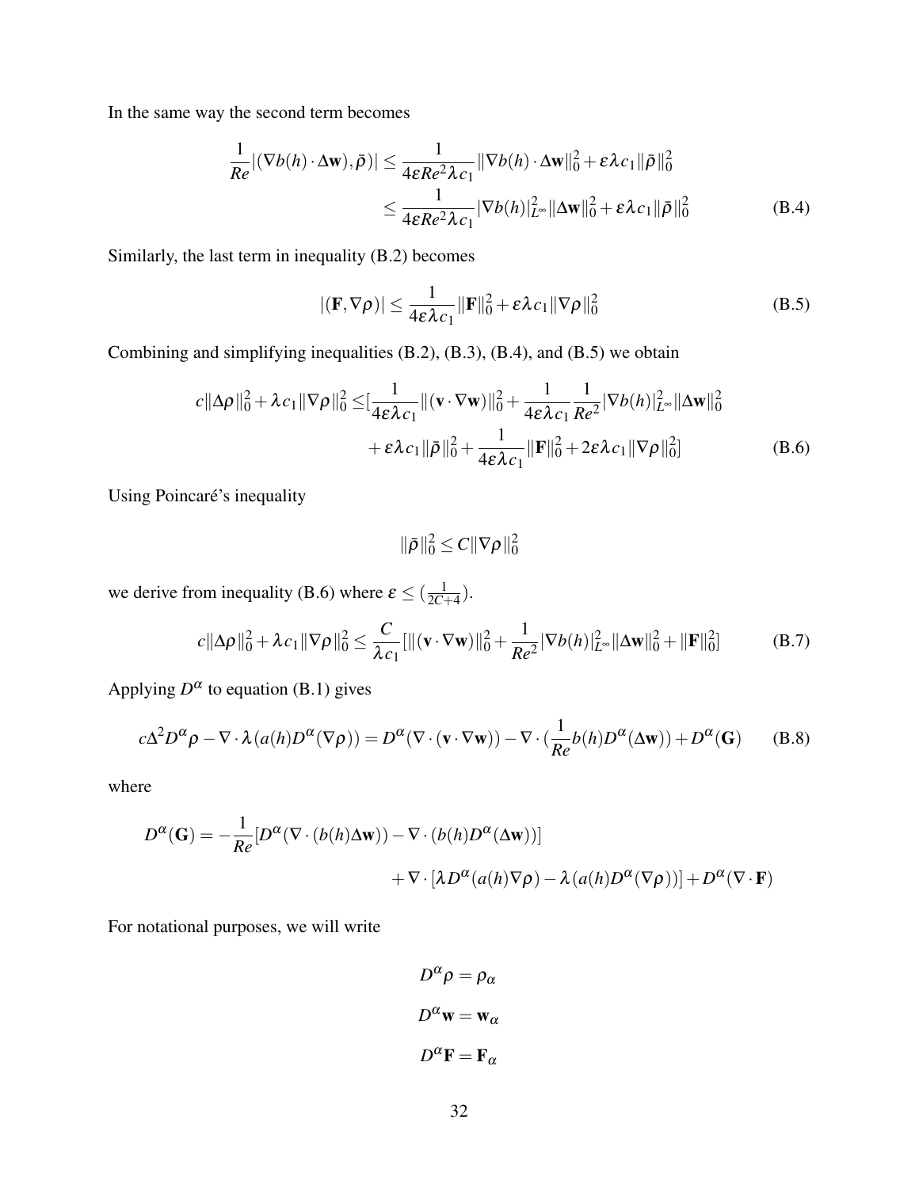In the same way the second term becomes

$$
\begin{aligned}
\frac{1}{Re}|(\nabla b(h)\cdot\Delta\mathbf{w}),\bar{\rho})| &\leq \frac{1}{4\varepsilon Re^2\lambda c_1}\|\nabla b(h)\cdot\Delta\mathbf{w}\|_0^2+\varepsilon\lambda c_1\|\bar{\rho}\|_0^2 \\
&\leq \frac{1}{4\varepsilon Re^2\lambda c_1}|\nabla b(h)|_{L^\infty}^2\|\Delta\mathbf{w}\|_0^2+\varepsilon\lambda c_1\|\bar{\rho}\|_0^2
\end{aligned} \tag{B.4}
$$

Similarly, the last term in inequality (B.2) becomes

$$
|(\mathbf{F},\nabla\rho)| \leq \frac{1}{4\varepsilon\lambda c_1}\|\mathbf{F}\|_0^2+\varepsilon\lambda c_1\|\nabla\rho\|_0^2 \tag{B.5}
$$

Combining and simplifying inequalities (B.2), (B.3), (B.4), and (B.5) we obtain

$$
\begin{aligned}
c\|\Delta\rho\|_0^2+\lambda c_1\|\nabla\rho\|_0^2 \leq &[\frac{1}{4\varepsilon\lambda c_1}\|(\mathbf{v}\cdot\nabla\mathbf{w})\|_0^2+\frac{1}{4\varepsilon\lambda c_1}\frac{1}{Re^2}|\nabla b(h)|_{L^\infty}^2\|\Delta\mathbf{w}\|_0^2 \\
&+\varepsilon\lambda c_1\|\bar{\rho}\|_0^2+\frac{1}{4\varepsilon\lambda c_1}\|\mathbf{F}\|_0^2+2\varepsilon\lambda c_1\|\nabla\rho\|_0^2]
\end{aligned} \tag{B.6}
$$

Using Poincaré's inequality

$$
\|\bar{\rho}\|_0^2 \leq C\|\nabla\rho\|_0^2
$$

we derive from inequality (B.6) where $\varepsilon \leq (\frac{1}{2C+4})$.

$$
c\|\Delta\rho\|_0^2+\lambda c_1\|\nabla\rho\|_0^2 \leq \frac{C}{\lambda c_1}[\|(\mathbf{v}\cdot\nabla\mathbf{w})\|_0^2+\frac{1}{Re^2}|\nabla b(h)|_{L^\infty}^2\|\Delta\mathbf{w}\|_0^2+\|\mathbf{F}\|_0^2] \tag{B.7}
$$

Applying $D^\alpha$ to equation (B.1) gives

$$
c\Delta^2 D^\alpha\rho-\nabla\cdot\lambda(a(h)D^\alpha(\nabla\rho)) = D^\alpha(\nabla\cdot(\mathbf{v}\cdot\nabla\mathbf{w}))-\nabla\cdot(\frac{1}{Re}b(h)D^\alpha(\Delta\mathbf{w}))+D^\alpha(\mathbf{G}) \tag{B.8}
$$

where

$$
\begin{aligned}
D^\alpha(\mathbf{G}) = -\frac{1}{Re}&[D^\alpha(\nabla\cdot(b(h)\Delta\mathbf{w}))-\nabla\cdot(b(h)D^\alpha(\Delta\mathbf{w}))] \\
&+\nabla\cdot[\lambda D^\alpha(a(h)\nabla\rho)-\lambda(a(h)D^\alpha(\nabla\rho))]+D^\alpha(\nabla\cdot\mathbf{F})
\end{aligned}
$$

For notational purposes, we will write

$$
D^\alpha\rho = \rho_\alpha
$$

$$
D^\alpha\mathbf{w} = \mathbf{w}_\alpha
$$

$$
D^\alpha\mathbf{F} = \mathbf{F}_\alpha
$$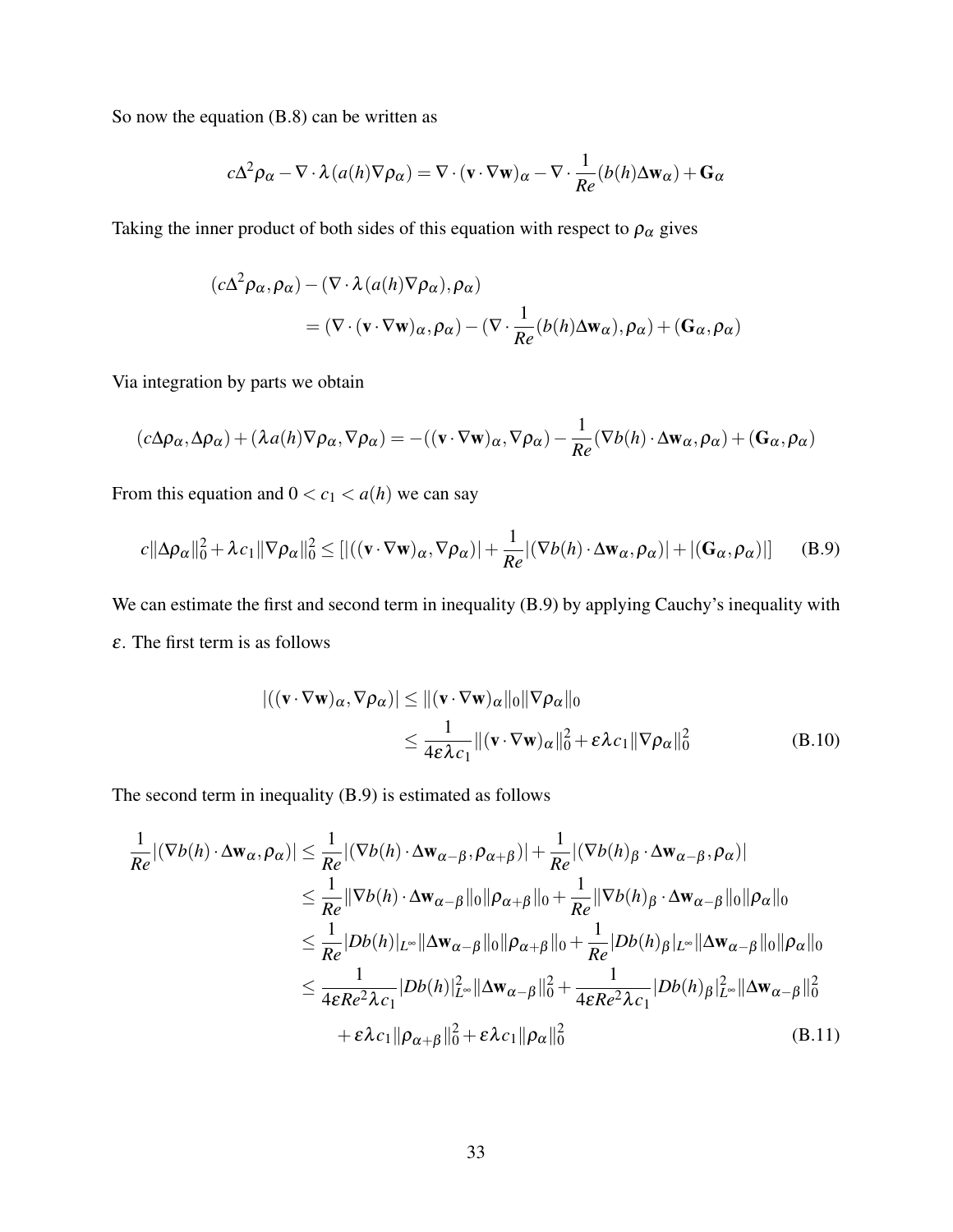So now the equation (B.8) can be written as

$$c\Delta^2\rho_\alpha - \nabla\cdot\lambda(a(h)\nabla\rho_\alpha) = \nabla\cdot(\mathbf{v}\cdot\nabla\mathbf{w})_\alpha - \nabla\cdot\frac{1}{Re}(b(h)\Delta\mathbf{w}_\alpha) + \mathbf{G}_\alpha$$

Taking the inner product of both sides of this equation with respect to $\rho_\alpha$ gives

$$\begin{aligned}
&(c\Delta^2\rho_\alpha,\rho_\alpha) - (\nabla\cdot\lambda(a(h)\nabla\rho_\alpha),\rho_\alpha) \\
&\qquad = (\nabla\cdot(\mathbf{v}\cdot\nabla\mathbf{w})_\alpha,\rho_\alpha) - (\nabla\cdot\frac{1}{Re}(b(h)\Delta\mathbf{w}_\alpha),\rho_\alpha) + (\mathbf{G}_\alpha,\rho_\alpha)
\end{aligned}$$

Via integration by parts we obtain

$$(c\Delta\rho_\alpha,\Delta\rho_\alpha) + (\lambda a(h)\nabla\rho_\alpha,\nabla\rho_\alpha) = -((\mathbf{v}\cdot\nabla\mathbf{w})_\alpha,\nabla\rho_\alpha) - \frac{1}{Re}(\nabla b(h)\cdot\Delta\mathbf{w}_\alpha,\rho_\alpha) + (\mathbf{G}_\alpha,\rho_\alpha)$$

From this equation and $0 < c_1 < a(h)$ we can say

$$c\|\Delta\rho_\alpha\|_0^2 + \lambda c_1\|\nabla\rho_\alpha\|_0^2 \le [|((\mathbf{v}\cdot\nabla\mathbf{w})_\alpha,\nabla\rho_\alpha)| + \frac{1}{Re}|(\nabla b(h)\cdot\Delta\mathbf{w}_\alpha,\rho_\alpha)| + |(\mathbf{G}_\alpha,\rho_\alpha)|] \tag{B.9}$$

We can estimate the first and second term in inequality (B.9) by applying Cauchy's inequality with $\varepsilon$. The first term is as follows

$$\begin{aligned}
|((\mathbf{v}\cdot\nabla\mathbf{w})_\alpha,\nabla\rho_\alpha)| &\le \|(\mathbf{v}\cdot\nabla\mathbf{w})_\alpha\|_0\|\nabla\rho_\alpha\|_0 \\
&\le \frac{1}{4\varepsilon\lambda c_1}\|(\mathbf{v}\cdot\nabla\mathbf{w})_\alpha\|_0^2 + \varepsilon\lambda c_1\|\nabla\rho_\alpha\|_0^2
\end{aligned} \tag{B.10}$$

The second term in inequality (B.9) is estimated as follows

$$\begin{aligned}
\frac{1}{Re}|(\nabla b(h)\cdot\Delta\mathbf{w}_\alpha,\rho_\alpha)| &\le \frac{1}{Re}|(\nabla b(h)\cdot\Delta\mathbf{w}_{\alpha-\beta},\rho_{\alpha+\beta})| + \frac{1}{Re}|(\nabla b(h)_\beta\cdot\Delta\mathbf{w}_{\alpha-\beta},\rho_\alpha)| \\
&\le \frac{1}{Re}\|\nabla b(h)\cdot\Delta\mathbf{w}_{\alpha-\beta}\|_0\|\rho_{\alpha+\beta}\|_0 + \frac{1}{Re}\|\nabla b(h)_\beta\cdot\Delta\mathbf{w}_{\alpha-\beta}\|_0\|\rho_\alpha\|_0 \\
&\le \frac{1}{Re}|Db(h)|_{L^\infty}\|\Delta\mathbf{w}_{\alpha-\beta}\|_0\|\rho_{\alpha+\beta}\|_0 + \frac{1}{Re}|Db(h)_\beta|_{L^\infty}\|\Delta\mathbf{w}_{\alpha-\beta}\|_0\|\rho_\alpha\|_0 \\
&\le \frac{1}{4\varepsilon Re^2\lambda c_1}|Db(h)|_{L^\infty}^2\|\Delta\mathbf{w}_{\alpha-\beta}\|_0^2 + \frac{1}{4\varepsilon Re^2\lambda c_1}|Db(h)_\beta|_{L^\infty}^2\|\Delta\mathbf{w}_{\alpha-\beta}\|_0^2 \\
&\quad + \varepsilon\lambda c_1\|\rho_{\alpha+\beta}\|_0^2 + \varepsilon\lambda c_1\|\rho_\alpha\|_0^2
\end{aligned} \tag{B.11}$$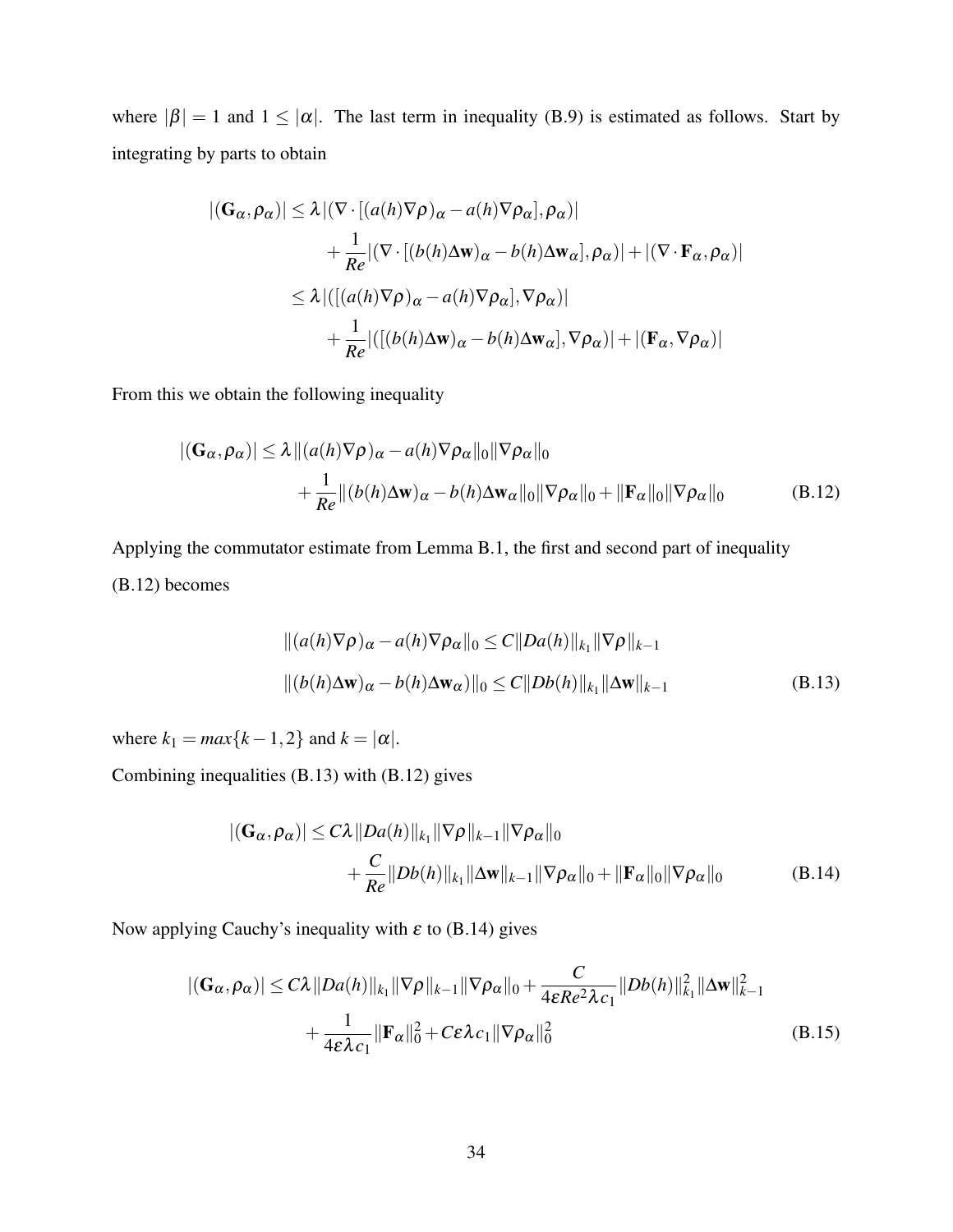where $|\beta| = 1$ and $1 \leq |\alpha|$. The last term in inequality (B.9) is estimated as follows. Start by integrating by parts to obtain

$$
\begin{aligned}
|(\mathbf{G}_\alpha, \rho_\alpha)| &\leq \lambda |(\nabla \cdot [(a(h)\nabla\rho)_\alpha - a(h)\nabla\rho_\alpha], \rho_\alpha)| \\
&\quad + \frac{1}{Re}|(\nabla \cdot [(b(h)\Delta\mathbf{w})_\alpha - b(h)\Delta\mathbf{w}_\alpha], \rho_\alpha)| + |(\nabla \cdot \mathbf{F}_\alpha, \rho_\alpha)| \\
&\leq \lambda |([(a(h)\nabla\rho)_\alpha - a(h)\nabla\rho_\alpha], \nabla\rho_\alpha)| \\
&\quad + \frac{1}{Re}|([(b(h)\Delta\mathbf{w})_\alpha - b(h)\Delta\mathbf{w}_\alpha], \nabla\rho_\alpha)| + |(\mathbf{F}_\alpha, \nabla\rho_\alpha)|
\end{aligned}
$$

From this we obtain the following inequality

$$
\begin{aligned}
|(\mathbf{G}_\alpha, \rho_\alpha)| &\leq \lambda \|(a(h)\nabla\rho)_\alpha - a(h)\nabla\rho_\alpha\|_0 \|\nabla\rho_\alpha\|_0 \\
&\quad + \frac{1}{Re}\|(b(h)\Delta\mathbf{w})_\alpha - b(h)\Delta\mathbf{w}_\alpha\|_0 \|\nabla\rho_\alpha\|_0 + \|\mathbf{F}_\alpha\|_0 \|\nabla\rho_\alpha\|_0 \qquad \text{(B.12)}
\end{aligned}
$$

Applying the commutator estimate from Lemma B.1, the first and second part of inequality (B.12) becomes

$$
\begin{aligned}
&\|(a(h)\nabla\rho)_\alpha - a(h)\nabla\rho_\alpha\|_0 \leq C\|Da(h)\|_{k_1} \|\nabla\rho\|_{k-1} \\
&\|(b(h)\Delta\mathbf{w})_\alpha - b(h)\Delta\mathbf{w}_\alpha)\|_0 \leq C\|Db(h)\|_{k_1} \|\Delta\mathbf{w}\|_{k-1} \qquad \text{(B.13)}
\end{aligned}
$$

where $k_1 = max\{k-1, 2\}$ and $k = |\alpha|$.

Combining inequalities (B.13) with (B.12) gives

$$
\begin{aligned}
|(\mathbf{G}_\alpha, \rho_\alpha)| &\leq C\lambda \|Da(h)\|_{k_1} \|\nabla\rho\|_{k-1} \|\nabla\rho_\alpha\|_0 \\
&\quad + \frac{C}{Re}\|Db(h)\|_{k_1} \|\Delta\mathbf{w}\|_{k-1} \|\nabla\rho_\alpha\|_0 + \|\mathbf{F}_\alpha\|_0 \|\nabla\rho_\alpha\|_0 \qquad \text{(B.14)}
\end{aligned}
$$

Now applying Cauchy's inequality with $\varepsilon$ to (B.14) gives

$$
\begin{aligned}
|(\mathbf{G}_\alpha, \rho_\alpha)| &\leq C\lambda \|Da(h)\|_{k_1} \|\nabla\rho\|_{k-1} \|\nabla\rho_\alpha\|_0 + \frac{C}{4\varepsilon Re^2 \lambda c_1}\|Db(h)\|_{k_1}^2 \|\Delta\mathbf{w}\|_{k-1}^2 \\
&\quad + \frac{1}{4\varepsilon\lambda c_1}\|\mathbf{F}_\alpha\|_0^2 + C\varepsilon\lambda c_1 \|\nabla\rho_\alpha\|_0^2 \qquad \text{(B.15)}
\end{aligned}
$$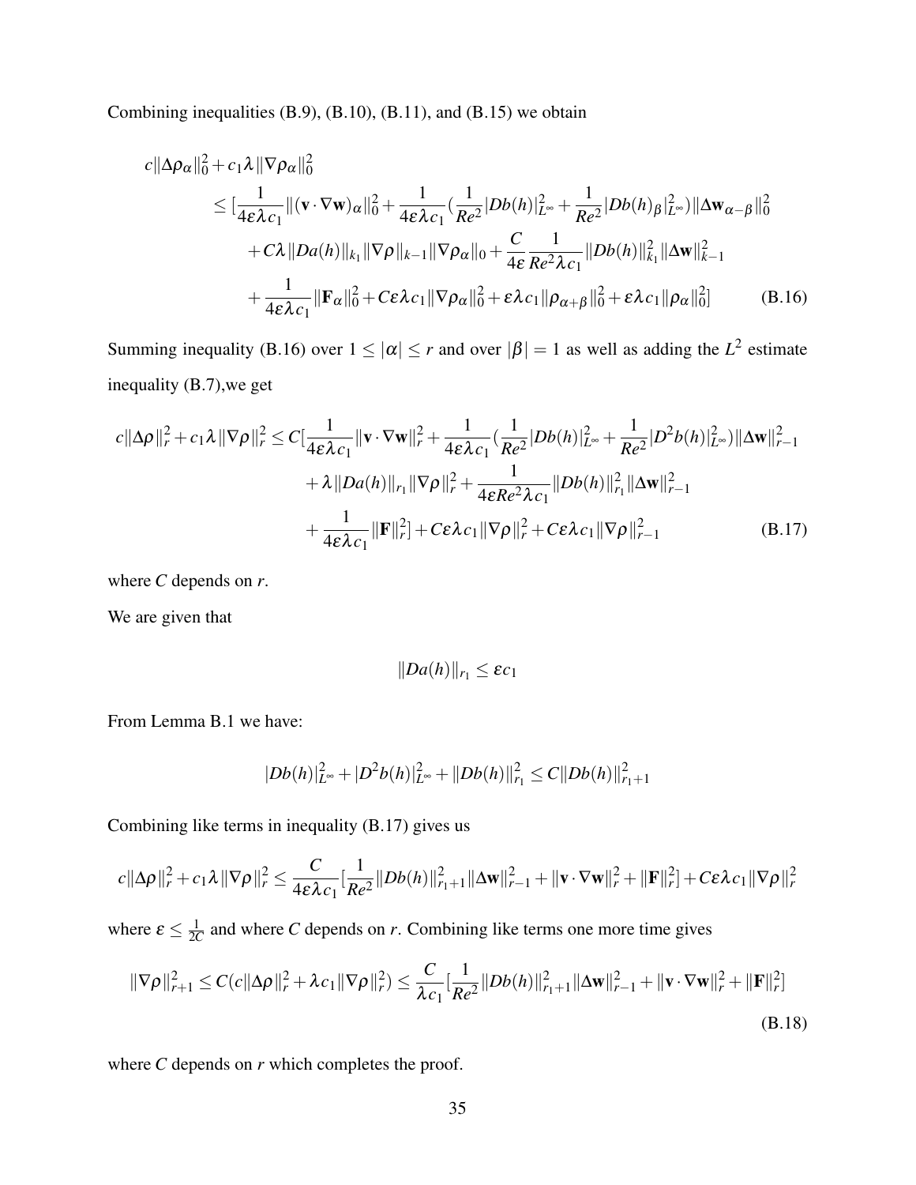Combining inequalities (B.9), (B.10), (B.11), and (B.15) we obtain

$$
\begin{aligned}
c\|\Delta\rho_\alpha\|_0^2 + c_1\lambda\|\nabla\rho_\alpha\|_0^2
&\le [\frac{1}{4\varepsilon\lambda c_1}\|(\mathbf{v}\cdot\nabla\mathbf{w})_\alpha\|_0^2 + \frac{1}{4\varepsilon\lambda c_1}(\frac{1}{Re^2}|Db(h)|_{L^\infty}^2 + \frac{1}{Re^2}|Db(h)_\beta|_{L^\infty}^2)\|\Delta\mathbf{w}_{\alpha-\beta}\|_0^2 \\
&\quad + C\lambda\|Da(h)\|_{k_1}\|\nabla\rho\|_{k-1}\|\nabla\rho_\alpha\|_0 + \frac{C}{4\varepsilon}\frac{1}{Re^2\lambda c_1}\|Db(h)\|_{k_1}^2\|\Delta\mathbf{w}\|_{k-1}^2 \\
&\quad + \frac{1}{4\varepsilon\lambda c_1}\|\mathbf{F}_\alpha\|_0^2 + C\varepsilon\lambda c_1\|\nabla\rho_\alpha\|_0^2 + \varepsilon\lambda c_1\|\rho_{\alpha+\beta}\|_0^2 + \varepsilon\lambda c_1\|\rho_\alpha\|_0^2] \qquad \text{(B.16)}
\end{aligned}
$$

Summing inequality (B.16) over $1 \le |\alpha| \le r$ and over $|\beta| = 1$ as well as adding the $L^2$ estimate inequality (B.7),we get

$$
\begin{aligned}
c\|\Delta\rho\|_r^2 + c_1\lambda\|\nabla\rho\|_r^2 &\le C[\frac{1}{4\varepsilon\lambda c_1}\|\mathbf{v}\cdot\nabla\mathbf{w}\|_r^2 + \frac{1}{4\varepsilon\lambda c_1}(\frac{1}{Re^2}|Db(h)|_{L^\infty}^2 + \frac{1}{Re^2}|D^2b(h)|_{L^\infty}^2)\|\Delta\mathbf{w}\|_{r-1}^2 \\
&\quad + \lambda\|Da(h)\|_{r_1}\|\nabla\rho\|_r^2 + \frac{1}{4\varepsilon Re^2\lambda c_1}\|Db(h)\|_{r_1}^2\|\Delta\mathbf{w}\|_{r-1}^2 \\
&\quad + \frac{1}{4\varepsilon\lambda c_1}\|\mathbf{F}\|_r^2] + C\varepsilon\lambda c_1\|\nabla\rho\|_r^2 + C\varepsilon\lambda c_1\|\nabla\rho\|_{r-1}^2 \qquad \text{(B.17)}
\end{aligned}
$$

where $C$ depends on $r$.

We are given that

$$
\|Da(h)\|_{r_1} \le \varepsilon c_1
$$

From Lemma B.1 we have:

$$
|Db(h)|_{L^\infty}^2 + |D^2b(h)|_{L^\infty}^2 + \|Db(h)\|_{r_1}^2 \le C\|Db(h)\|_{r_1+1}^2
$$

Combining like terms in inequality (B.17) gives us

$$
c\|\Delta\rho\|_r^2 + c_1\lambda\|\nabla\rho\|_r^2 \le \frac{C}{4\varepsilon\lambda c_1}[\frac{1}{Re^2}\|Db(h)\|_{r_1+1}^2\|\Delta\mathbf{w}\|_{r-1}^2 + \|\mathbf{v}\cdot\nabla\mathbf{w}\|_r^2 + \|\mathbf{F}\|_r^2] + C\varepsilon\lambda c_1\|\nabla\rho\|_r^2
$$

where $\varepsilon \le \frac{1}{2C}$ and where $C$ depends on $r$. Combining like terms one more time gives

$$
\|\nabla\rho\|_{r+1}^2 \le C(c\|\Delta\rho\|_r^2 + \lambda c_1\|\nabla\rho\|_r^2) \le \frac{C}{\lambda c_1}[\frac{1}{Re^2}\|Db(h)\|_{r_1+1}^2\|\Delta\mathbf{w}\|_{r-1}^2 + \|\mathbf{v}\cdot\nabla\mathbf{w}\|_r^2 + \|\mathbf{F}\|_r^2] \qquad \text{(B.18)}
$$

where $C$ depends on $r$ which completes the proof.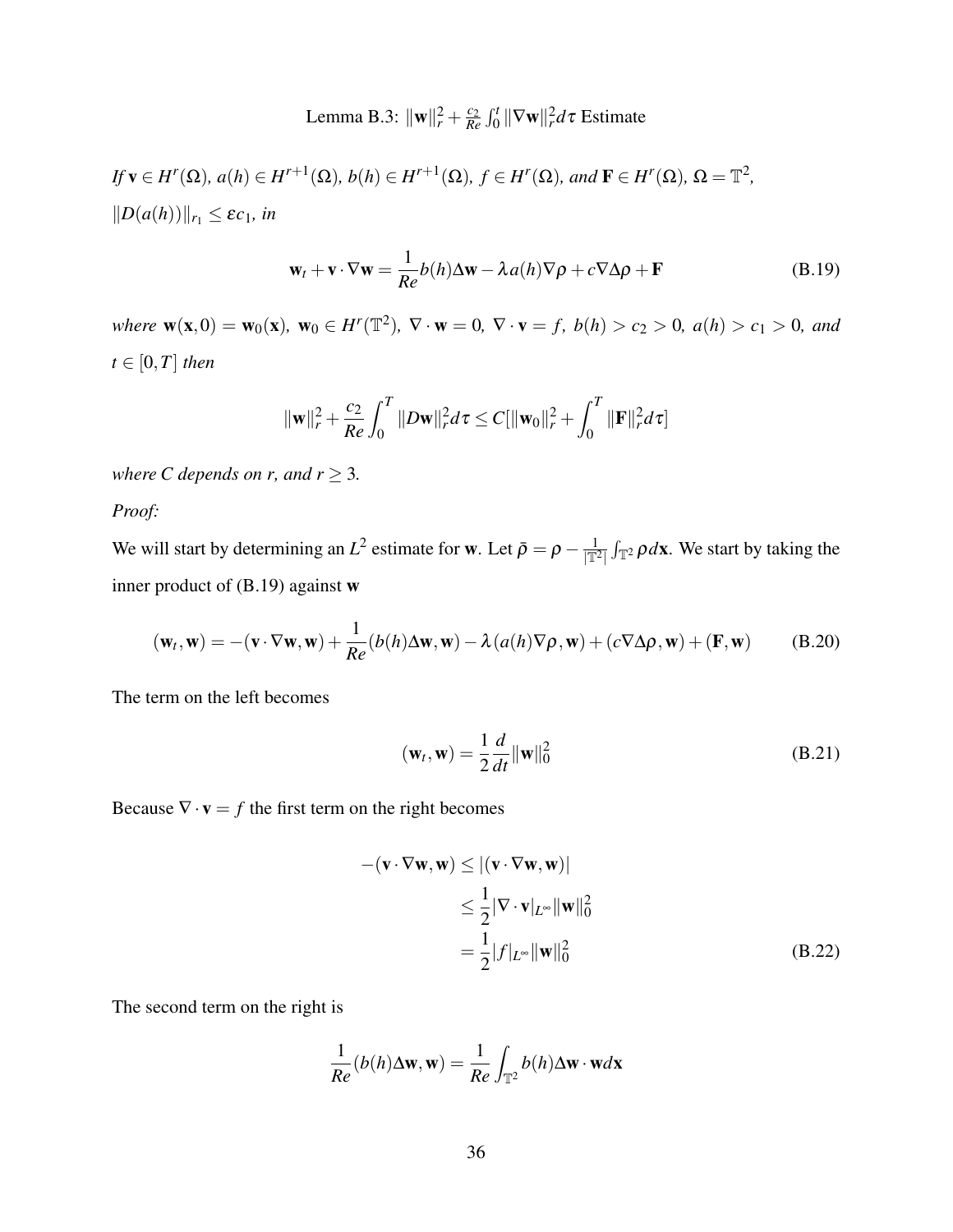Lemma B.3: $\|\mathbf{w}\|_r^2 + \frac{c_2}{Re}\int_0^t \|\nabla \mathbf{w}\|_r^2 d\tau$ Estimate

*If* $\mathbf{v} \in H^r(\Omega)$*,* $a(h) \in H^{r+1}(\Omega)$*,* $b(h) \in H^{r+1}(\Omega)$*,* $f \in H^r(\Omega)$*, and* $\mathbf{F} \in H^r(\Omega)$*,* $\Omega = \mathbb{T}^2$*,* $\|D(a(h))\|_{r_1} \leq \varepsilon c_1$*, in*

$$\mathbf{w}_t + \mathbf{v}\cdot\nabla\mathbf{w} = \frac{1}{Re}b(h)\Delta\mathbf{w} - \lambda a(h)\nabla\rho + c\nabla\Delta\rho + \mathbf{F} \tag{B.19}$$

*where* $\mathbf{w}(\mathbf{x},0) = \mathbf{w}_0(\mathbf{x})$*,* $\mathbf{w}_0 \in H^r(\mathbb{T}^2)$*,* $\nabla\cdot\mathbf{w} = 0$*,* $\nabla\cdot\mathbf{v} = f$*,* $b(h) > c_2 > 0$*,* $a(h) > c_1 > 0$*, and* $t \in [0,T]$ *then*

$$\|\mathbf{w}\|_r^2 + \frac{c_2}{Re}\int_0^T \|D\mathbf{w}\|_r^2 d\tau \leq C[\|\mathbf{w}_0\|_r^2 + \int_0^T \|\mathbf{F}\|_r^2 d\tau]$$

*where C depends on r, and* $r \geq 3$*.*

*Proof:*

We will start by determining an $L^2$ estimate for $\mathbf{w}$. Let $\bar{\rho} = \rho - \frac{1}{|\mathbb{T}^2|}\int_{\mathbb{T}^2}\rho d\mathbf{x}$. We start by taking the inner product of (B.19) against $\mathbf{w}$

$$(\mathbf{w}_t,\mathbf{w}) = -(\mathbf{v}\cdot\nabla\mathbf{w},\mathbf{w}) + \frac{1}{Re}(b(h)\Delta\mathbf{w},\mathbf{w}) - \lambda(a(h)\nabla\rho,\mathbf{w}) + (c\nabla\Delta\rho,\mathbf{w}) + (\mathbf{F},\mathbf{w}) \tag{B.20}$$

The term on the left becomes

$$(\mathbf{w}_t,\mathbf{w}) = \frac{1}{2}\frac{d}{dt}\|\mathbf{w}\|_0^2 \tag{B.21}$$

Because $\nabla\cdot\mathbf{v} = f$ the first term on the right becomes

$$\begin{aligned}
-(\mathbf{v}\cdot\nabla\mathbf{w},\mathbf{w}) &\leq |(\mathbf{v}\cdot\nabla\mathbf{w},\mathbf{w})| \\
&\leq \frac{1}{2}|\nabla\cdot\mathbf{v}|_{L^\infty}\|\mathbf{w}\|_0^2 \\
&= \frac{1}{2}|f|_{L^\infty}\|\mathbf{w}\|_0^2
\end{aligned} \tag{B.22}$$

The second term on the right is

$$\frac{1}{Re}(b(h)\Delta\mathbf{w},\mathbf{w}) = \frac{1}{Re}\int_{\mathbb{T}^2} b(h)\Delta\mathbf{w}\cdot\mathbf{w}d\mathbf{x}$$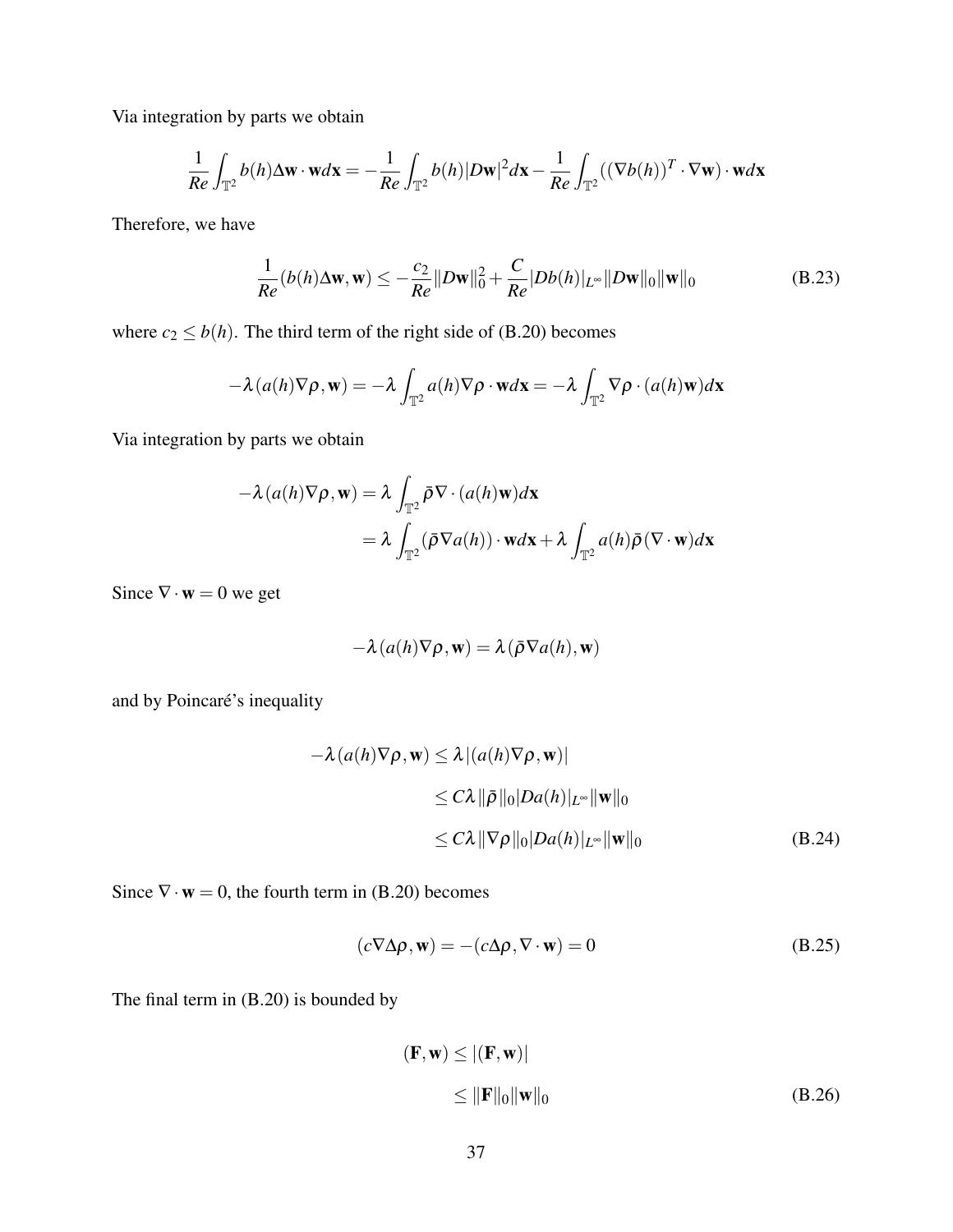Via integration by parts we obtain

$$\frac{1}{Re}\int_{\mathbb{T}^2} b(h)\Delta\mathbf{w}\cdot\mathbf{w}d\mathbf{x} = -\frac{1}{Re}\int_{\mathbb{T}^2} b(h)|D\mathbf{w}|^2 d\mathbf{x} - \frac{1}{Re}\int_{\mathbb{T}^2}((\nabla b(h))^T\cdot\nabla\mathbf{w})\cdot\mathbf{w}d\mathbf{x}$$

Therefore, we have

$$\frac{1}{Re}(b(h)\Delta\mathbf{w},\mathbf{w}) \leq -\frac{c_2}{Re}\|D\mathbf{w}\|_0^2 + \frac{C}{Re}|Db(h)|_{L^\infty}\|D\mathbf{w}\|_0\|\mathbf{w}\|_0 \tag{B.23}$$

where $c_2 \leq b(h)$. The third term of the right side of (B.20) becomes

$$-\lambda(a(h)\nabla\rho,\mathbf{w}) = -\lambda\int_{\mathbb{T}^2} a(h)\nabla\rho\cdot\mathbf{w}d\mathbf{x} = -\lambda\int_{\mathbb{T}^2}\nabla\rho\cdot(a(h)\mathbf{w})d\mathbf{x}$$

Via integration by parts we obtain

$$\begin{aligned}
-\lambda(a(h)\nabla\rho,\mathbf{w}) &= \lambda\int_{\mathbb{T}^2}\bar{\rho}\nabla\cdot(a(h)\mathbf{w})d\mathbf{x}\\
&= \lambda\int_{\mathbb{T}^2}(\bar{\rho}\nabla a(h))\cdot\mathbf{w}d\mathbf{x} + \lambda\int_{\mathbb{T}^2}a(h)\bar{\rho}(\nabla\cdot\mathbf{w})d\mathbf{x}
\end{aligned}$$

Since $\nabla\cdot\mathbf{w} = 0$ we get

$$-\lambda(a(h)\nabla\rho,\mathbf{w}) = \lambda(\bar{\rho}\nabla a(h),\mathbf{w})$$

and by Poincaré's inequality

$$\begin{aligned}
-\lambda(a(h)\nabla\rho,\mathbf{w}) &\leq \lambda|(a(h)\nabla\rho,\mathbf{w})|\\
&\leq C\lambda\|\bar{\rho}\|_0|Da(h)|_{L^\infty}\|\mathbf{w}\|_0\\
&\leq C\lambda\|\nabla\rho\|_0|Da(h)|_{L^\infty}\|\mathbf{w}\|_0
\end{aligned} \tag{B.24}$$

Since $\nabla\cdot\mathbf{w} = 0$, the fourth term in (B.20) becomes

$$(c\nabla\Delta\rho,\mathbf{w}) = -(c\Delta\rho,\nabla\cdot\mathbf{w}) = 0 \tag{B.25}$$

The final term in (B.20) is bounded by

$$\begin{aligned}
(\mathbf{F},\mathbf{w}) &\leq |(\mathbf{F},\mathbf{w})|\\
&\leq \|\mathbf{F}\|_0\|\mathbf{w}\|_0
\end{aligned} \tag{B.26}$$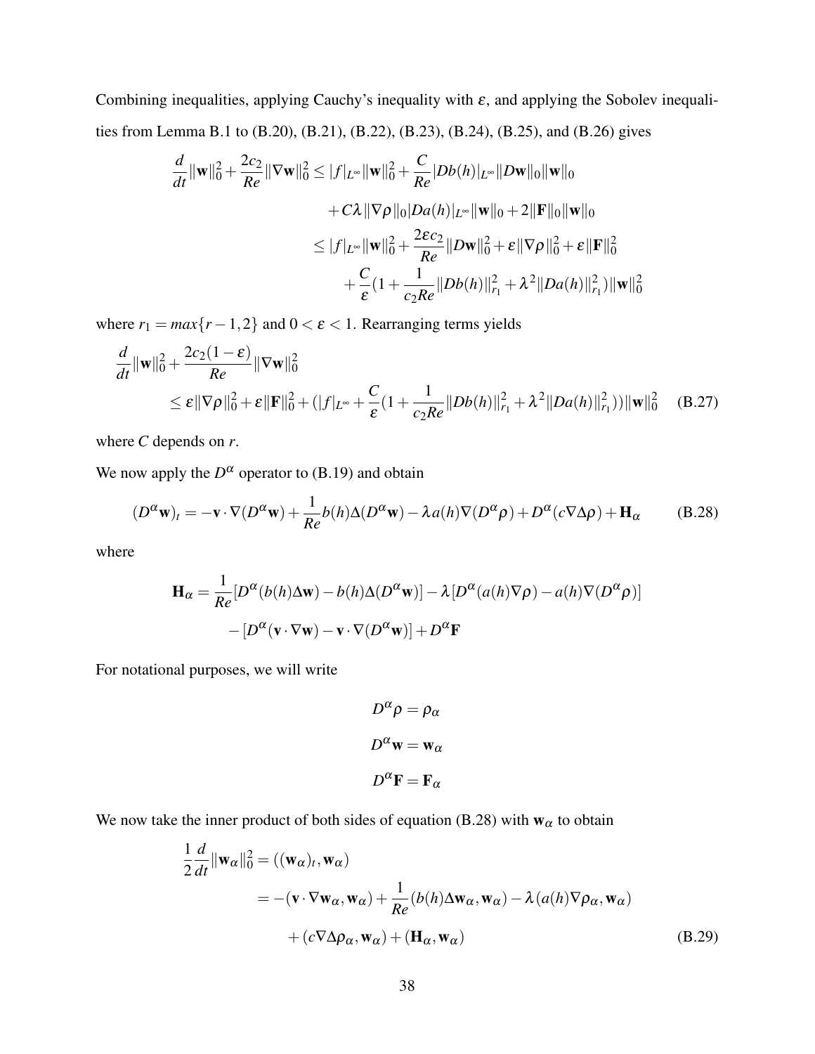Combining inequalities, applying Cauchy's inequality with $\varepsilon$, and applying the Sobolev inequalities from Lemma B.1 to (B.20), (B.21), (B.22), (B.23), (B.24), (B.25), and (B.26) gives

$$
\begin{aligned}
\frac{d}{dt}\|\mathbf{w}\|_0^2 + \frac{2c_2}{Re}\|\nabla \mathbf{w}\|_0^2 &\leq |f|_{L^\infty}\|\mathbf{w}\|_0^2 + \frac{C}{Re}|Db(h)|_{L^\infty}\|D\mathbf{w}\|_0\|\mathbf{w}\|_0 \\
&\quad + C\lambda\|\nabla\rho\|_0|Da(h)|_{L^\infty}\|\mathbf{w}\|_0 + 2\|\mathbf{F}\|_0\|\mathbf{w}\|_0 \\
&\leq |f|_{L^\infty}\|\mathbf{w}\|_0^2 + \frac{2\varepsilon c_2}{Re}\|D\mathbf{w}\|_0^2 + \varepsilon\|\nabla\rho\|_0^2 + \varepsilon\|\mathbf{F}\|_0^2 \\
&\quad + \frac{C}{\varepsilon}\left(1 + \frac{1}{c_2 Re}\|Db(h)\|_{r_1}^2 + \lambda^2\|Da(h)\|_{r_1}^2\right)\|\mathbf{w}\|_0^2
\end{aligned}
$$

where $r_1 = max\{r-1, 2\}$ and $0 < \varepsilon < 1$. Rearranging terms yields

$$
\begin{aligned}
&\frac{d}{dt}\|\mathbf{w}\|_0^2 + \frac{2c_2(1-\varepsilon)}{Re}\|\nabla \mathbf{w}\|_0^2 \\
&\quad \leq \varepsilon\|\nabla\rho\|_0^2 + \varepsilon\|\mathbf{F}\|_0^2 + \left(|f|_{L^\infty} + \frac{C}{\varepsilon}\left(1 + \frac{1}{c_2 Re}\|Db(h)\|_{r_1}^2 + \lambda^2\|Da(h)\|_{r_1}^2\right)\right)\|\mathbf{w}\|_0^2 \qquad \text{(B.27)}
\end{aligned}
$$

where $C$ depends on $r$.

We now apply the $D^\alpha$ operator to (B.19) and obtain

$$
(D^\alpha \mathbf{w})_t = -\mathbf{v}\cdot\nabla(D^\alpha \mathbf{w}) + \frac{1}{Re}b(h)\Delta(D^\alpha \mathbf{w}) - \lambda a(h)\nabla(D^\alpha\rho) + D^\alpha(c\nabla\Delta\rho) + \mathbf{H}_\alpha \qquad \text{(B.28)}
$$

where

$$
\begin{aligned}
\mathbf{H}_\alpha = \frac{1}{Re}[D^\alpha(b(h)\Delta\mathbf{w}) - b(h)\Delta(D^\alpha\mathbf{w})] - \lambda[D^\alpha(a(h)\nabla\rho) - a(h)\nabla(D^\alpha\rho)] \\
- [D^\alpha(\mathbf{v}\cdot\nabla\mathbf{w}) - \mathbf{v}\cdot\nabla(D^\alpha\mathbf{w})] + D^\alpha\mathbf{F}
\end{aligned}
$$

For notational purposes, we will write

$$
D^\alpha\rho = \rho_\alpha
$$

$$
D^\alpha\mathbf{w} = \mathbf{w}_\alpha
$$

$$
D^\alpha\mathbf{F} = \mathbf{F}_\alpha
$$

We now take the inner product of both sides of equation (B.28) with $\mathbf{w}_\alpha$ to obtain

$$
\begin{aligned}
\frac{1}{2}\frac{d}{dt}\|\mathbf{w}_\alpha\|_0^2 &= ((\mathbf{w}_\alpha)_t, \mathbf{w}_\alpha) \\
&= -(\mathbf{v}\cdot\nabla\mathbf{w}_\alpha, \mathbf{w}_\alpha) + \frac{1}{Re}(b(h)\Delta\mathbf{w}_\alpha, \mathbf{w}_\alpha) - \lambda(a(h)\nabla\rho_\alpha, \mathbf{w}_\alpha) \\
&\quad + (c\nabla\Delta\rho_\alpha, \mathbf{w}_\alpha) + (\mathbf{H}_\alpha, \mathbf{w}_\alpha) \qquad \text{(B.29)}
\end{aligned}
$$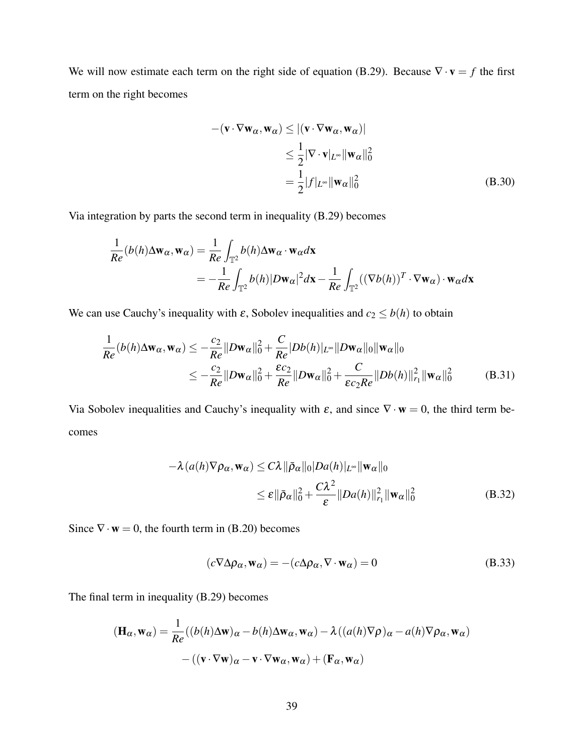We will now estimate each term on the right side of equation (B.29). Because $\nabla \cdot \mathbf{v} = f$ the first term on the right becomes

$$
\begin{aligned}
-(\mathbf{v} \cdot \nabla \mathbf{w}_\alpha, \mathbf{w}_\alpha) &\leq |(\mathbf{v} \cdot \nabla \mathbf{w}_\alpha, \mathbf{w}_\alpha)| \\
&\leq \frac{1}{2} |\nabla \cdot \mathbf{v}|_{L^\infty} \|\mathbf{w}_\alpha\|_0^2 \\
&= \frac{1}{2} |f|_{L^\infty} \|\mathbf{w}_\alpha\|_0^2
\end{aligned} \tag{B.30}
$$

Via integration by parts the second term in inequality (B.29) becomes

$$
\begin{aligned}
\frac{1}{Re}(b(h)\Delta \mathbf{w}_\alpha, \mathbf{w}_\alpha) &= \frac{1}{Re} \int_{\mathbb{T}^2} b(h) \Delta \mathbf{w}_\alpha \cdot \mathbf{w}_\alpha d\mathbf{x} \\
&= -\frac{1}{Re} \int_{\mathbb{T}^2} b(h) |D\mathbf{w}_\alpha|^2 d\mathbf{x} - \frac{1}{Re} \int_{\mathbb{T}^2} ((\nabla b(h))^T \cdot \nabla \mathbf{w}_\alpha) \cdot \mathbf{w}_\alpha d\mathbf{x}
\end{aligned}
$$

We can use Cauchy's inequality with $\varepsilon$, Sobolev inequalities and $c_2 \leq b(h)$ to obtain

$$
\begin{aligned}
\frac{1}{Re}(b(h)\Delta \mathbf{w}_\alpha, \mathbf{w}_\alpha) &\leq -\frac{c_2}{Re} \|D\mathbf{w}_\alpha\|_0^2 + \frac{C}{Re} |Db(h)|_{L^\infty} \|D\mathbf{w}_\alpha\|_0 \|\mathbf{w}_\alpha\|_0 \\
&\leq -\frac{c_2}{Re} \|D\mathbf{w}_\alpha\|_0^2 + \frac{\varepsilon c_2}{Re} \|D\mathbf{w}_\alpha\|_0^2 + \frac{C}{\varepsilon c_2 Re} \|Db(h)\|_{r_1}^2 \|\mathbf{w}_\alpha\|_0^2
\end{aligned} \tag{B.31}
$$

Via Sobolev inequalities and Cauchy's inequality with $\varepsilon$, and since $\nabla \cdot \mathbf{w} = 0$, the third term becomes

$$
\begin{aligned}
-\lambda (a(h) \nabla \rho_\alpha, \mathbf{w}_\alpha) &\leq C\lambda \|\bar{\rho}_\alpha\|_0 |Da(h)|_{L^\infty} \|\mathbf{w}_\alpha\|_0 \\
&\leq \varepsilon \|\bar{\rho}_\alpha\|_0^2 + \frac{C\lambda^2}{\varepsilon} \|Da(h)\|_{r_1}^2 \|\mathbf{w}_\alpha\|_0^2
\end{aligned} \tag{B.32}
$$

Since $\nabla \cdot \mathbf{w} = 0$, the fourth term in (B.20) becomes

$$
(c \nabla \Delta \rho_\alpha, \mathbf{w}_\alpha) = -(c \Delta \rho_\alpha, \nabla \cdot \mathbf{w}_\alpha) = 0 \tag{B.33}
$$

The final term in inequality (B.29) becomes

$$
\begin{aligned}
(\mathbf{H}_\alpha, \mathbf{w}_\alpha) = \frac{1}{Re}((b(h)\Delta \mathbf{w})_\alpha - b(h)\Delta \mathbf{w}_\alpha, \mathbf{w}_\alpha) - \lambda((a(h)\nabla \rho)_\alpha - a(h) \nabla \rho_\alpha, \mathbf{w}_\alpha) \\
- ((\mathbf{v} \cdot \nabla \mathbf{w})_\alpha - \mathbf{v} \cdot \nabla \mathbf{w}_\alpha, \mathbf{w}_\alpha) + (\mathbf{F}_\alpha, \mathbf{w}_\alpha)
\end{aligned}
$$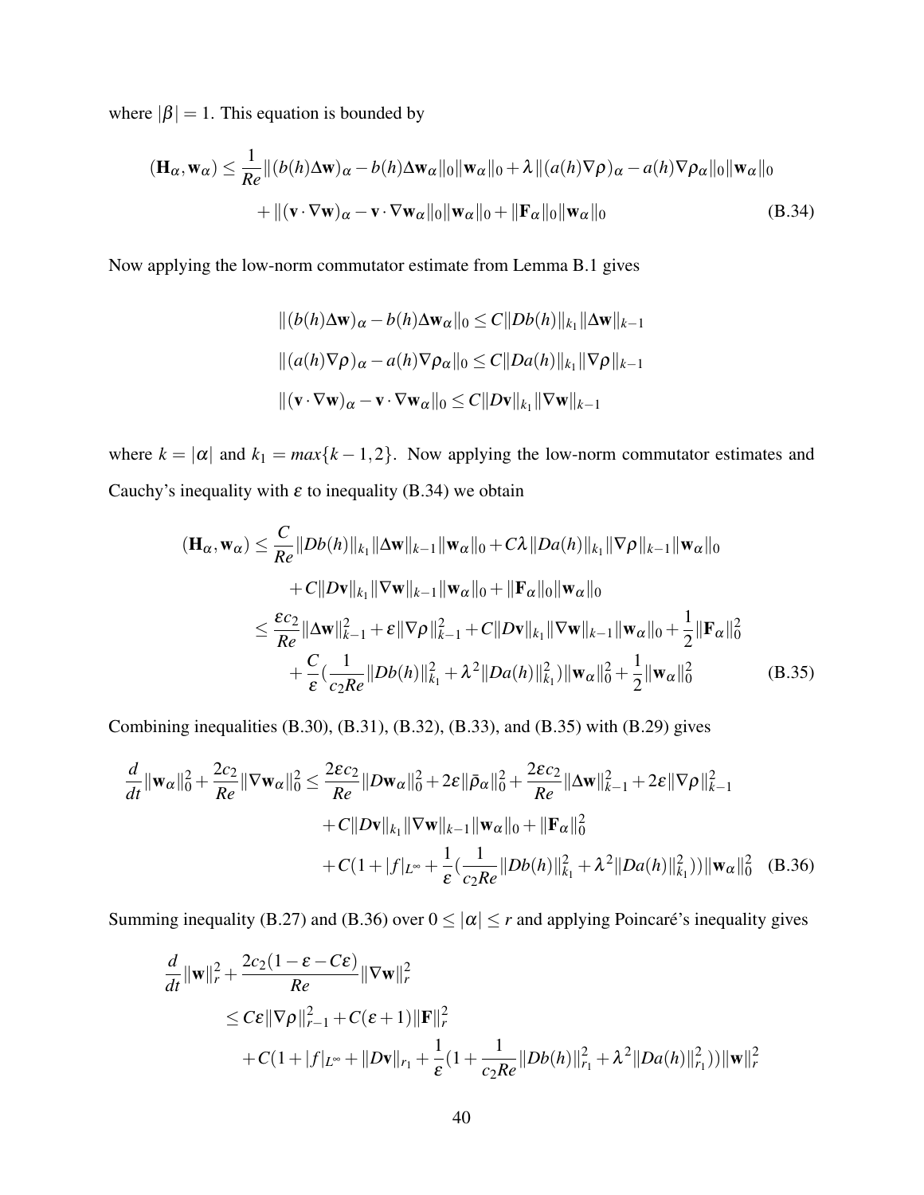where $|\beta| = 1$. This equation is bounded by

$$
\begin{aligned}
(\mathbf{H}_\alpha, \mathbf{w}_\alpha) \leq \frac{1}{Re} \|(b(h)\Delta \mathbf{w})_\alpha - b(h)\Delta \mathbf{w}_\alpha\|_0 \|\mathbf{w}_\alpha\|_0 + \lambda \|(a(h)\nabla \rho)_\alpha - a(h)\nabla \rho_\alpha\|_0 \|\mathbf{w}_\alpha\|_0 \\
+ \|(\mathbf{v}\cdot\nabla \mathbf{w})_\alpha - \mathbf{v}\cdot\nabla \mathbf{w}_\alpha\|_0 \|\mathbf{w}_\alpha\|_0 + \|\mathbf{F}_\alpha\|_0 \|\mathbf{w}_\alpha\|_0
\end{aligned}
\tag{B.34}
$$

Now applying the low-norm commutator estimate from Lemma B.1 gives

$$
\begin{aligned}
&\|(b(h)\Delta \mathbf{w})_\alpha - b(h)\Delta \mathbf{w}_\alpha\|_0 \leq C\|Db(h)\|_{k_1} \|\Delta \mathbf{w}\|_{k-1} \\
&\|(a(h)\nabla \rho)_\alpha - a(h)\nabla \rho_\alpha\|_0 \leq C\|Da(h)\|_{k_1} \|\nabla \rho\|_{k-1} \\
&\|(\mathbf{v}\cdot\nabla \mathbf{w})_\alpha - \mathbf{v}\cdot\nabla \mathbf{w}_\alpha\|_0 \leq C\|D\mathbf{v}\|_{k_1} \|\nabla \mathbf{w}\|_{k-1}
\end{aligned}
$$

where $k = |\alpha|$ and $k_1 = max\{k-1, 2\}$. Now applying the low-norm commutator estimates and Cauchy's inequality with $\varepsilon$ to inequality (B.34) we obtain

$$
\begin{aligned}
(\mathbf{H}_\alpha, \mathbf{w}_\alpha) &\leq \frac{C}{Re}\|Db(h)\|_{k_1}\|\Delta \mathbf{w}\|_{k-1}\|\mathbf{w}_\alpha\|_0 + C\lambda\|Da(h)\|_{k_1}\|\nabla\rho\|_{k-1}\|\mathbf{w}_\alpha\|_0 \\
&\quad + C\|D\mathbf{v}\|_{k_1}\|\nabla \mathbf{w}\|_{k-1}\|\mathbf{w}_\alpha\|_0 + \|\mathbf{F}_\alpha\|_0\|\mathbf{w}_\alpha\|_0 \\
&\leq \frac{\varepsilon c_2}{Re}\|\Delta \mathbf{w}\|_{k-1}^2 + \varepsilon\|\nabla\rho\|_{k-1}^2 + C\|D\mathbf{v}\|_{k_1}\|\nabla \mathbf{w}\|_{k-1}\|\mathbf{w}_\alpha\|_0 + \frac{1}{2}\|\mathbf{F}_\alpha\|_0^2 \\
&\quad + \frac{C}{\varepsilon}\left(\frac{1}{c_2 Re}\|Db(h)\|_{k_1}^2 + \lambda^2\|Da(h)\|_{k_1}^2\right)\|\mathbf{w}_\alpha\|_0^2 + \frac{1}{2}\|\mathbf{w}_\alpha\|_0^2
\end{aligned}
\tag{B.35}
$$

Combining inequalities (B.30), (B.31), (B.32), (B.33), and (B.35) with (B.29) gives

$$
\begin{aligned}
\frac{d}{dt}\|\mathbf{w}_\alpha\|_0^2 + \frac{2c_2}{Re}\|\nabla \mathbf{w}_\alpha\|_0^2 &\leq \frac{2\varepsilon c_2}{Re}\|D\mathbf{w}_\alpha\|_0^2 + 2\varepsilon\|\bar{\rho}_\alpha\|_0^2 + \frac{2\varepsilon c_2}{Re}\|\Delta \mathbf{w}\|_{k-1}^2 + 2\varepsilon\|\nabla\rho\|_{k-1}^2 \\
&\quad + C\|D\mathbf{v}\|_{k_1}\|\nabla \mathbf{w}\|_{k-1}\|\mathbf{w}_\alpha\|_0 + \|\mathbf{F}_\alpha\|_0^2 \\
&\quad + C\left(1 + |f|_{L^\infty} + \frac{1}{\varepsilon}\left(\frac{1}{c_2 Re}\|Db(h)\|_{k_1}^2 + \lambda^2\|Da(h)\|_{k_1}^2\right)\right)\|\mathbf{w}_\alpha\|_0^2
\end{aligned}
\tag{B.36}
$$

Summing inequality (B.27) and (B.36) over $0 \leq |\alpha| \leq r$ and applying Poincaré's inequality gives

$$
\begin{aligned}
&\frac{d}{dt}\|\mathbf{w}\|_r^2 + \frac{2c_2(1-\varepsilon-C\varepsilon)}{Re}\|\nabla \mathbf{w}\|_r^2 \\
&\quad \leq C\varepsilon\|\nabla\rho\|_{r-1}^2 + C(\varepsilon+1)\|\mathbf{F}\|_r^2 \\
&\quad\quad + C\left(1 + |f|_{L^\infty} + \|D\mathbf{v}\|_{r_1} + \frac{1}{\varepsilon}\left(1 + \frac{1}{c_2 Re}\|Db(h)\|_{r_1}^2 + \lambda^2\|Da(h)\|_{r_1}^2\right)\right)\|\mathbf{w}\|_r^2
\end{aligned}
$$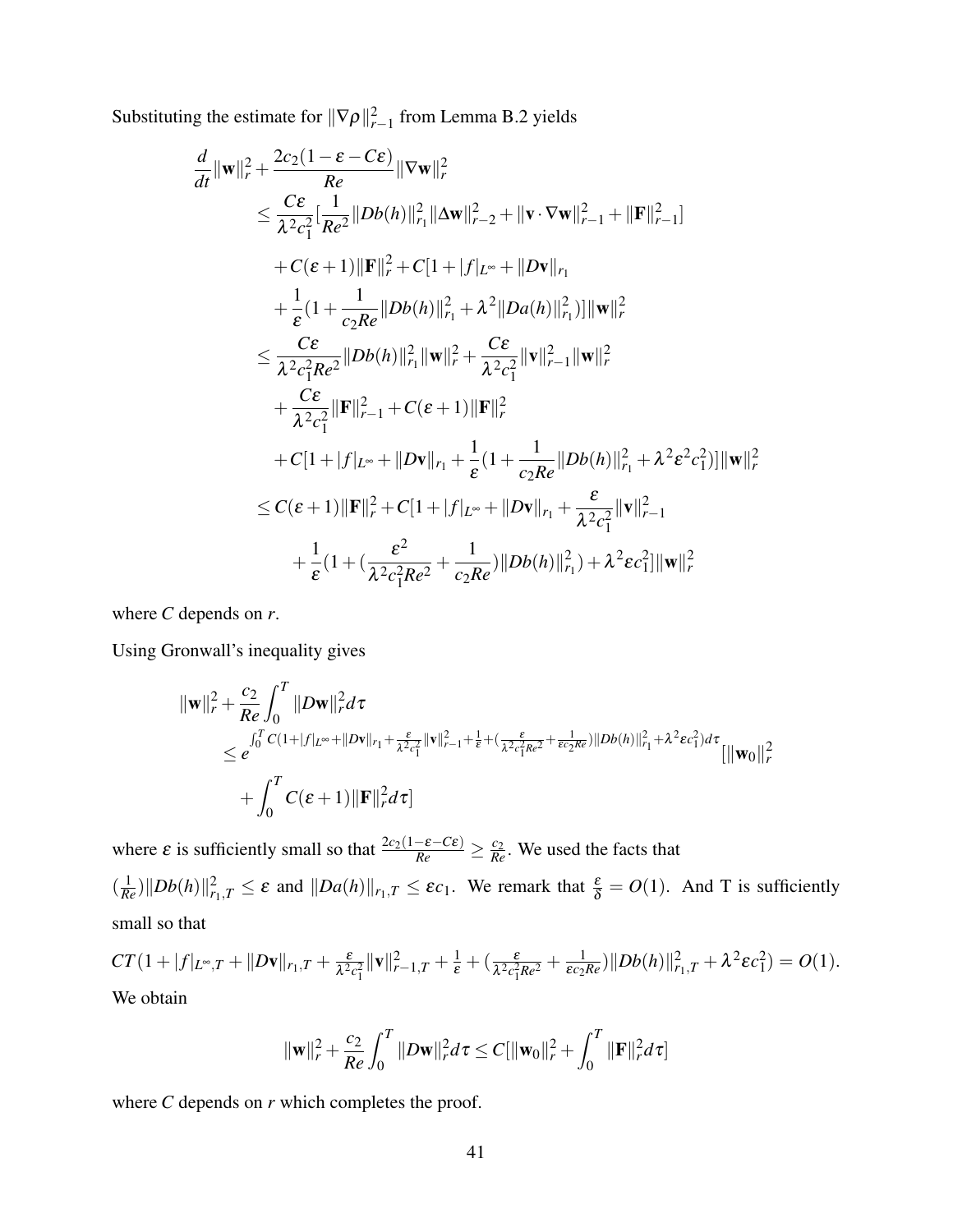Substituting the estimate for $\|\nabla\rho\|_{r-1}^2$ from Lemma B.2 yields

$$
\begin{aligned}
\frac{d}{dt}\|\mathbf{w}\|_r^2 &+ \frac{2c_2(1-\varepsilon-C\varepsilon)}{Re}\|\nabla\mathbf{w}\|_r^2 \\
&\leq \frac{C\varepsilon}{\lambda^2 c_1^2}\Big[\frac{1}{Re^2}\|Db(h)\|_{r_1}^2\|\Delta\mathbf{w}\|_{r-2}^2 + \|\mathbf{v}\cdot\nabla\mathbf{w}\|_{r-1}^2 + \|\mathbf{F}\|_{r-1}^2\Big] \\
&\quad + C(\varepsilon+1)\|\mathbf{F}\|_r^2 + C[1+|f|_{L^\infty} + \|D\mathbf{v}\|_{r_1} \\
&\quad + \frac{1}{\varepsilon}(1+\frac{1}{c_2 Re}\|Db(h)\|_{r_1}^2 + \lambda^2\|Da(h)\|_{r_1}^2)]\|\mathbf{w}\|_r^2 \\
&\leq \frac{C\varepsilon}{\lambda^2 c_1^2 Re^2}\|Db(h)\|_{r_1}^2\|\mathbf{w}\|_r^2 + \frac{C\varepsilon}{\lambda^2 c_1^2}\|\mathbf{v}\|_{r-1}^2\|\mathbf{w}\|_r^2 \\
&\quad + \frac{C\varepsilon}{\lambda^2 c_1^2}\|\mathbf{F}\|_{r-1}^2 + C(\varepsilon+1)\|\mathbf{F}\|_r^2 \\
&\quad + C[1+|f|_{L^\infty} + \|D\mathbf{v}\|_{r_1} + \frac{1}{\varepsilon}(1+\frac{1}{c_2 Re}\|Db(h)\|_{r_1}^2 + \lambda^2\varepsilon^2 c_1^2)]\|\mathbf{w}\|_r^2 \\
&\leq C(\varepsilon+1)\|\mathbf{F}\|_r^2 + C[1+|f|_{L^\infty} + \|D\mathbf{v}\|_{r_1} + \frac{\varepsilon}{\lambda^2 c_1^2}\|\mathbf{v}\|_{r-1}^2 \\
&\quad + \frac{1}{\varepsilon}(1+(\frac{\varepsilon^2}{\lambda^2 c_1^2 Re^2} + \frac{1}{c_2 Re})\|Db(h)\|_{r_1}^2) + \lambda^2\varepsilon c_1^2]\|\mathbf{w}\|_r^2
\end{aligned}
$$

where $C$ depends on $r$.

Using Gronwall's inequality gives

$$
\begin{aligned}
\|\mathbf{w}\|_r^2 &+ \frac{c_2}{Re}\int_0^T \|D\mathbf{w}\|_r^2 d\tau \\
&\leq e^{\int_0^T C(1+|f|_{L^\infty}+\|D\mathbf{v}\|_{r_1}+\frac{\varepsilon}{\lambda^2 c_1^2}\|\mathbf{v}\|_{r-1}^2+\frac{1}{\varepsilon}+(\frac{\varepsilon}{\lambda^2 c_1^2 Re^2}+\frac{1}{\varepsilon c_2 Re})\|Db(h)\|_{r_1}^2+\lambda^2\varepsilon c_1^2)d\tau}[\|\mathbf{w}_0\|_r^2 \\
&\quad + \int_0^T C(\varepsilon+1)\|\mathbf{F}\|_r^2 d\tau]
\end{aligned}
$$

where $\varepsilon$ is sufficiently small so that $\frac{2c_2(1-\varepsilon-C\varepsilon)}{Re} \geq \frac{c_2}{Re}$. We used the facts that $(\frac{1}{Re})\|Db(h)\|_{r_1,T}^2 \leq \varepsilon$ and $\|Da(h)\|_{r_1,T} \leq \varepsilon c_1$. We remark that $\frac{\varepsilon}{\delta} = O(1)$. And T is sufficiently small so that

$CT(1+|f|_{L^\infty,T} + \|D\mathbf{v}\|_{r_1,T} + \frac{\varepsilon}{\lambda^2 c_1^2}\|\mathbf{v}\|_{r-1,T}^2 + \frac{1}{\varepsilon} + (\frac{\varepsilon}{\lambda^2 c_1^2 Re^2} + \frac{1}{\varepsilon c_2 Re})\|Db(h)\|_{r_1,T}^2 + \lambda^2\varepsilon c_1^2) = O(1)$.

We obtain

$$
\|\mathbf{w}\|_r^2 + \frac{c_2}{Re}\int_0^T \|D\mathbf{w}\|_r^2 d\tau \leq C[\|\mathbf{w}_0\|_r^2 + \int_0^T \|\mathbf{F}\|_r^2 d\tau]
$$

where $C$ depends on $r$ which completes the proof.